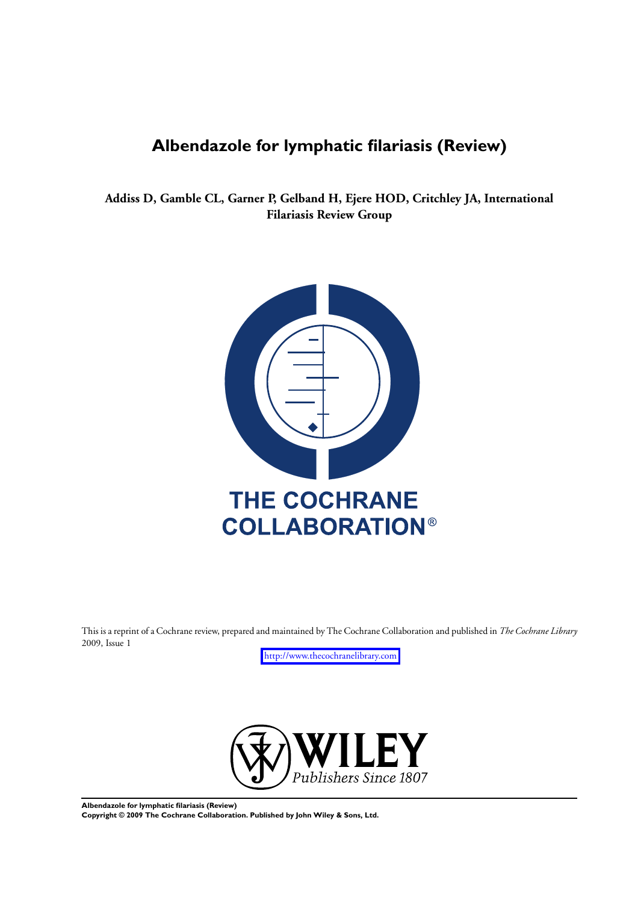# Albendazole for lymphatic filariasis (Review)

**Addiss D, Gamble CL, Garner P, Gelband H, Ejere HOD, Critchley JA, International Filariasis Review Group**

THE COCHRANE COLLABORATION®

This is a reprint of a Cochrane review, prepared and maintained by The Cochrane Collaboration and published in *The Cochrane Library* 2009, Issue 1

http://www.thecochranelibrary.com

WILEY
*Publishers Since 1807*

**Albendazole for lymphatic filariasis (Review)**
**Copyright © 2009 The Cochrane Collaboration. Published by John Wiley & Sons, Ltd.**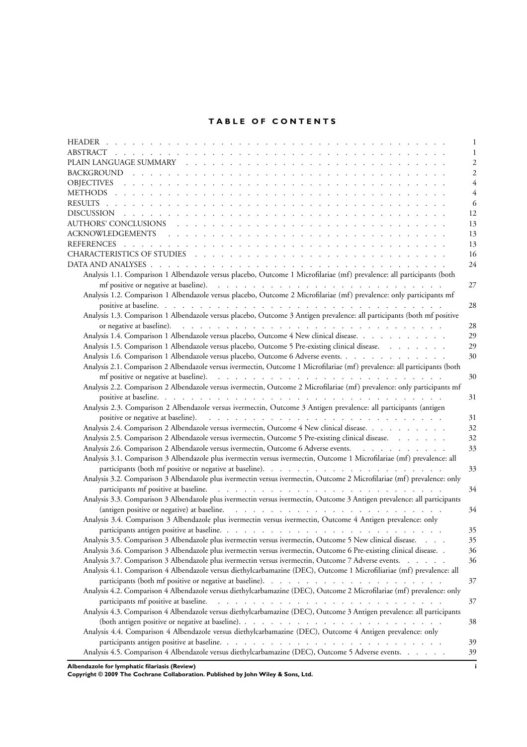# TABLE OF CONTENTS

| | |
|---|---|
| HEADER | 1 |
| ABSTRACT | 1 |
| PLAIN LANGUAGE SUMMARY | 2 |
| BACKGROUND | 2 |
| OBJECTIVES | 4 |
| METHODS | 4 |
| RESULTS | 6 |
| DISCUSSION | 12 |
| AUTHORS' CONCLUSIONS | 13 |
| ACKNOWLEDGEMENTS | 13 |
| REFERENCES | 13 |
| CHARACTERISTICS OF STUDIES | 16 |
| DATA AND ANALYSES | 24 |
| Analysis 1.1. Comparison 1 Albendazole versus placebo, Outcome 1 Microfilariae (mf) prevalence: all participants (both mf positive or negative at baseline). | 27 |
| Analysis 1.2. Comparison 1 Albendazole versus placebo, Outcome 2 Microfilariae (mf) prevalence: only participants mf positive at baseline. | 28 |
| Analysis 1.3. Comparison 1 Albendazole versus placebo, Outcome 3 Antigen prevalence: all participants (both mf positive or negative at baseline). | 28 |
| Analysis 1.4. Comparison 1 Albendazole versus placebo, Outcome 4 New clinical disease. | 29 |
| Analysis 1.5. Comparison 1 Albendazole versus placebo, Outcome 5 Pre-existing clinical disease. | 29 |
| Analysis 1.6. Comparison 1 Albendazole versus placebo, Outcome 6 Adverse events. | 30 |
| Analysis 2.1. Comparison 2 Albendazole versus ivermectin, Outcome 1 Microfilariae (mf) prevalence: all participants (both mf positive or negative at baseline). | 30 |
| Analysis 2.2. Comparison 2 Albendazole versus ivermectin, Outcome 2 Microfilariae (mf) prevalence: only participants mf positive at baseline. | 31 |
| Analysis 2.3. Comparison 2 Albendazole versus ivermectin, Outcome 3 Antigen prevalence: all participants (antigen positive or negative at baseline). | 31 |
| Analysis 2.4. Comparison 2 Albendazole versus ivermectin, Outcome 4 New clinical disease. | 32 |
| Analysis 2.5. Comparison 2 Albendazole versus ivermectin, Outcome 5 Pre-existing clinical disease. | 32 |
| Analysis 2.6. Comparison 2 Albendazole versus ivermectin, Outcome 6 Adverse events. | 33 |
| Analysis 3.1. Comparison 3 Albendazole plus ivermectin versus ivermectin, Outcome 1 Microfilariae (mf) prevalence: all participants (both mf positive or negative at baseline). | 33 |
| Analysis 3.2. Comparison 3 Albendazole plus ivermectin versus ivermectin, Outcome 2 Microfilariae (mf) prevalence: only participants mf positive at baseline. | 34 |
| Analysis 3.3. Comparison 3 Albendazole plus ivermectin versus ivermectin, Outcome 3 Antigen prevalence: all participants (antigen positive or negative) at baseline. | 34 |
| Analysis 3.4. Comparison 3 Albendazole plus ivermectin versus ivermectin, Outcome 4 Antigen prevalence: only participants antigen positive at baseline. | 35 |
| Analysis 3.5. Comparison 3 Albendazole plus ivermectin versus ivermectin, Outcome 5 New clinical disease. | 35 |
| Analysis 3.6. Comparison 3 Albendazole plus ivermectin versus ivermectin, Outcome 6 Pre-existing clinical disease. | 36 |
| Analysis 3.7. Comparison 3 Albendazole plus ivermectin versus ivermectin, Outcome 7 Adverse events. | 36 |
| Analysis 4.1. Comparison 4 Albendazole versus diethylcarbamazine (DEC), Outcome 1 Microfiliariae (mf) prevalence: all participants (both mf positive or negative at baseline). | 37 |
| Analysis 4.2. Comparison 4 Albendazole versus diethylcarbamazine (DEC), Outcome 2 Microfilariae (mf) prevalence: only participants mf positive at baseline. | 37 |
| Analysis 4.3. Comparison 4 Albendazole versus diethylcarbamazine (DEC), Outcome 3 Antigen prevalence: all participants (both antigen positive or negative at baseline). | 38 |
| Analysis 4.4. Comparison 4 Albendazole versus diethylcarbamazine (DEC), Outcome 4 Antigen prevalence: only participants antigen positive at baseline. | 39 |
| Analysis 4.5. Comparison 4 Albendazole versus diethylcarbamazine (DEC), Outcome 5 Adverse events. | 39 |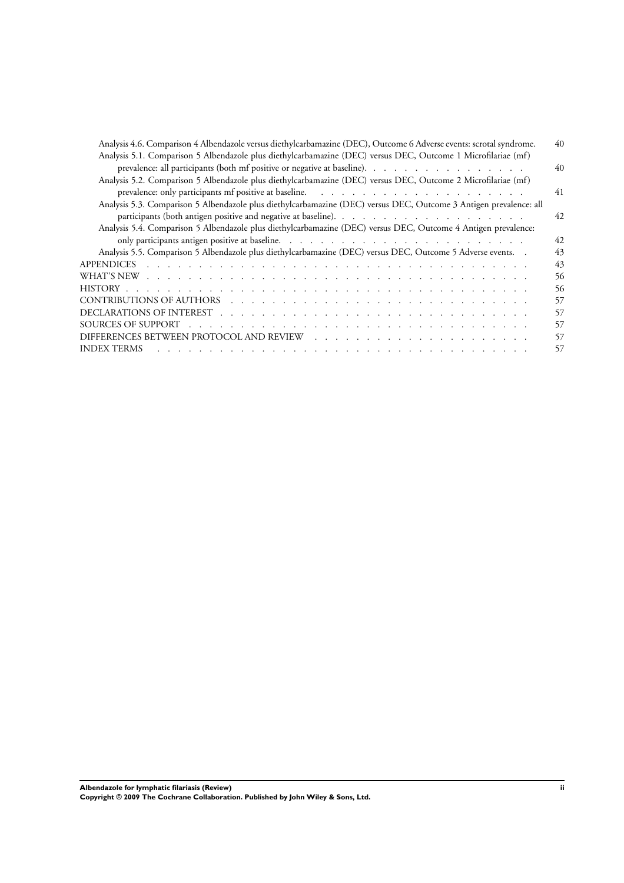Analysis 4.6. Comparison 4 Albendazole versus diethylcarbamazine (DEC), Outcome 6 Adverse events: scrotal syndrome. . . . 40

Analysis 5.1. Comparison 5 Albendazole plus diethylcarbamazine (DEC) versus DEC, Outcome 1 Microfilariae (mf) prevalence: all participants (both mf positive or negative at baseline). . . . . . . . . . . . . . . . . 40

Analysis 5.2. Comparison 5 Albendazole plus diethylcarbamazine (DEC) versus DEC, Outcome 2 Microfilariae (mf) prevalence: only participants mf positive at baseline. . . . . . . . . . . . . . . . . . . . . 41

Analysis 5.3. Comparison 5 Albendazole plus diethylcarbamazine (DEC) versus DEC, Outcome 3 Antigen prevalence: all participants (both antigen positive and negative at baseline). . . . . . . . . . . . . . . . . . . 42

Analysis 5.4. Comparison 5 Albendazole plus diethylcarbamazine (DEC) versus DEC, Outcome 4 Antigen prevalence: only participants antigen positive at baseline. . . . . . . . . . . . . . . . . . . . . . . 42

Analysis 5.5. Comparison 5 Albendazole plus diethylcarbamazine (DEC) versus DEC, Outcome 5 Adverse events. . . 43

APPENDICES . . . . . . . . . . . . . . . . . . . . . . . . . . . . . . . . . . . . 43

WHAT'S NEW . . . . . . . . . . . . . . . . . . . . . . . . . . . . . . . . . . . . 56

HISTORY . . . . . . . . . . . . . . . . . . . . . . . . . . . . . . . . . . . . . . 56

CONTRIBUTIONS OF AUTHORS . . . . . . . . . . . . . . . . . . . . . . . . . . . . 57

DECLARATIONS OF INTEREST . . . . . . . . . . . . . . . . . . . . . . . . . . . . 57

SOURCES OF SUPPORT . . . . . . . . . . . . . . . . . . . . . . . . . . . . . . . 57

DIFFERENCES BETWEEN PROTOCOL AND REVIEW . . . . . . . . . . . . . . . . . . . . 57

INDEX TERMS . . . . . . . . . . . . . . . . . . . . . . . . . . . . . . . . . . . 57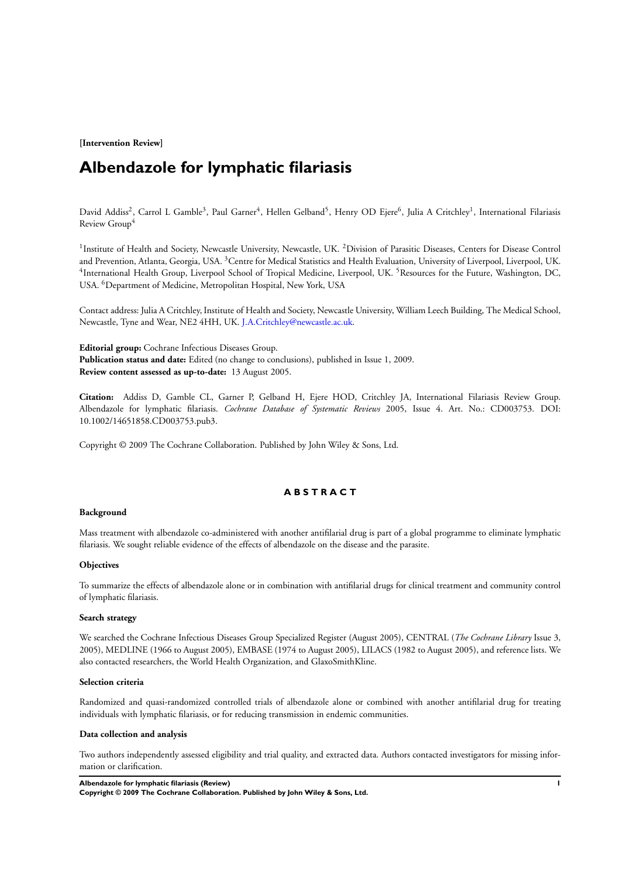**[Intervention Review]**

# Albendazole for lymphatic filariasis

David Addiss[2], Carrol L Gamble[3], Paul Garner[4], Hellen Gelband[5], Henry OD Ejere[6], Julia A Critchley[1], International Filariasis Review Group[4]

[1]Institute of Health and Society, Newcastle University, Newcastle, UK. [2]Division of Parasitic Diseases, Centers for Disease Control and Prevention, Atlanta, Georgia, USA. [3]Centre for Medical Statistics and Health Evaluation, University of Liverpool, Liverpool, UK. [4]International Health Group, Liverpool School of Tropical Medicine, Liverpool, UK. [5]Resources for the Future, Washington, DC, USA. [6]Department of Medicine, Metropolitan Hospital, New York, USA

Contact address: Julia A Critchley, Institute of Health and Society, Newcastle University, William Leech Building, The Medical School, Newcastle, Tyne and Wear, NE2 4HH, UK. J.A.Critchley@newcastle.ac.uk.

**Editorial group:** Cochrane Infectious Diseases Group.
**Publication status and date:** Edited (no change to conclusions), published in Issue 1, 2009.
**Review content assessed as up-to-date:** 13 August 2005.

**Citation:** Addiss D, Gamble CL, Garner P, Gelband H, Ejere HOD, Critchley JA, International Filariasis Review Group. Albendazole for lymphatic filariasis. *Cochrane Database of Systematic Reviews* 2005, Issue 4. Art. No.: CD003753. DOI: 10.1002/14651858.CD003753.pub3.

Copyright © 2009 The Cochrane Collaboration. Published by John Wiley & Sons, Ltd.

## ABSTRACT

### Background

Mass treatment with albendazole co-administered with another antifilarial drug is part of a global programme to eliminate lymphatic filariasis. We sought reliable evidence of the effects of albendazole on the disease and the parasite.

### Objectives

To summarize the effects of albendazole alone or in combination with antifilarial drugs for clinical treatment and community control of lymphatic filariasis.

### Search strategy

We searched the Cochrane Infectious Diseases Group Specialized Register (August 2005), CENTRAL (*The Cochrane Library* Issue 3, 2005), MEDLINE (1966 to August 2005), EMBASE (1974 to August 2005), LILACS (1982 to August 2005), and reference lists. We also contacted researchers, the World Health Organization, and GlaxoSmithKline.

### Selection criteria

Randomized and quasi-randomized controlled trials of albendazole alone or combined with another antifilarial drug for treating individuals with lymphatic filariasis, or for reducing transmission in endemic communities.

### Data collection and analysis

Two authors independently assessed eligibility and trial quality, and extracted data. Authors contacted investigators for missing information or clarification.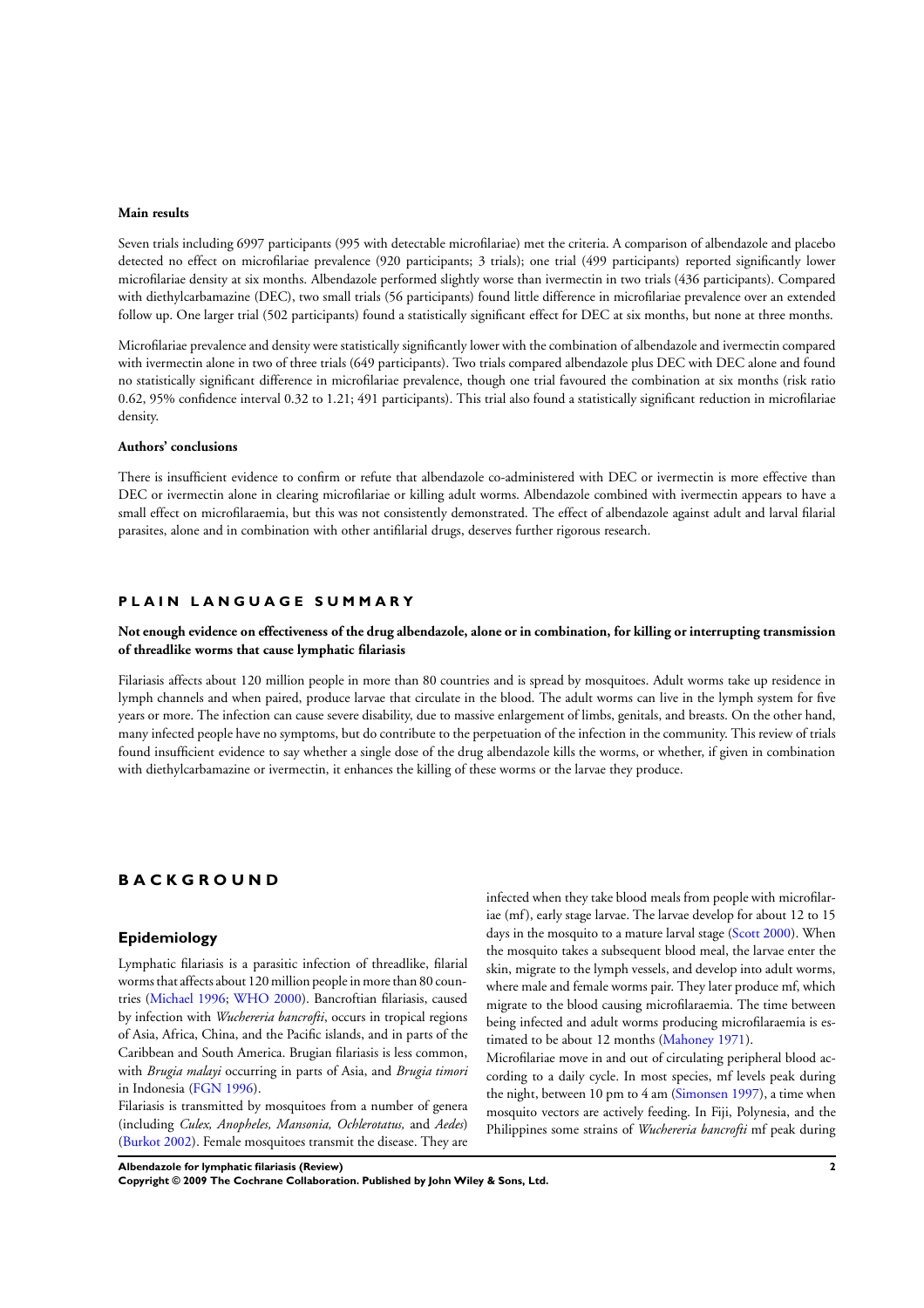**Main results**

Seven trials including 6997 participants (995 with detectable microfilariae) met the criteria. A comparison of albendazole and placebo detected no effect on microfilariae prevalence (920 participants; 3 trials); one trial (499 participants) reported significantly lower microfilariae density at six months. Albendazole performed slightly worse than ivermectin in two trials (436 participants). Compared with diethylcarbamazine (DEC), two small trials (56 participants) found little difference in microfilariae prevalence over an extended follow up. One larger trial (502 participants) found a statistically significant effect for DEC at six months, but none at three months.

Microfilariae prevalence and density were statistically significantly lower with the combination of albendazole and ivermectin compared with ivermectin alone in two of three trials (649 participants). Two trials compared albendazole plus DEC with DEC alone and found no statistically significant difference in microfilariae prevalence, though one trial favoured the combination at six months (risk ratio 0.62, 95% confidence interval 0.32 to 1.21; 491 participants). This trial also found a statistically significant reduction in microfilariae density.

**Authors' conclusions**

There is insufficient evidence to confirm or refute that albendazole co-administered with DEC or ivermectin is more effective than DEC or ivermectin alone in clearing microfilariae or killing adult worms. Albendazole combined with ivermectin appears to have a small effect on microfilaraemia, but this was not consistently demonstrated. The effect of albendazole against adult and larval filarial parasites, alone and in combination with other antifilarial drugs, deserves further rigorous research.

## PLAIN LANGUAGE SUMMARY

**Not enough evidence on effectiveness of the drug albendazole, alone or in combination, for killing or interrupting transmission of threadlike worms that cause lymphatic filariasis**

Filariasis affects about 120 million people in more than 80 countries and is spread by mosquitoes. Adult worms take up residence in lymph channels and when paired, produce larvae that circulate in the blood. The adult worms can live in the lymph system for five years or more. The infection can cause severe disability, due to massive enlargement of limbs, genitals, and breasts. On the other hand, many infected people have no symptoms, but do contribute to the perpetuation of the infection in the community. This review of trials found insufficient evidence to say whether a single dose of the drug albendazole kills the worms, or whether, if given in combination with diethylcarbamazine or ivermectin, it enhances the killing of these worms or the larvae they produce.

## BACKGROUND

### Epidemiology

Lymphatic filariasis is a parasitic infection of threadlike, filarial worms that affects about 120 million people in more than 80 countries (Michael 1996; WHO 2000). Bancroftian filariasis, caused by infection with *Wuchereria bancrofti*, occurs in tropical regions of Asia, Africa, China, and the Pacific islands, and in parts of the Caribbean and South America. Brugian filariasis is less common, with *Brugia malayi* occurring in parts of Asia, and *Brugia timori* in Indonesia (FGN 1996).

Filariasis is transmitted by mosquitoes from a number of genera (including *Culex, Anopheles, Mansonia, Ochlerotatus,* and *Aedes*) (Burkot 2002). Female mosquitoes transmit the disease. They are infected when they take blood meals from people with microfilariae (mf), early stage larvae. The larvae develop for about 12 to 15 days in the mosquito to a mature larval stage (Scott 2000). When the mosquito takes a subsequent blood meal, the larvae enter the skin, migrate to the lymph vessels, and develop into adult worms, where male and female worms pair. They later produce mf, which migrate to the blood causing microfilaraemia. The time between being infected and adult worms producing microfilaraemia is estimated to be about 12 months (Mahoney 1971).

Microfilariae move in and out of circulating peripheral blood according to a daily cycle. In most species, mf levels peak during the night, between 10 pm to 4 am (Simonsen 1997), a time when mosquito vectors are actively feeding. In Fiji, Polynesia, and the Philippines some strains of *Wuchereria bancrofti* mf peak during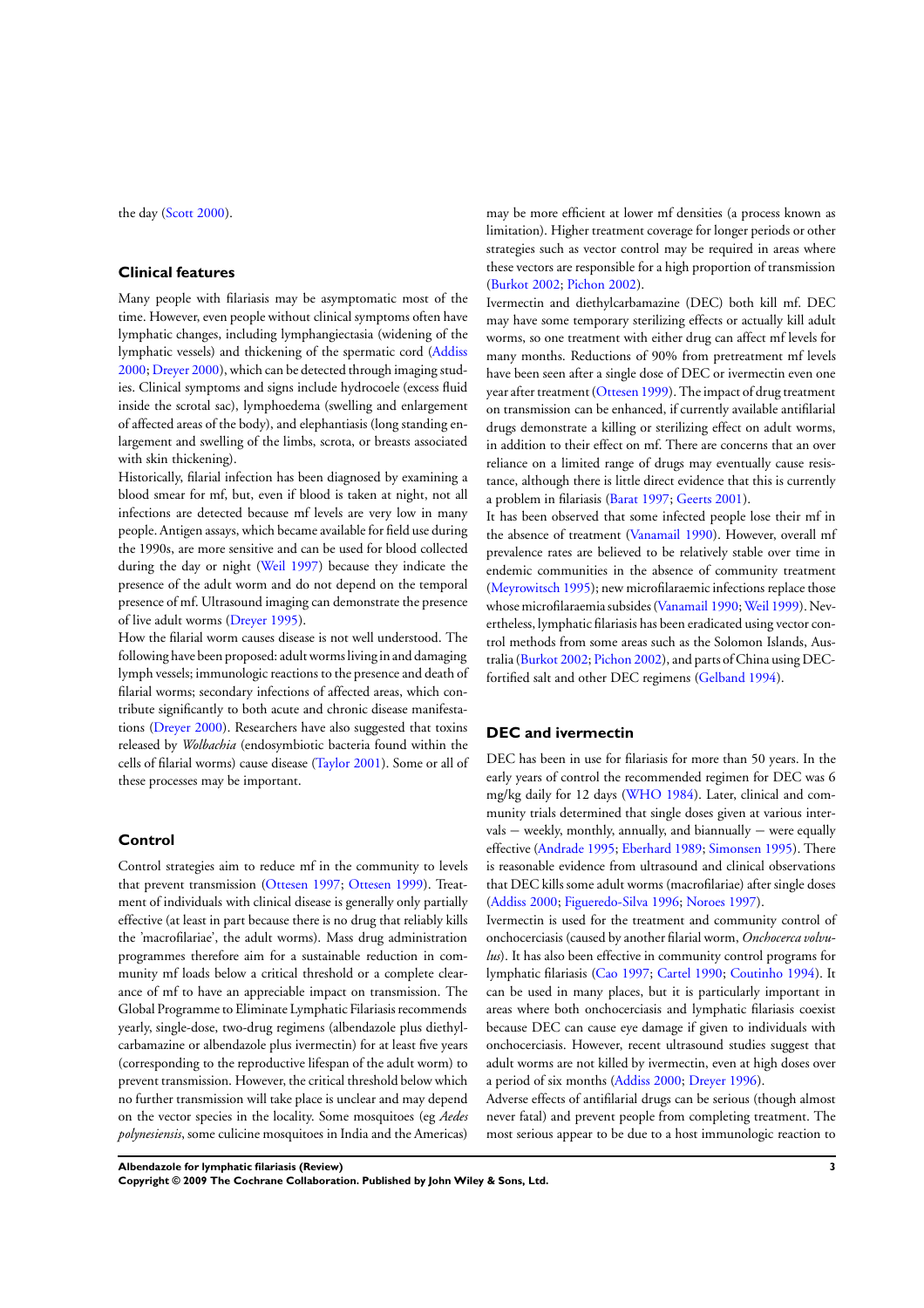the day (Scott 2000).

### Clinical features

Many people with filariasis may be asymptomatic most of the time. However, even people without clinical symptoms often have lymphatic changes, including lymphangiectasia (widening of the lymphatic vessels) and thickening of the spermatic cord (Addiss 2000; Dreyer 2000), which can be detected through imaging studies. Clinical symptoms and signs include hydrocoele (excess fluid inside the scrotal sac), lymphoedema (swelling and enlargement of affected areas of the body), and elephantiasis (long standing enlargement and swelling of the limbs, scrota, or breasts associated with skin thickening).

Historically, filarial infection has been diagnosed by examining a blood smear for mf, but, even if blood is taken at night, not all infections are detected because mf levels are very low in many people. Antigen assays, which became available for field use during the 1990s, are more sensitive and can be used for blood collected during the day or night (Weil 1997) because they indicate the presence of the adult worm and do not depend on the temporal presence of mf. Ultrasound imaging can demonstrate the presence of live adult worms (Dreyer 1995).

How the filarial worm causes disease is not well understood. The following have been proposed: adult worms living in and damaging lymph vessels; immunologic reactions to the presence and death of filarial worms; secondary infections of affected areas, which contribute significantly to both acute and chronic disease manifestations (Dreyer 2000). Researchers have also suggested that toxins released by *Wolbachia* (endosymbiotic bacteria found within the cells of filarial worms) cause disease (Taylor 2001). Some or all of these processes may be important.

### Control

Control strategies aim to reduce mf in the community to levels that prevent transmission (Ottesen 1997; Ottesen 1999). Treatment of individuals with clinical disease is generally only partially effective (at least in part because there is no drug that reliably kills the 'macrofilariae', the adult worms). Mass drug administration programmes therefore aim for a sustainable reduction in community mf loads below a critical threshold or a complete clearance of mf to have an appreciable impact on transmission. The Global Programme to Eliminate Lymphatic Filariasis recommends yearly, single-dose, two-drug regimens (albendazole plus diethylcarbamazine or albendazole plus ivermectin) for at least five years (corresponding to the reproductive lifespan of the adult worm) to prevent transmission. However, the critical threshold below which no further transmission will take place is unclear and may depend on the vector species in the locality. Some mosquitoes (eg *Aedes polynesiensis*, some culicine mosquitoes in India and the Americas) may be more efficient at lower mf densities (a process known as limitation). Higher treatment coverage for longer periods or other strategies such as vector control may be required in areas where these vectors are responsible for a high proportion of transmission (Burkot 2002; Pichon 2002).

Ivermectin and diethylcarbamazine (DEC) both kill mf. DEC may have some temporary sterilizing effects or actually kill adult worms, so one treatment with either drug can affect mf levels for many months. Reductions of 90% from pretreatment mf levels have been seen after a single dose of DEC or ivermectin even one year after treatment (Ottesen 1999). The impact of drug treatment on transmission can be enhanced, if currently available antifilarial drugs demonstrate a killing or sterilizing effect on adult worms, in addition to their effect on mf. There are concerns that an over reliance on a limited range of drugs may eventually cause resistance, although there is little direct evidence that this is currently a problem in filariasis (Barat 1997; Geerts 2001).

It has been observed that some infected people lose their mf in the absence of treatment (Vanamail 1990). However, overall mf prevalence rates are believed to be relatively stable over time in endemic communities in the absence of community treatment (Meyrowitsch 1995); new microfilaraemic infections replace those whose microfilaraemia subsides (Vanamail 1990; Weil 1999). Nevertheless, lymphatic filariasis has been eradicated using vector control methods from some areas such as the Solomon Islands, Australia (Burkot 2002; Pichon 2002), and parts of China using DEC-fortified salt and other DEC regimens (Gelband 1994).

### DEC and ivermectin

DEC has been in use for filariasis for more than 50 years. In the early years of control the recommended regimen for DEC was 6 mg/kg daily for 12 days (WHO 1984). Later, clinical and community trials determined that single doses given at various intervals – weekly, monthly, annually, and biannually – were equally effective (Andrade 1995; Eberhard 1989; Simonsen 1995). There is reasonable evidence from ultrasound and clinical observations that DEC kills some adult worms (macrofilariae) after single doses (Addiss 2000; Figueredo-Silva 1996; Noroes 1997).

Ivermectin is used for the treatment and community control of onchocerciasis (caused by another filarial worm, *Onchocerca volvulus*). It has also been effective in community control programs for lymphatic filariasis (Cao 1997; Cartel 1990; Coutinho 1994). It can be used in many places, but it is particularly important in areas where both onchocerciasis and lymphatic filariasis coexist because DEC can cause eye damage if given to individuals with onchocerciasis. However, recent ultrasound studies suggest that adult worms are not killed by ivermectin, even at high doses over a period of six months (Addiss 2000; Dreyer 1996).

Adverse effects of antifilarial drugs can be serious (though almost never fatal) and prevent people from completing treatment. The most serious appear to be due to a host immunologic reaction to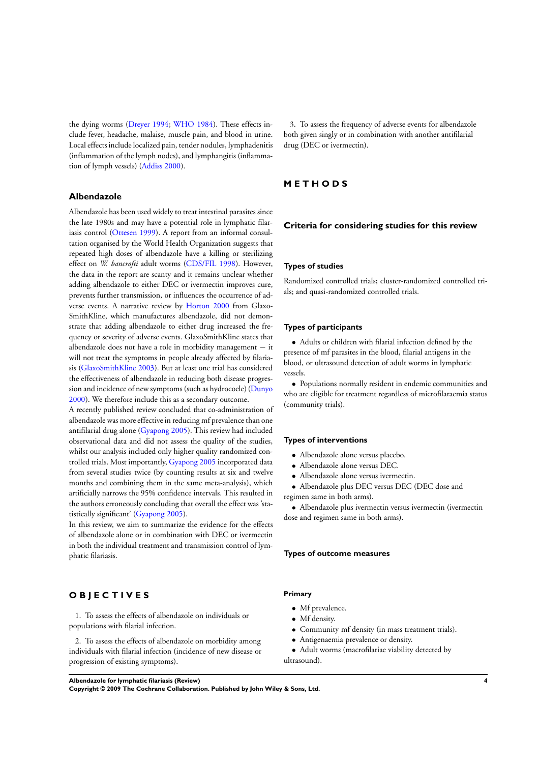the dying worms (Dreyer 1994; WHO 1984). These effects include fever, headache, malaise, muscle pain, and blood in urine. Local effects include localized pain, tender nodules, lymphadenitis (inflammation of the lymph nodes), and lymphangitis (inflammation of lymph vessels) (Addiss 2000).

### Albendazole

Albendazole has been used widely to treat intestinal parasites since the late 1980s and may have a potential role in lymphatic filariasis control (Ottesen 1999). A report from an informal consultation organised by the World Health Organization suggests that repeated high doses of albendazole have a killing or sterilizing effect on *W. bancrofti* adult worms (CDS/FIL 1998). However, the data in the report are scanty and it remains unclear whether adding albendazole to either DEC or ivermectin improves cure, prevents further transmission, or influences the occurrence of adverse events. A narrative review by Horton 2000 from GlaxoSmithKline, which manufactures albendazole, did not demonstrate that adding albendazole to either drug increased the frequency or severity of adverse events. GlaxoSmithKline states that albendazole does not have a role in morbidity management − it will not treat the symptoms in people already affected by filariasis (GlaxoSmithKline 2003). But at least one trial has considered the effectiveness of albendazole in reducing both disease progression and incidence of new symptoms (such as hydrocoele) (Dunyo 2000). We therefore include this as a secondary outcome.

A recently published review concluded that co-administration of albendazole was more effective in reducing mf prevalence than one antifilarial drug alone (Gyapong 2005). This review had included observational data and did not assess the quality of the studies, whilst our analysis included only higher quality randomized controlled trials. Most importantly, Gyapong 2005 incorporated data from several studies twice (by counting results at six and twelve months and combining them in the same meta-analysis), which artificially narrows the 95% confidence intervals. This resulted in the authors erroneously concluding that overall the effect was 'statistically significant' (Gyapong 2005).

In this review, we aim to summarize the evidence for the effects of albendazole alone or in combination with DEC or ivermectin in both the individual treatment and transmission control of lymphatic filariasis.

# OBJECTIVES

1. To assess the effects of albendazole on individuals or populations with filarial infection.

2. To assess the effects of albendazole on morbidity among individuals with filarial infection (incidence of new disease or progression of existing symptoms).

3. To assess the frequency of adverse events for albendazole both given singly or in combination with another antifilarial drug (DEC or ivermectin).

# METHODS

## Criteria for considering studies for this review

### Types of studies

Randomized controlled trials; cluster-randomized controlled trials; and quasi-randomized controlled trials.

### Types of participants

- Adults or children with filarial infection defined by the presence of mf parasites in the blood, filarial antigens in the blood, or ultrasound detection of adult worms in lymphatic vessels.
- Populations normally resident in endemic communities and who are eligible for treatment regardless of microfilaraemia status (community trials).

### Types of interventions

- Albendazole alone versus placebo.
- Albendazole alone versus DEC.
- Albendazole alone versus ivermectin.
- Albendazole plus DEC versus DEC (DEC dose and regimen same in both arms).
- Albendazole plus ivermectin versus ivermectin (ivermectin dose and regimen same in both arms).

### Types of outcome measures

#### Primary

- Mf prevalence.
- Mf density.
- Community mf density (in mass treatment trials).
- Antigenaemia prevalence or density.
- Adult worms (macrofilariae viability detected by ultrasound).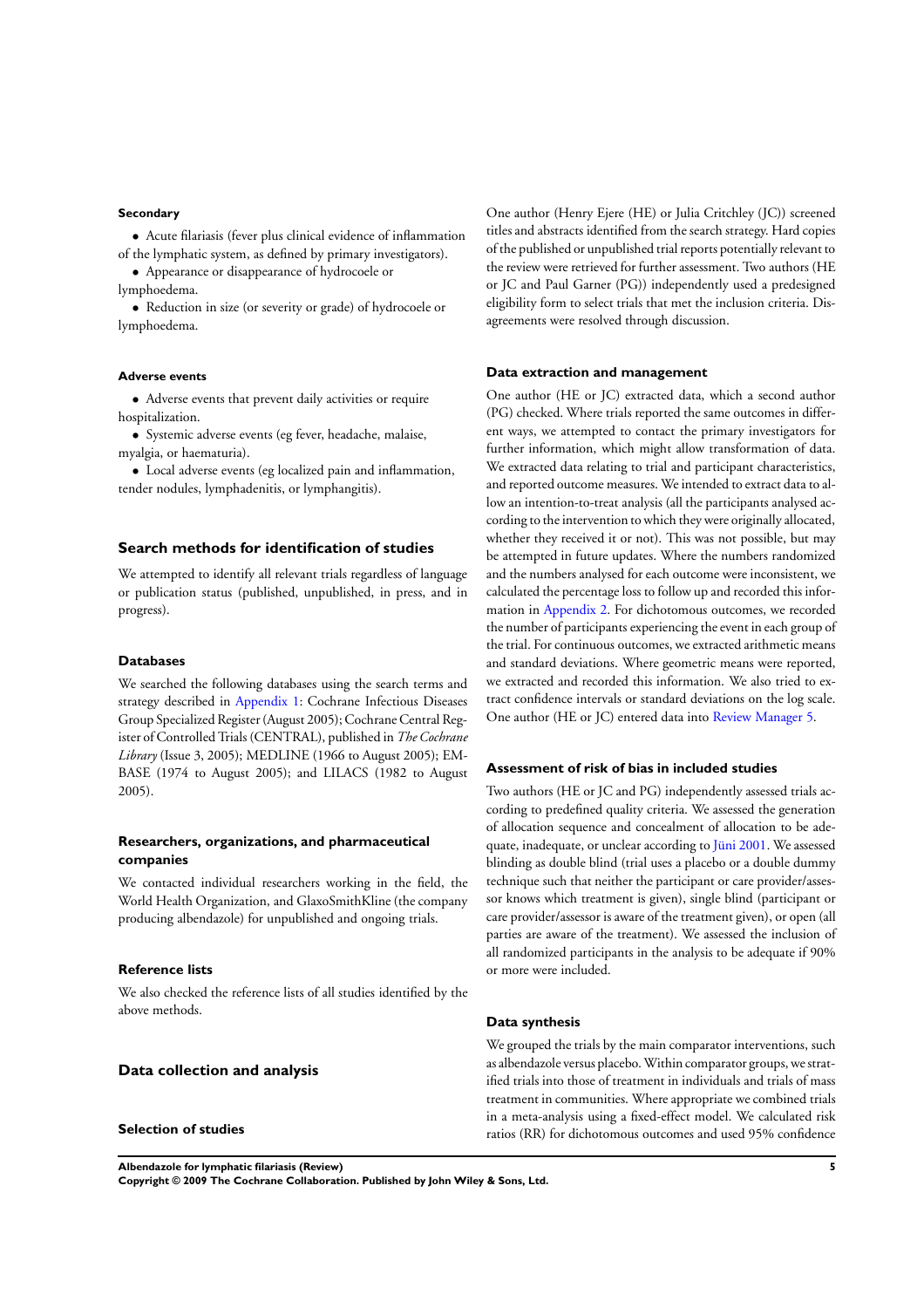#### Secondary

- Acute filariasis (fever plus clinical evidence of inflammation of the lymphatic system, as defined by primary investigators).
- Appearance or disappearance of hydrocoele or lymphoedema.
- Reduction in size (or severity or grade) of hydrocoele or lymphoedema.

#### Adverse events

- Adverse events that prevent daily activities or require hospitalization.
- Systemic adverse events (eg fever, headache, malaise, myalgia, or haematuria).
- Local adverse events (eg localized pain and inflammation, tender nodules, lymphadenitis, or lymphangitis).

## Search methods for identification of studies

We attempted to identify all relevant trials regardless of language or publication status (published, unpublished, in press, and in progress).

### Databases

We searched the following databases using the search terms and strategy described in Appendix 1: Cochrane Infectious Diseases Group Specialized Register (August 2005); Cochrane Central Register of Controlled Trials (CENTRAL), published in *The Cochrane Library* (Issue 3, 2005); MEDLINE (1966 to August 2005); EMBASE (1974 to August 2005); and LILACS (1982 to August 2005).

### Researchers, organizations, and pharmaceutical companies

We contacted individual researchers working in the field, the World Health Organization, and GlaxoSmithKline (the company producing albendazole) for unpublished and ongoing trials.

### Reference lists

We also checked the reference lists of all studies identified by the above methods.

## Data collection and analysis

### Selection of studies

One author (Henry Ejere (HE) or Julia Critchley (JC)) screened titles and abstracts identified from the search strategy. Hard copies of the published or unpublished trial reports potentially relevant to the review were retrieved for further assessment. Two authors (HE or JC and Paul Garner (PG)) independently used a predesigned eligibility form to select trials that met the inclusion criteria. Disagreements were resolved through discussion.

### Data extraction and management

One author (HE or JC) extracted data, which a second author (PG) checked. Where trials reported the same outcomes in different ways, we attempted to contact the primary investigators for further information, which might allow transformation of data. We extracted data relating to trial and participant characteristics, and reported outcome measures. We intended to extract data to allow an intention-to-treat analysis (all the participants analysed according to the intervention to which they were originally allocated, whether they received it or not). This was not possible, but may be attempted in future updates. Where the numbers randomized and the numbers analysed for each outcome were inconsistent, we calculated the percentage loss to follow up and recorded this information in Appendix 2. For dichotomous outcomes, we recorded the number of participants experiencing the event in each group of the trial. For continuous outcomes, we extracted arithmetic means and standard deviations. Where geometric means were reported, we extracted and recorded this information. We also tried to extract confidence intervals or standard deviations on the log scale. One author (HE or JC) entered data into Review Manager 5.

### Assessment of risk of bias in included studies

Two authors (HE or JC and PG) independently assessed trials according to predefined quality criteria. We assessed the generation of allocation sequence and concealment of allocation to be adequate, inadequate, or unclear according to Jüni 2001. We assessed blinding as double blind (trial uses a placebo or a double dummy technique such that neither the participant or care provider/assessor knows which treatment is given), single blind (participant or care provider/assessor is aware of the treatment given), or open (all parties are aware of the treatment). We assessed the inclusion of all randomized participants in the analysis to be adequate if 90% or more were included.

### Data synthesis

We grouped the trials by the main comparator interventions, such as albendazole versus placebo. Within comparator groups, we stratified trials into those of treatment in individuals and trials of mass treatment in communities. Where appropriate we combined trials in a meta-analysis using a fixed-effect model. We calculated risk ratios (RR) for dichotomous outcomes and used 95% confidence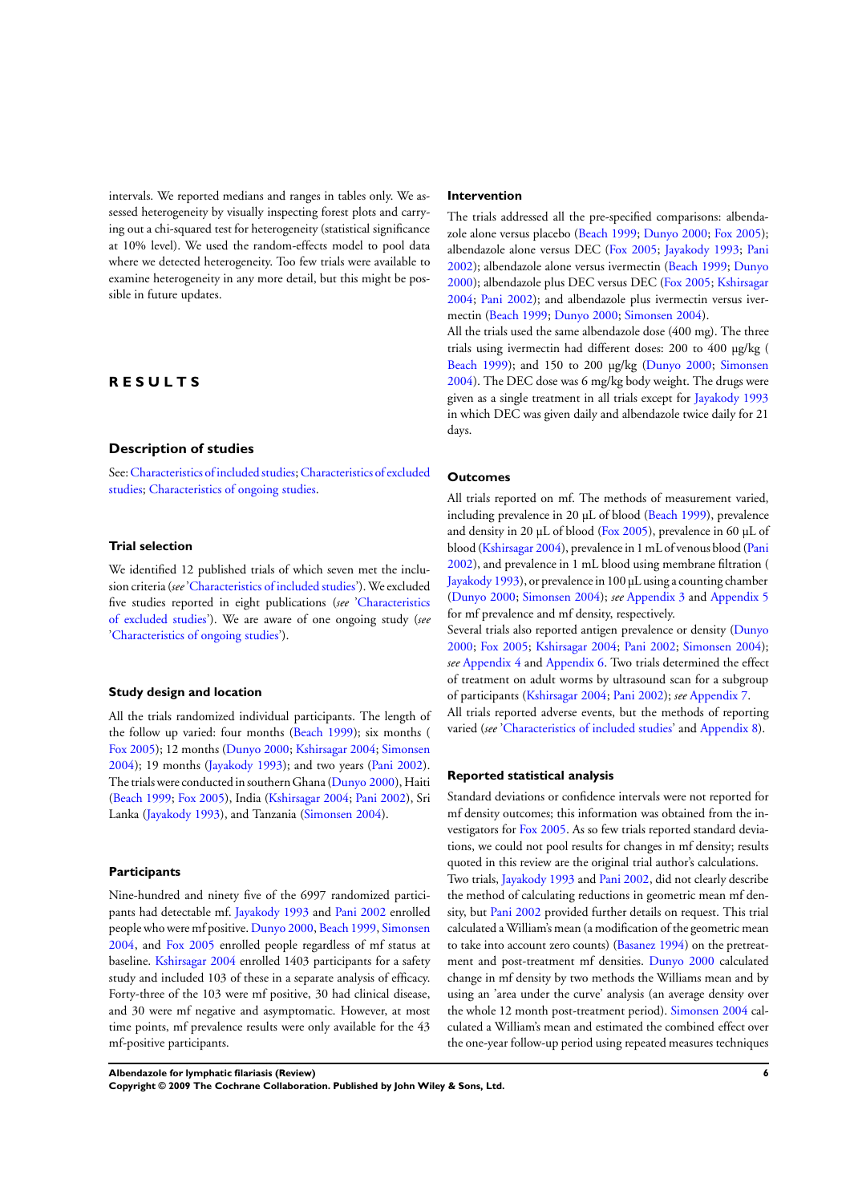intervals. We reported medians and ranges in tables only. We assessed heterogeneity by visually inspecting forest plots and carrying out a chi-squared test for heterogeneity (statistical significance at 10% level). We used the random-effects model to pool data where we detected heterogeneity. Too few trials were available to examine heterogeneity in any more detail, but this might be possible in future updates.

# RESULTS

## Description of studies

See: Characteristics of included studies; Characteristics of excluded studies; Characteristics of ongoing studies.

### Trial selection

We identified 12 published trials of which seven met the inclusion criteria (*see* 'Characteristics of included studies'). We excluded five studies reported in eight publications (*see* 'Characteristics of excluded studies'). We are aware of one ongoing study (*see* 'Characteristics of ongoing studies').

### Study design and location

All the trials randomized individual participants. The length of the follow up varied: four months (Beach 1999); six months (Fox 2005); 12 months (Dunyo 2000; Kshirsagar 2004; Simonsen 2004); 19 months (Jayakody 1993); and two years (Pani 2002). The trials were conducted in southern Ghana (Dunyo 2000), Haiti (Beach 1999; Fox 2005), India (Kshirsagar 2004; Pani 2002), Sri Lanka (Jayakody 1993), and Tanzania (Simonsen 2004).

### Participants

Nine-hundred and ninety five of the 6997 randomized participants had detectable mf. Jayakody 1993 and Pani 2002 enrolled people who were mf positive. Dunyo 2000, Beach 1999, Simonsen 2004, and Fox 2005 enrolled people regardless of mf status at baseline. Kshirsagar 2004 enrolled 1403 participants for a safety study and included 103 of these in a separate analysis of efficacy. Forty-three of the 103 were mf positive, 30 had clinical disease, and 30 were mf negative and asymptomatic. However, at most time points, mf prevalence results were only available for the 43 mf-positive participants.

### Intervention

The trials addressed all the pre-specified comparisons: albendazole alone versus placebo (Beach 1999; Dunyo 2000; Fox 2005); albendazole alone versus DEC (Fox 2005; Jayakody 1993; Pani 2002); albendazole alone versus ivermectin (Beach 1999; Dunyo 2000); albendazole plus DEC versus DEC (Fox 2005; Kshirsagar 2004; Pani 2002); and albendazole plus ivermectin versus ivermectin (Beach 1999; Dunyo 2000; Simonsen 2004).

All the trials used the same albendazole dose (400 mg). The three trials using ivermectin had different doses: 200 to 400 µg/kg (Beach 1999); and 150 to 200 µg/kg (Dunyo 2000; Simonsen 2004). The DEC dose was 6 mg/kg body weight. The drugs were given as a single treatment in all trials except for Jayakody 1993 in which DEC was given daily and albendazole twice daily for 21 days.

### Outcomes

All trials reported on mf. The methods of measurement varied, including prevalence in 20 µL of blood (Beach 1999), prevalence and density in 20 µL of blood (Fox 2005), prevalence in 60 µL of blood (Kshirsagar 2004), prevalence in 1 mL of venous blood (Pani 2002), and prevalence in 1 mL blood using membrane filtration (Jayakody 1993), or prevalence in 100 µL using a counting chamber (Dunyo 2000; Simonsen 2004); *see* Appendix 3 and Appendix 5 for mf prevalence and mf density, respectively.

Several trials also reported antigen prevalence or density (Dunyo 2000; Fox 2005; Kshirsagar 2004; Pani 2002; Simonsen 2004); *see* Appendix 4 and Appendix 6. Two trials determined the effect of treatment on adult worms by ultrasound scan for a subgroup of participants (Kshirsagar 2004; Pani 2002); *see* Appendix 7.

All trials reported adverse events, but the methods of reporting varied (*see* 'Characteristics of included studies' and Appendix 8).

### Reported statistical analysis

Standard deviations or confidence intervals were not reported for mf density outcomes; this information was obtained from the investigators for Fox 2005. As so few trials reported standard deviations, we could not pool results for changes in mf density; results quoted in this review are the original trial author's calculations.

Two trials, Jayakody 1993 and Pani 2002, did not clearly describe the method of calculating reductions in geometric mean mf density, but Pani 2002 provided further details on request. This trial calculated a William's mean (a modification of the geometric mean to take into account zero counts) (Basanez 1994) on the pretreatment and post-treatment mf densities. Dunyo 2000 calculated change in mf density by two methods the Williams mean and by using an 'area under the curve' analysis (an average density over the whole 12 month post-treatment period). Simonsen 2004 calculated a William's mean and estimated the combined effect over the one-year follow-up period using repeated measures techniques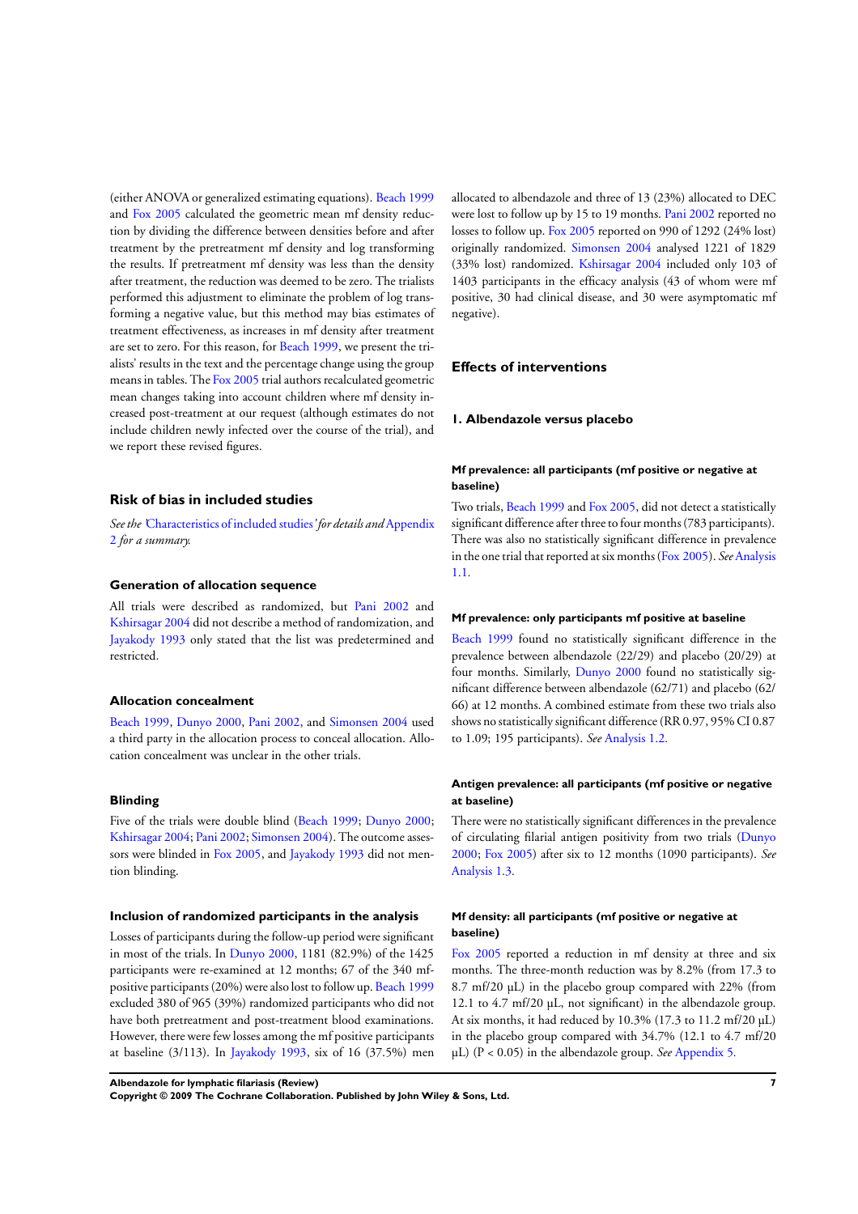(either ANOVA or generalized estimating equations). Beach 1999 and Fox 2005 calculated the geometric mean mf density reduction by dividing the difference between densities before and after treatment by the pretreatment mf density and log transforming the results. If pretreatment mf density was less than the density after treatment, the reduction was deemed to be zero. The trialists performed this adjustment to eliminate the problem of log transforming a negative value, but this method may bias estimates of treatment effectiveness, as increases in mf density after treatment are set to zero. For this reason, for Beach 1999, we present the trialists' results in the text and the percentage change using the group means in tables. The Fox 2005 trial authors recalculated geometric mean changes taking into account children where mf density increased post-treatment at our request (although estimates do not include children newly infected over the course of the trial), and we report these revised figures.

## Risk of bias in included studies

*See the 'Characteristics of included studies' for details and Appendix 2 for a summary.*

### Generation of allocation sequence

All trials were described as randomized, but Pani 2002 and Kshirsagar 2004 did not describe a method of randomization, and Jayakody 1993 only stated that the list was predetermined and restricted.

### Allocation concealment

Beach 1999, Dunyo 2000, Pani 2002, and Simonsen 2004 used a third party in the allocation process to conceal allocation. Allocation concealment was unclear in the other trials.

### Blinding

Five of the trials were double blind (Beach 1999; Dunyo 2000; Kshirsagar 2004; Pani 2002; Simonsen 2004). The outcome assessors were blinded in Fox 2005, and Jayakody 1993 did not mention blinding.

### Inclusion of randomized participants in the analysis

Losses of participants during the follow-up period were significant in most of the trials. In Dunyo 2000, 1181 (82.9%) of the 1425 participants were re-examined at 12 months; 67 of the 340 mf-positive participants (20%) were also lost to follow up. Beach 1999 excluded 380 of 965 (39%) randomized participants who did not have both pretreatment and post-treatment blood examinations. However, there were few losses among the mf positive participants at baseline (3/113). In Jayakody 1993, six of 16 (37.5%) men allocated to albendazole and three of 13 (23%) allocated to DEC were lost to follow up by 15 to 19 months. Pani 2002 reported no losses to follow up. Fox 2005 reported on 990 of 1292 (24% lost) originally randomized. Simonsen 2004 analysed 1221 of 1829 (33% lost) randomized. Kshirsagar 2004 included only 103 of 1403 participants in the efficacy analysis (43 of whom were mf positive, 30 had clinical disease, and 30 were asymptomatic mf negative).

## Effects of interventions

### 1. Albendazole versus placebo

#### Mf prevalence: all participants (mf positive or negative at baseline)

Two trials, Beach 1999 and Fox 2005, did not detect a statistically significant difference after three to four months (783 participants). There was also no statistically significant difference in prevalence in the one trial that reported at six months (Fox 2005). *See* Analysis 1.1.

#### Mf prevalence: only participants mf positive at baseline

Beach 1999 found no statistically significant difference in the prevalence between albendazole (22/29) and placebo (20/29) at four months. Similarly, Dunyo 2000 found no statistically significant difference between albendazole (62/71) and placebo (62/66) at 12 months. A combined estimate from these two trials also shows no statistically significant difference (RR 0.97, 95% CI 0.87 to 1.09; 195 participants). *See* Analysis 1.2.

#### Antigen prevalence: all participants (mf positive or negative at baseline)

There were no statistically significant differences in the prevalence of circulating filarial antigen positivity from two trials (Dunyo 2000; Fox 2005) after six to 12 months (1090 participants). *See* Analysis 1.3.

#### Mf density: all participants (mf positive or negative at baseline)

Fox 2005 reported a reduction in mf density at three and six months. The three-month reduction was by 8.2% (from 17.3 to 8.7 mf/20 µL) in the placebo group compared with 22% (from 12.1 to 4.7 mf/20 µL, not significant) in the albendazole group. At six months, it had reduced by 10.3% (17.3 to 11.2 mf/20 µL) in the placebo group compared with 34.7% (12.1 to 4.7 mf/20 µL) ($P < 0.05$) in the albendazole group. *See* Appendix 5.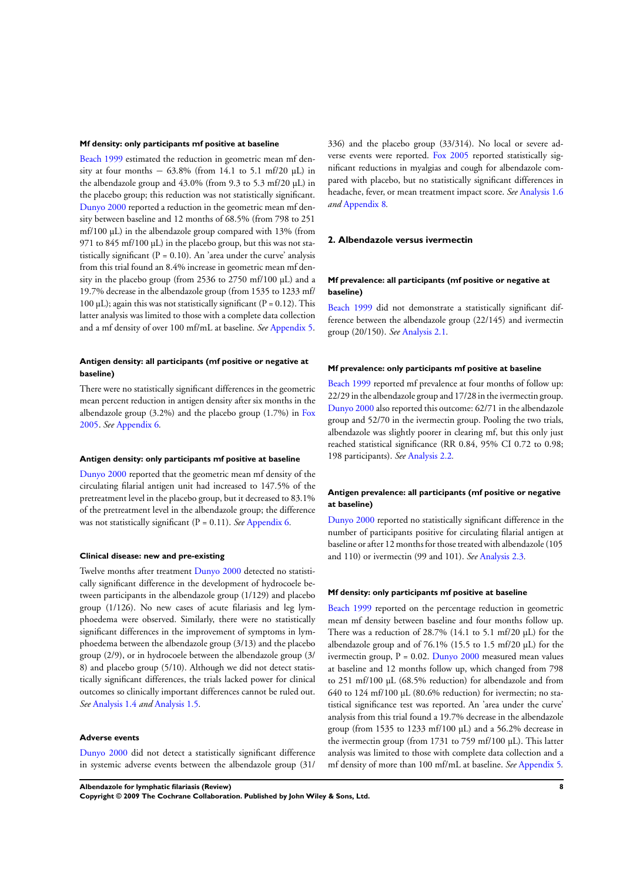#### Mf density: only participants mf positive at baseline

Beach 1999 estimated the reduction in geometric mean mf density at four months − 63.8% (from 14.1 to 5.1 mf/20 µL) in the albendazole group and 43.0% (from 9.3 to 5.3 mf/20 µL) in the placebo group; this reduction was not statistically significant. Dunyo 2000 reported a reduction in the geometric mean mf density between baseline and 12 months of 68.5% (from 798 to 251 mf/100 µL) in the albendazole group compared with 13% (from 971 to 845 mf/100 µL) in the placebo group, but this was not statistically significant (P = 0.10). An 'area under the curve' analysis from this trial found an 8.4% increase in geometric mean mf density in the placebo group (from 2536 to 2750 mf/100 µL) and a 19.7% decrease in the albendazole group (from 1535 to 1233 mf/100 µL); again this was not statistically significant (P = 0.12). This latter analysis was limited to those with a complete data collection and a mf density of over 100 mf/mL at baseline. *See* Appendix 5.

#### Antigen density: all participants (mf positive or negative at baseline)

There were no statistically significant differences in the geometric mean percent reduction in antigen density after six months in the albendazole group (3.2%) and the placebo group (1.7%) in Fox 2005. *See* Appendix 6.

#### Antigen density: only participants mf positive at baseline

Dunyo 2000 reported that the geometric mean mf density of the circulating filarial antigen unit had increased to 147.5% of the pretreatment level in the placebo group, but it decreased to 83.1% of the pretreatment level in the albendazole group; the difference was not statistically significant (P = 0.11). *See* Appendix 6.

#### Clinical disease: new and pre-existing

Twelve months after treatment Dunyo 2000 detected no statistically significant difference in the development of hydrocoele between participants in the albendazole group (1/129) and placebo group (1/126). No new cases of acute filariasis and leg lymphoedema were observed. Similarly, there were no statistically significant differences in the improvement of symptoms in lymphoedema between the albendazole group (3/13) and the placebo group (2/9), or in hydrocoele between the albendazole group (3/8) and placebo group (5/10). Although we did not detect statistically significant differences, the trials lacked power for clinical outcomes so clinically important differences cannot be ruled out. *See* Analysis 1.4 *and* Analysis 1.5.

#### Adverse events

Dunyo 2000 did not detect a statistically significant difference in systemic adverse events between the albendazole group (31/336) and the placebo group (33/314). No local or severe adverse events were reported. Fox 2005 reported statistically significant reductions in myalgias and cough for albendazole compared with placebo, but no statistically significant differences in headache, fever, or mean treatment impact score. *See* Analysis 1.6 *and* Appendix 8.

### 2. Albendazole versus ivermectin

#### Mf prevalence: all participants (mf positive or negative at baseline)

Beach 1999 did not demonstrate a statistically significant difference between the albendazole group (22/145) and ivermectin group (20/150). *See* Analysis 2.1.

#### Mf prevalence: only participants mf positive at baseline

Beach 1999 reported mf prevalence at four months of follow up: 22/29 in the albendazole group and 17/28 in the ivermectin group. Dunyo 2000 also reported this outcome: 62/71 in the albendazole group and 52/70 in the ivermectin group. Pooling the two trials, albendazole was slightly poorer in clearing mf, but this only just reached statistical significance (RR 0.84, 95% CI 0.72 to 0.98; 198 participants). *See* Analysis 2.2.

#### Antigen prevalence: all participants (mf positive or negative at baseline)

Dunyo 2000 reported no statistically significant difference in the number of participants positive for circulating filarial antigen at baseline or after 12 months for those treated with albendazole (105 and 110) or ivermectin (99 and 101). *See* Analysis 2.3.

#### Mf density: only participants mf positive at baseline

Beach 1999 reported on the percentage reduction in geometric mean mf density between baseline and four months follow up. There was a reduction of 28.7% (14.1 to 5.1 mf/20 µL) for the albendazole group and of 76.1% (15.5 to 1.5 mf/20 µL) for the ivermectin group, P = 0.02. Dunyo 2000 measured mean values at baseline and 12 months follow up, which changed from 798 to 251 mf/100 µL (68.5% reduction) for albendazole and from 640 to 124 mf/100 µL (80.6% reduction) for ivermectin; no statistical significance test was reported. An 'area under the curve' analysis from this trial found a 19.7% decrease in the albendazole group (from 1535 to 1233 mf/100 µL) and a 56.2% decrease in the ivermectin group (from 1731 to 759 mf/100 µL). This latter analysis was limited to those with complete data collection and a mf density of more than 100 mf/mL at baseline. *See* Appendix 5.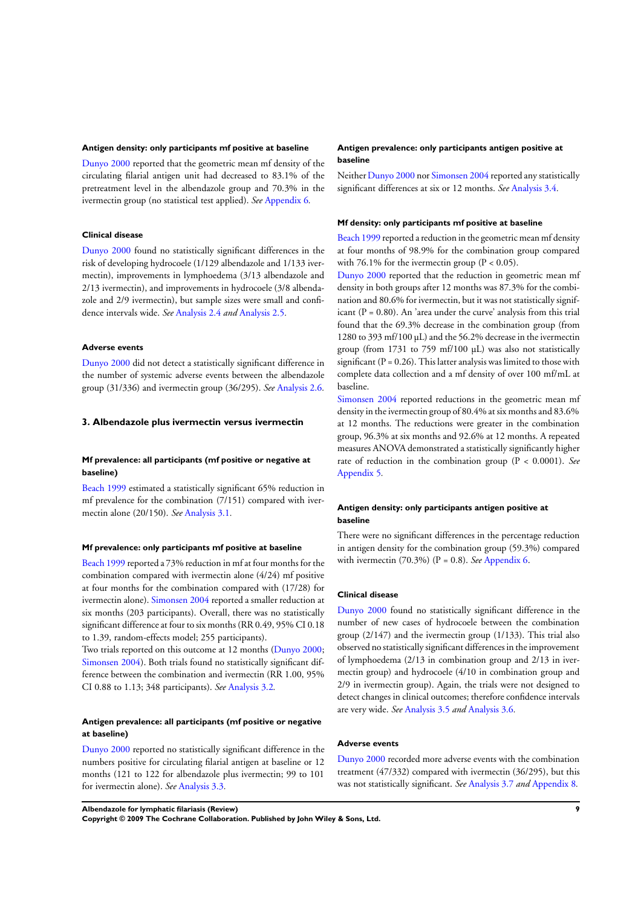#### Antigen density: only participants mf positive at baseline

Dunyo 2000 reported that the geometric mean mf density of the circulating filarial antigen unit had decreased to 83.1% of the pretreatment level in the albendazole group and 70.3% in the ivermectin group (no statistical test applied). *See* Appendix 6.

#### Clinical disease

Dunyo 2000 found no statistically significant differences in the risk of developing hydrocoele (1/129 albendazole and 1/133 ivermectin), improvements in lymphoedema (3/13 albendazole and 2/13 ivermectin), and improvements in hydrocoele (3/8 albendazole and 2/9 ivermectin), but sample sizes were small and confidence intervals wide. *See* Analysis 2.4 *and* Analysis 2.5.

#### Adverse events

Dunyo 2000 did not detect a statistically significant difference in the number of systemic adverse events between the albendazole group (31/336) and ivermectin group (36/295). *See* Analysis 2.6.

### 3. Albendazole plus ivermectin versus ivermectin

#### Mf prevalence: all participants (mf positive or negative at baseline)

Beach 1999 estimated a statistically significant 65% reduction in mf prevalence for the combination (7/151) compared with ivermectin alone (20/150). *See* Analysis 3.1.

#### Mf prevalence: only participants mf positive at baseline

Beach 1999 reported a 73% reduction in mf at four months for the combination compared with ivermectin alone (4/24) mf positive at four months for the combination compared with (17/28) for ivermectin alone). Simonsen 2004 reported a smaller reduction at six months (203 participants). Overall, there was no statistically significant difference at four to six months (RR 0.49, 95% CI 0.18 to 1.39, random-effects model; 255 participants).

Two trials reported on this outcome at 12 months (Dunyo 2000; Simonsen 2004). Both trials found no statistically significant difference between the combination and ivermectin (RR 1.00, 95% CI 0.88 to 1.13; 348 participants). *See* Analysis 3.2.

#### Antigen prevalence: all participants (mf positive or negative at baseline)

Dunyo 2000 reported no statistically significant difference in the numbers positive for circulating filarial antigen at baseline or 12 months (121 to 122 for albendazole plus ivermectin; 99 to 101 for ivermectin alone). *See* Analysis 3.3.

#### Antigen prevalence: only participants antigen positive at baseline

Neither Dunyo 2000 nor Simonsen 2004 reported any statistically significant differences at six or 12 months. *See* Analysis 3.4.

#### Mf density: only participants mf positive at baseline

Beach 1999 reported a reduction in the geometric mean mf density at four months of 98.9% for the combination group compared with 76.1% for the ivermectin group ($P < 0.05$).

Dunyo 2000 reported that the reduction in geometric mean mf density in both groups after 12 months was 87.3% for the combination and 80.6% for ivermectin, but it was not statistically significant ($P = 0.80$). An 'area under the curve' analysis from this trial found that the 69.3% decrease in the combination group (from 1280 to 393 mf/100 µL) and the 56.2% decrease in the ivermectin group (from 1731 to 759 mf/100 µL) was also not statistically significant ($P = 0.26$). This latter analysis was limited to those with complete data collection and a mf density of over 100 mf/mL at baseline.

Simonsen 2004 reported reductions in the geometric mean mf density in the ivermectin group of 80.4% at six months and 83.6% at 12 months. The reductions were greater in the combination group, 96.3% at six months and 92.6% at 12 months. A repeated measures ANOVA demonstrated a statistically significantly higher rate of reduction in the combination group ($P < 0.0001$). *See* Appendix 5.

#### Antigen density: only participants antigen positive at baseline

There were no significant differences in the percentage reduction in antigen density for the combination group (59.3%) compared with ivermectin (70.3%) ($P = 0.8$). *See* Appendix 6.

#### Clinical disease

Dunyo 2000 found no statistically significant difference in the number of new cases of hydrocoele between the combination group (2/147) and the ivermectin group (1/133). This trial also observed no statistically significant differences in the improvement of lymphoedema (2/13 in combination group and 2/13 in ivermectin group) and hydrocoele (4/10 in combination group and 2/9 in ivermectin group). Again, the trials were not designed to detect changes in clinical outcomes; therefore confidence intervals are very wide. *See* Analysis 3.5 *and* Analysis 3.6.

#### Adverse events

Dunyo 2000 recorded more adverse events with the combination treatment (47/332) compared with ivermectin (36/295), but this was not statistically significant. *See* Analysis 3.7 *and* Appendix 8.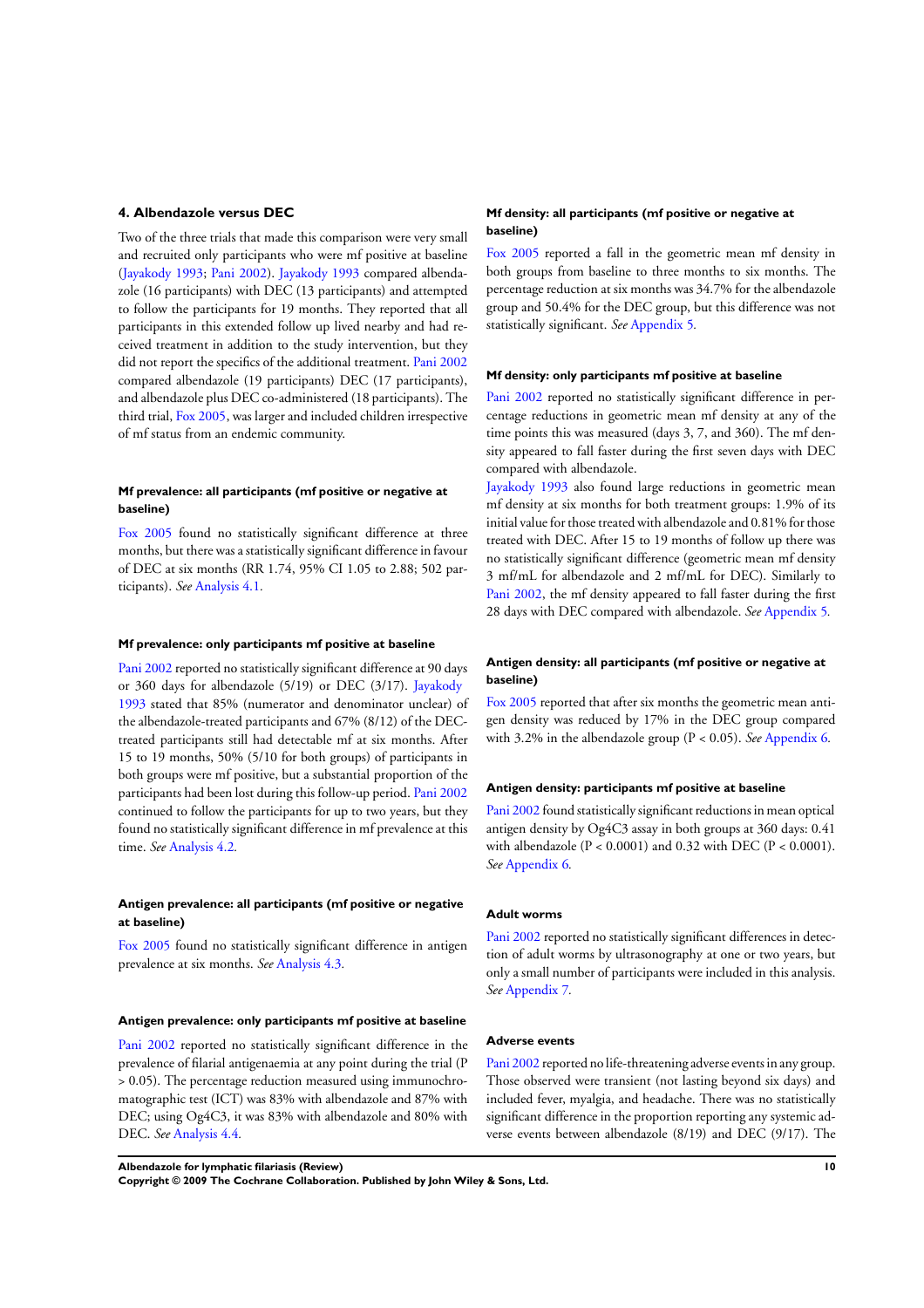### 4. Albendazole versus DEC

Two of the three trials that made this comparison were very small and recruited only participants who were mf positive at baseline (Jayakody 1993; Pani 2002). Jayakody 1993 compared albendazole (16 participants) with DEC (13 participants) and attempted to follow the participants for 19 months. They reported that all participants in this extended follow up lived nearby and had received treatment in addition to the study intervention, but they did not report the specifics of the additional treatment. Pani 2002 compared albendazole (19 participants) DEC (17 participants), and albendazole plus DEC co-administered (18 participants). The third trial, Fox 2005, was larger and included children irrespective of mf status from an endemic community.

#### Mf prevalence: all participants (mf positive or negative at baseline)

Fox 2005 found no statistically significant difference at three months, but there was a statistically significant difference in favour of DEC at six months (RR 1.74, 95% CI 1.05 to 2.88; 502 participants). *See* Analysis 4.1.

#### Mf prevalence: only participants mf positive at baseline

Pani 2002 reported no statistically significant difference at 90 days or 360 days for albendazole (5/19) or DEC (3/17). Jayakody 1993 stated that 85% (numerator and denominator unclear) of the albendazole-treated participants and 67% (8/12) of the DEC-treated participants still had detectable mf at six months. After 15 to 19 months, 50% (5/10 for both groups) of participants in both groups were mf positive, but a substantial proportion of the participants had been lost during this follow-up period. Pani 2002 continued to follow the participants for up to two years, but they found no statistically significant difference in mf prevalence at this time. *See* Analysis 4.2.

#### Antigen prevalence: all participants (mf positive or negative at baseline)

Fox 2005 found no statistically significant difference in antigen prevalence at six months. *See* Analysis 4.3.

#### Antigen prevalence: only participants mf positive at baseline

Pani 2002 reported no statistically significant difference in the prevalence of filarial antigenaemia at any point during the trial ($P > 0.05$). The percentage reduction measured using immunochromatographic test (ICT) was 83% with albendazole and 87% with DEC; using Og4C3, it was 83% with albendazole and 80% with DEC. *See* Analysis 4.4.

#### Mf density: all participants (mf positive or negative at baseline)

Fox 2005 reported a fall in the geometric mean mf density in both groups from baseline to three months to six months. The percentage reduction at six months was 34.7% for the albendazole group and 50.4% for the DEC group, but this difference was not statistically significant. *See* Appendix 5.

#### Mf density: only participants mf positive at baseline

Pani 2002 reported no statistically significant difference in percentage reductions in geometric mean mf density at any of the time points this was measured (days 3, 7, and 360). The mf density appeared to fall faster during the first seven days with DEC compared with albendazole.

Jayakody 1993 also found large reductions in geometric mean mf density at six months for both treatment groups: 1.9% of its initial value for those treated with albendazole and 0.81% for those treated with DEC. After 15 to 19 months of follow up there was no statistically significant difference (geometric mean mf density 3 mf/mL for albendazole and 2 mf/mL for DEC). Similarly to Pani 2002, the mf density appeared to fall faster during the first 28 days with DEC compared with albendazole. *See* Appendix 5.

#### Antigen density: all participants (mf positive or negative at baseline)

Fox 2005 reported that after six months the geometric mean antigen density was reduced by 17% in the DEC group compared with 3.2% in the albendazole group ($P < 0.05$). *See* Appendix 6.

#### Antigen density: participants mf positive at baseline

Pani 2002 found statistically significant reductions in mean optical antigen density by Og4C3 assay in both groups at 360 days: 0.41 with albendazole ($P < 0.0001$) and 0.32 with DEC ($P < 0.0001$). *See* Appendix 6.

#### Adult worms

Pani 2002 reported no statistically significant differences in detection of adult worms by ultrasonography at one or two years, but only a small number of participants were included in this analysis. *See* Appendix 7.

#### Adverse events

Pani 2002 reported no life-threatening adverse events in any group. Those observed were transient (not lasting beyond six days) and included fever, myalgia, and headache. There was no statistically significant difference in the proportion reporting any systemic adverse events between albendazole (8/19) and DEC (9/17). The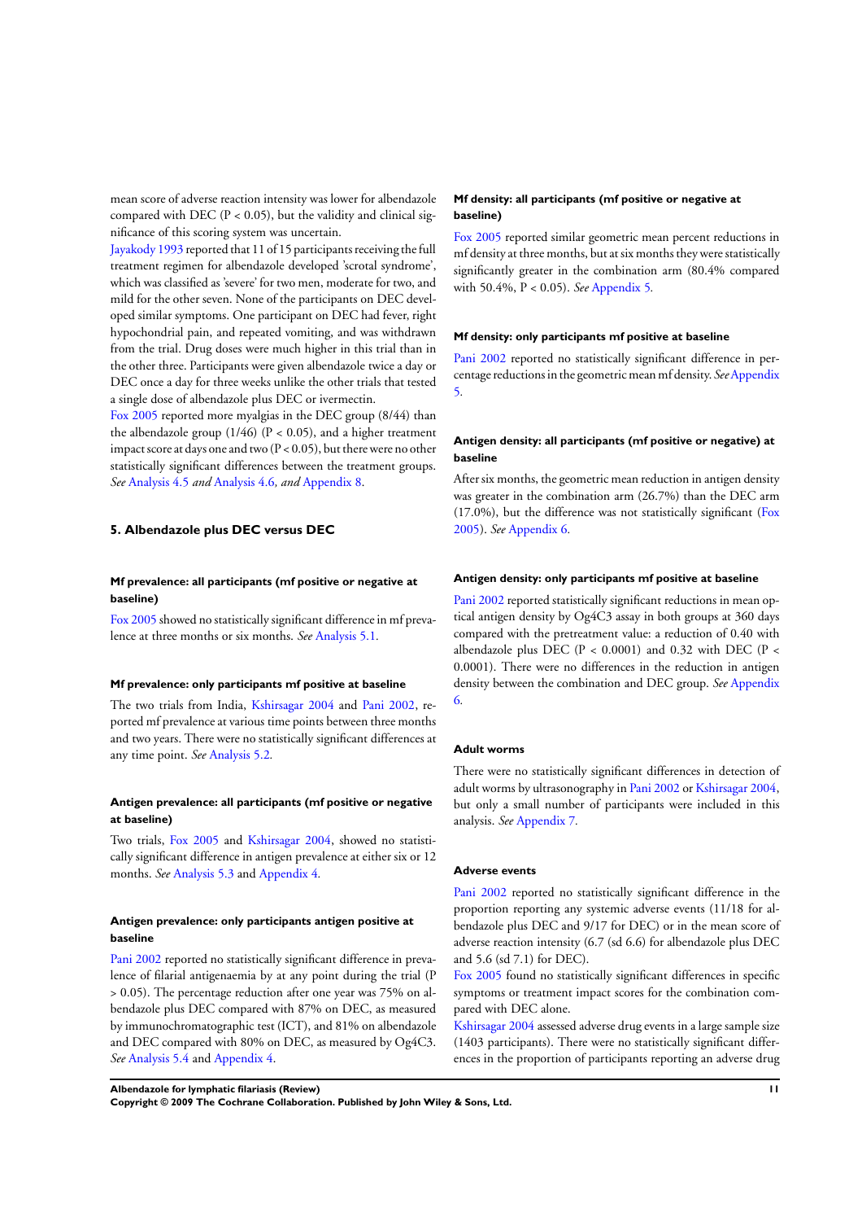mean score of adverse reaction intensity was lower for albendazole compared with DEC ($P < 0.05$), but the validity and clinical significance of this scoring system was uncertain.

Jayakody 1993 reported that 11 of 15 participants receiving the full treatment regimen for albendazole developed 'scrotal syndrome', which was classified as 'severe' for two men, moderate for two, and mild for the other seven. None of the participants on DEC developed similar symptoms. One participant on DEC had fever, right hypochondrial pain, and repeated vomiting, and was withdrawn from the trial. Drug doses were much higher in this trial than in the other three. Participants were given albendazole twice a day or DEC once a day for three weeks unlike the other trials that tested a single dose of albendazole plus DEC or ivermectin.

Fox 2005 reported more myalgias in the DEC group (8/44) than the albendazole group (1/46) ($P < 0.05$), and a higher treatment impact score at days one and two ($P < 0.05$), but there were no other statistically significant differences between the treatment groups. *See* Analysis 4.5 *and* Analysis 4.6, *and* Appendix 8.

## 5. Albendazole plus DEC versus DEC

### Mf prevalence: all participants (mf positive or negative at baseline)

Fox 2005 showed no statistically significant difference in mf prevalence at three months or six months. *See* Analysis 5.1.

### Mf prevalence: only participants mf positive at baseline

The two trials from India, Kshirsagar 2004 and Pani 2002, reported mf prevalence at various time points between three months and two years. There were no statistically significant differences at any time point. *See* Analysis 5.2.

### Antigen prevalence: all participants (mf positive or negative at baseline)

Two trials, Fox 2005 and Kshirsagar 2004, showed no statistically significant difference in antigen prevalence at either six or 12 months. *See* Analysis 5.3 and Appendix 4.

### Antigen prevalence: only participants antigen positive at baseline

Pani 2002 reported no statistically significant difference in prevalence of filarial antigenaemia by at any point during the trial ($P > 0.05$). The percentage reduction after one year was 75% on albendazole plus DEC compared with 87% on DEC, as measured by immunochromatographic test (ICT), and 81% on albendazole and DEC compared with 80% on DEC, as measured by Og4C3. *See* Analysis 5.4 and Appendix 4.

### Mf density: all participants (mf positive or negative at baseline)

Fox 2005 reported similar geometric mean percent reductions in mf density at three months, but at six months they were statistically significantly greater in the combination arm (80.4% compared with 50.4%, $P < 0.05$). *See* Appendix 5.

### Mf density: only participants mf positive at baseline

Pani 2002 reported no statistically significant difference in percentage reductions in the geometric mean mf density. *See* Appendix 5.

### Antigen density: all participants (mf positive or negative) at baseline

After six months, the geometric mean reduction in antigen density was greater in the combination arm (26.7%) than the DEC arm (17.0%), but the difference was not statistically significant (Fox 2005). *See* Appendix 6.

### Antigen density: only participants mf positive at baseline

Pani 2002 reported statistically significant reductions in mean optical antigen density by Og4C3 assay in both groups at 360 days compared with the pretreatment value: a reduction of 0.40 with albendazole plus DEC ($P < 0.0001$) and 0.32 with DEC ($P < 0.0001$). There were no differences in the reduction in antigen density between the combination and DEC group. *See* Appendix 6.

### Adult worms

There were no statistically significant differences in detection of adult worms by ultrasonography in Pani 2002 or Kshirsagar 2004, but only a small number of participants were included in this analysis. *See* Appendix 7.

### Adverse events

Pani 2002 reported no statistically significant difference in the proportion reporting any systemic adverse events (11/18 for albendazole plus DEC and 9/17 for DEC) or in the mean score of adverse reaction intensity (6.7 (sd 6.6) for albendazole plus DEC and 5.6 (sd 7.1) for DEC).

Fox 2005 found no statistically significant differences in specific symptoms or treatment impact scores for the combination compared with DEC alone.

Kshirsagar 2004 assessed adverse drug events in a large sample size (1403 participants). There were no statistically significant differences in the proportion of participants reporting an adverse drug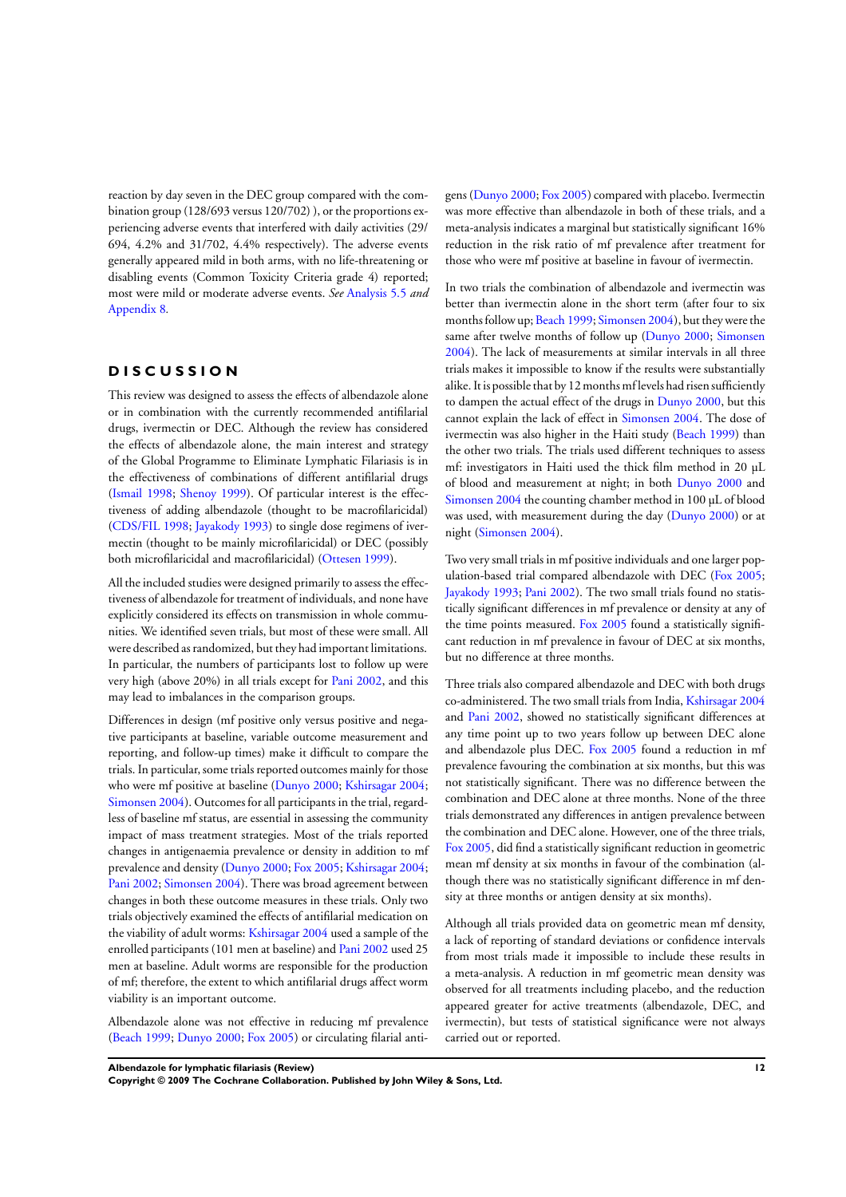reaction by day seven in the DEC group compared with the combination group (128/693 versus 120/702) ), or the proportions experiencing adverse events that interfered with daily activities (29/694, 4.2% and 31/702, 4.4% respectively). The adverse events generally appeared mild in both arms, with no life-threatening or disabling events (Common Toxicity Criteria grade 4) reported; most were mild or moderate adverse events. *See* Analysis 5.5 *and* Appendix 8.

# DISCUSSION

This review was designed to assess the effects of albendazole alone or in combination with the currently recommended antifilarial drugs, ivermectin or DEC. Although the review has considered the effects of albendazole alone, the main interest and strategy of the Global Programme to Eliminate Lymphatic Filariasis is in the effectiveness of combinations of different antifilarial drugs (Ismail 1998; Shenoy 1999). Of particular interest is the effectiveness of adding albendazole (thought to be macrofilaricidal) (CDS/FIL 1998; Jayakody 1993) to single dose regimens of ivermectin (thought to be mainly microfilaricidal) or DEC (possibly both microfilaricidal and macrofilaricidal) (Ottesen 1999).

All the included studies were designed primarily to assess the effectiveness of albendazole for treatment of individuals, and none have explicitly considered its effects on transmission in whole communities. We identified seven trials, but most of these were small. All were described as randomized, but they had important limitations. In particular, the numbers of participants lost to follow up were very high (above 20%) in all trials except for Pani 2002, and this may lead to imbalances in the comparison groups.

Differences in design (mf positive only versus positive and negative participants at baseline, variable outcome measurement and reporting, and follow-up times) make it difficult to compare the trials. In particular, some trials reported outcomes mainly for those who were mf positive at baseline (Dunyo 2000; Kshirsagar 2004; Simonsen 2004). Outcomes for all participants in the trial, regardless of baseline mf status, are essential in assessing the community impact of mass treatment strategies. Most of the trials reported changes in antigenaemia prevalence or density in addition to mf prevalence and density (Dunyo 2000; Fox 2005; Kshirsagar 2004; Pani 2002; Simonsen 2004). There was broad agreement between changes in both these outcome measures in these trials. Only two trials objectively examined the effects of antifilarial medication on the viability of adult worms: Kshirsagar 2004 used a sample of the enrolled participants (101 men at baseline) and Pani 2002 used 25 men at baseline. Adult worms are responsible for the production of mf; therefore, the extent to which antifilarial drugs affect worm viability is an important outcome.

Albendazole alone was not effective in reducing mf prevalence (Beach 1999; Dunyo 2000; Fox 2005) or circulating filarial antigens (Dunyo 2000; Fox 2005) compared with placebo. Ivermectin was more effective than albendazole in both of these trials, and a meta-analysis indicates a marginal but statistically significant 16% reduction in the risk ratio of mf prevalence after treatment for those who were mf positive at baseline in favour of ivermectin.

In two trials the combination of albendazole and ivermectin was better than ivermectin alone in the short term (after four to six months follow up; Beach 1999; Simonsen 2004), but they were the same after twelve months of follow up (Dunyo 2000; Simonsen 2004). The lack of measurements at similar intervals in all three trials makes it impossible to know if the results were substantially alike. It is possible that by 12 months mf levels had risen sufficiently to dampen the actual effect of the drugs in Dunyo 2000, but this cannot explain the lack of effect in Simonsen 2004. The dose of ivermectin was also higher in the Haiti study (Beach 1999) than the other two trials. The trials used different techniques to assess mf: investigators in Haiti used the thick film method in 20 µL of blood and measurement at night; in both Dunyo 2000 and Simonsen 2004 the counting chamber method in 100 µL of blood was used, with measurement during the day (Dunyo 2000) or at night (Simonsen 2004).

Two very small trials in mf positive individuals and one larger population-based trial compared albendazole with DEC (Fox 2005; Jayakody 1993; Pani 2002). The two small trials found no statistically significant differences in mf prevalence or density at any of the time points measured. Fox 2005 found a statistically significant reduction in mf prevalence in favour of DEC at six months, but no difference at three months.

Three trials also compared albendazole and DEC with both drugs co-administered. The two small trials from India, Kshirsagar 2004 and Pani 2002, showed no statistically significant differences at any time point up to two years follow up between DEC alone and albendazole plus DEC. Fox 2005 found a reduction in mf prevalence favouring the combination at six months, but this was not statistically significant. There was no difference between the combination and DEC alone at three months. None of the three trials demonstrated any differences in antigen prevalence between the combination and DEC alone. However, one of the three trials, Fox 2005, did find a statistically significant reduction in geometric mean mf density at six months in favour of the combination (although there was no statistically significant difference in mf density at three months or antigen density at six months).

Although all trials provided data on geometric mean mf density, a lack of reporting of standard deviations or confidence intervals from most trials made it impossible to include these results in a meta-analysis. A reduction in mf geometric mean density was observed for all treatments including placebo, and the reduction appeared greater for active treatments (albendazole, DEC, and ivermectin), but tests of statistical significance were not always carried out or reported.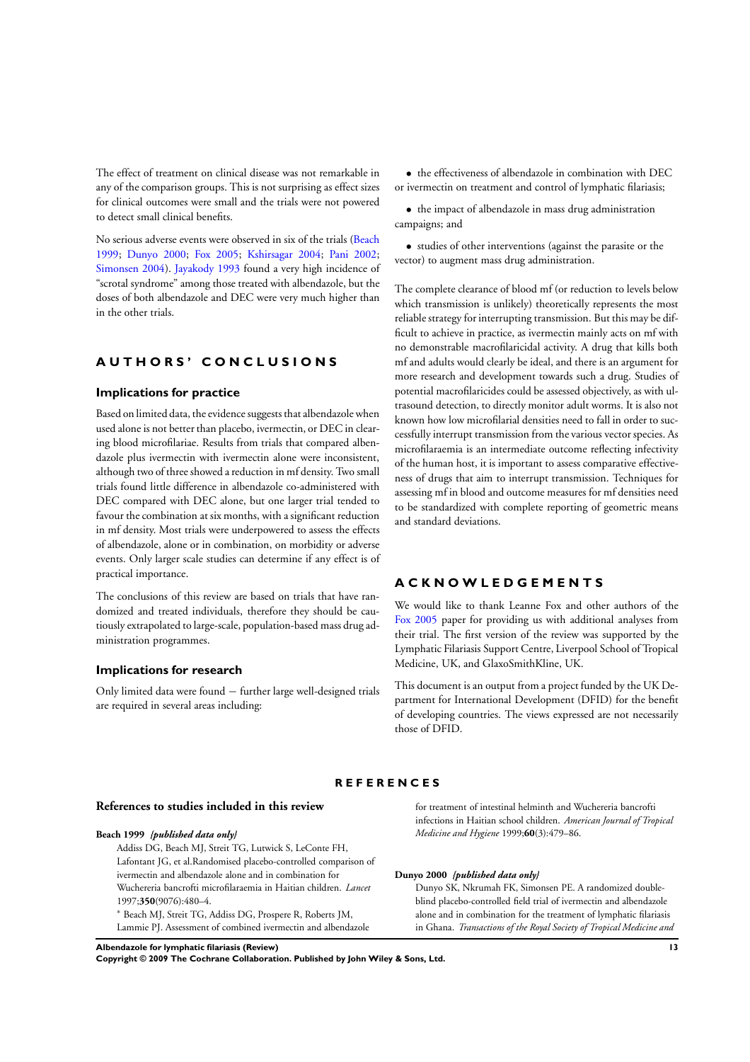The effect of treatment on clinical disease was not remarkable in any of the comparison groups. This is not surprising as effect sizes for clinical outcomes were small and the trials were not powered to detect small clinical benefits.

No serious adverse events were observed in six of the trials (Beach 1999; Dunyo 2000; Fox 2005; Kshirsagar 2004; Pani 2002; Simonsen 2004). Jayakody 1993 found a very high incidence of "scrotal syndrome" among those treated with albendazole, but the doses of both albendazole and DEC were very much higher than in the other trials.

# AUTHORS' CONCLUSIONS

## Implications for practice

Based on limited data, the evidence suggests that albendazole when used alone is not better than placebo, ivermectin, or DEC in clearing blood microfilariae. Results from trials that compared albendazole plus ivermectin with ivermectin alone were inconsistent, although two of three showed a reduction in mf density. Two small trials found little difference in albendazole co-administered with DEC compared with DEC alone, but one larger trial tended to favour the combination at six months, with a significant reduction in mf density. Most trials were underpowered to assess the effects of albendazole, alone or in combination, on morbidity or adverse events. Only larger scale studies can determine if any effect is of practical importance.

The conclusions of this review are based on trials that have randomized and treated individuals, therefore they should be cautiously extrapolated to large-scale, population-based mass drug administration programmes.

## Implications for research

Only limited data were found − further large well-designed trials are required in several areas including:

- the effectiveness of albendazole in combination with DEC or ivermectin on treatment and control of lymphatic filariasis;
- the impact of albendazole in mass drug administration campaigns; and
- studies of other interventions (against the parasite or the vector) to augment mass drug administration.

The complete clearance of blood mf (or reduction to levels below which transmission is unlikely) theoretically represents the most reliable strategy for interrupting transmission. But this may be difficult to achieve in practice, as ivermectin mainly acts on mf with no demonstrable macrofilaricidal activity. A drug that kills both mf and adults would clearly be ideal, and there is an argument for more research and development towards such a drug. Studies of potential macrofilaricides could be assessed objectively, as with ultrasound detection, to directly monitor adult worms. It is also not known how low microfilarial densities need to fall in order to successfully interrupt transmission from the various vector species. As microfilaraemia is an intermediate outcome reflecting infectivity of the human host, it is important to assess comparative effectiveness of drugs that aim to interrupt transmission. Techniques for assessing mf in blood and outcome measures for mf densities need to be standardized with complete reporting of geometric means and standard deviations.

# ACKNOWLEDGEMENTS

We would like to thank Leanne Fox and other authors of the Fox 2005 paper for providing us with additional analyses from their trial. The first version of the review was supported by the Lymphatic Filariasis Support Centre, Liverpool School of Tropical Medicine, UK, and GlaxoSmithKline, UK.

This document is an output from a project funded by the UK Department for International Development (DFID) for the benefit of developing countries. The views expressed are not necessarily those of DFID.

# REFERENCES

## References to studies included in this review

**Beach 1999** *{published data only}*

Addiss DG, Beach MJ, Streit TG, Lutwick S, LeConte FH, Lafontant JG, et al.Randomised placebo-controlled comparison of ivermectin and albendazole alone and in combination for Wuchereria bancrofti microfilaraemia in Haitian children. *Lancet* 1997;**350**(9076):480–4.

* Beach MJ, Streit TG, Addiss DG, Prospere R, Roberts JM, Lammie PJ. Assessment of combined ivermectin and albendazole for treatment of intestinal helminth and Wuchereria bancrofti infections in Haitian school children. *American Journal of Tropical Medicine and Hygiene* 1999;**60**(3):479–86.

**Dunyo 2000** *{published data only}*

Dunyo SK, Nkrumah FK, Simonsen PE. A randomized double-blind placebo-controlled field trial of ivermectin and albendazole alone and in combination for the treatment of lymphatic filariasis in Ghana. *Transactions of the Royal Society of Tropical Medicine and*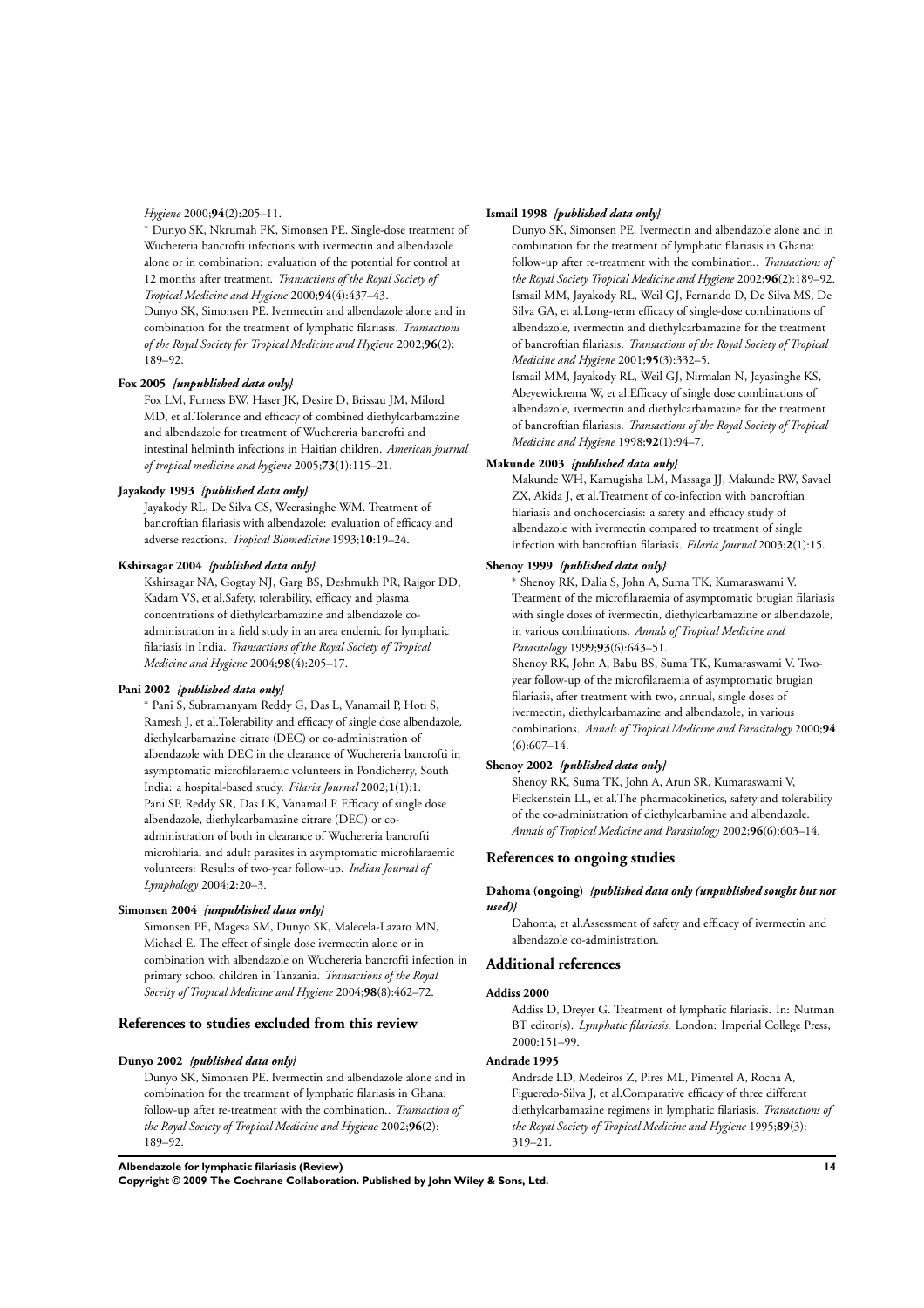*Hygiene* 2000;**94**(2):205–11.

* Dunyo SK, Nkrumah FK, Simonsen PE. Single-dose treatment of Wuchereria bancrofti infections with ivermectin and albendazole alone or in combination: evaluation of the potential for control at 12 months after treatment. *Transactions of the Royal Society of Tropical Medicine and Hygiene* 2000;**94**(4):437–43.

Dunyo SK, Simonsen PE. Ivermectin and albendazole alone and in combination for the treatment of lymphatic filariasis. *Transactions of the Royal Society for Tropical Medicine and Hygiene* 2002;**96**(2): 189–92.

**Fox 2005** *{unpublished data only}*

Fox LM, Furness BW, Haser JK, Desire D, Brissau JM, Milord MD, et al.Tolerance and efficacy of combined diethylcarbamazine and albendazole for treatment of Wuchereria bancrofti and intestinal helminth infections in Haitian children. *American journal of tropical medicine and hygiene* 2005;**73**(1):115–21.

**Jayakody 1993** *{published data only}*

Jayakody RL, De Silva CS, Weerasinghe WM. Treatment of bancroftian filariasis with albendazole: evaluation of efficacy and adverse reactions. *Tropical Biomedicine* 1993;**10**:19–24.

**Kshirsagar 2004** *{published data only}*

Kshirsagar NA, Gogtay NJ, Garg BS, Deshmukh PR, Rajgor DD, Kadam VS, et al.Safety, tolerability, efficacy and plasma concentrations of diethylcarbamazine and albendazole co-administration in a field study in an area endemic for lymphatic filariasis in India. *Transactions of the Royal Society of Tropical Medicine and Hygiene* 2004;**98**(4):205–17.

**Pani 2002** *{published data only}*

* Pani S, Subramanyam Reddy G, Das L, Vanamail P, Hoti S, Ramesh J, et al.Tolerability and efficacy of single dose albendazole, diethylcarbamazine citrate (DEC) or co-administration of albendazole with DEC in the clearance of Wuchereria bancrofti in asymptomatic microfilaraemic volunteers in Pondicherry, South India: a hospital-based study. *Filaria Journal* 2002;**1**(1):1.

Pani SP, Reddy SR, Das LK, Vanamail P. Efficacy of single dose albendazole, diethylcarbamazine citrare (DEC) or co-administration of both in clearance of Wuchereria bancrofti microfilarial and adult parasites in asymptomatic microfilaraemic volunteers: Results of two-year follow-up. *Indian Journal of Lymphology* 2004;**2**:20–3.

**Simonsen 2004** *{unpublished data only}*

Simonsen PE, Magesa SM, Dunyo SK, Malecela-Lazaro MN, Michael E. The effect of single dose ivermectin alone or in combination with albendazole on Wuchereria bancrofti infection in primary school children in Tanzania. *Transactions of the Royal Soceity of Tropical Medicine and Hygiene* 2004;**98**(8):462–72.

## References to studies excluded from this review

**Dunyo 2002** *{published data only}*

Dunyo SK, Simonsen PE. Ivermectin and albendazole alone and in combination for the treatment of lymphatic filariasis in Ghana: follow-up after re-treatment with the combination.. *Transaction of the Royal Society of Tropical Medicine and Hygiene* 2002;**96**(2): 189–92.

**Ismail 1998** *{published data only}*

Dunyo SK, Simonsen PE. Ivermectin and albendazole alone and in combination for the treatment of lymphatic filariasis in Ghana: follow-up after re-treatment with the combination.. *Transactions of the Royal Society Tropical Medicine and Hygiene* 2002;**96**(2):189–92.

Ismail MM, Jayakody RL, Weil GJ, Fernando D, De Silva MS, De Silva GA, et al.Long-term efficacy of single-dose combinations of albendazole, ivermectin and diethylcarbamazine for the treatment of bancroftian filariasis. *Transactions of the Royal Society of Tropical Medicine and Hygiene* 2001;**95**(3):332–5.

Ismail MM, Jayakody RL, Weil GJ, Nirmalan N, Jayasinghe KS, Abeyewickrema W, et al.Efficacy of single dose combinations of albendazole, ivermectin and diethylcarbamazine for the treatment of bancroftian filariasis. *Transactions of the Royal Society of Tropical Medicine and Hygiene* 1998;**92**(1):94–7.

**Makunde 2003** *{published data only}*

Makunde WH, Kamugisha LM, Massaga JJ, Makunde RW, Savael ZX, Akida J, et al.Treatment of co-infection with bancroftian filariasis and onchocerciasis: a safety and efficacy study of albendazole with ivermectin compared to treatment of single infection with bancroftian filariasis. *Filaria Journal* 2003;**2**(1):15.

**Shenoy 1999** *{published data only}*

* Shenoy RK, Dalia S, John A, Suma TK, Kumaraswami V. Treatment of the microfilaraemia of asymptomatic brugian filariasis with single doses of ivermectin, diethylcarbamazine or albendazole, in various combinations. *Annals of Tropical Medicine and Parasitology* 1999;**93**(6):643–51.

Shenoy RK, John A, Babu BS, Suma TK, Kumaraswami V. Two-year follow-up of the microfilaraemia of asymptomatic brugian filariasis, after treatment with two, annual, single doses of ivermectin, diethylcarbamazine and albendazole, in various combinations. *Annals of Tropical Medicine and Parasitology* 2000;**94** (6):607–14.

**Shenoy 2002** *{published data only}*

Shenoy RK, Suma TK, John A, Arun SR, Kumaraswami V, Fleckenstein LL, et al.The pharmacokinetics, safety and tolerability of the co-administration of diethylcarbamine and albendazole. *Annals of Tropical Medicine and Parasitology* 2002;**96**(6):603–14.

## References to ongoing studies

**Dahoma (ongoing)** *{published data only (unpublished sought but not used)}*

Dahoma, et al.Assessment of safety and efficacy of ivermectin and albendazole co-administration.

## Additional references

**Addiss 2000**

Addiss D, Dreyer G. Treatment of lymphatic filariasis. In: Nutman BT editor(s). *Lymphatic filariasis*. London: Imperial College Press, 2000:151–99.

**Andrade 1995**

Andrade LD, Medeiros Z, Pires ML, Pimentel A, Rocha A, Figueredo-Silva J, et al.Comparative efficacy of three different diethylcarbamazine regimens in lymphatic filariasis. *Transactions of the Royal Society of Tropical Medicine and Hygiene* 1995;**89**(3): 319–21.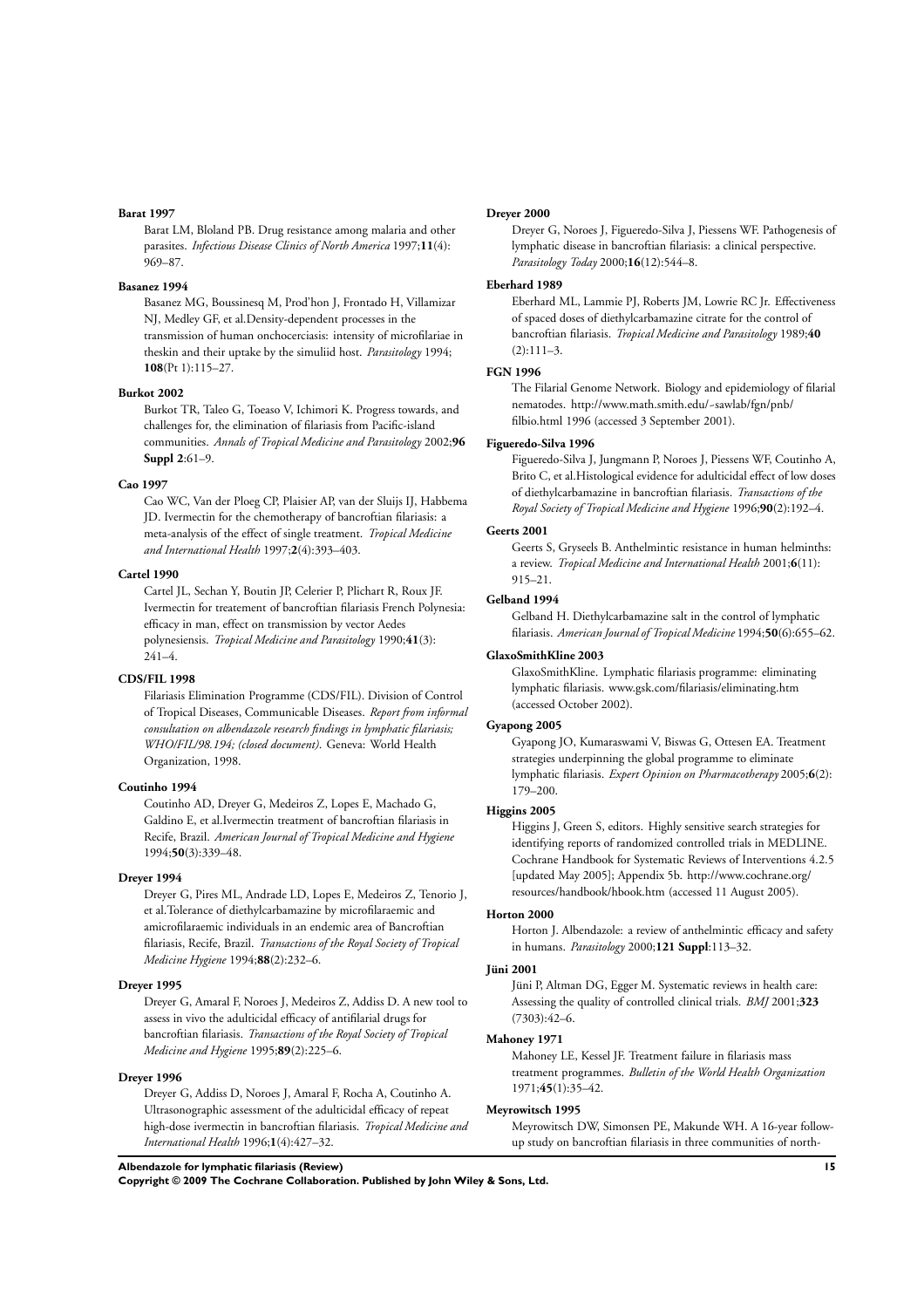**Barat 1997**

Barat LM, Bloland PB. Drug resistance among malaria and other parasites. *Infectious Disease Clinics of North America* 1997;**11**(4): 969–87.

**Basanez 1994**

Basanez MG, Boussinesq M, Prod'hon J, Frontado H, Villamizar NJ, Medley GF, et al.Density-dependent processes in the transmission of human onchocerciasis: intensity of microfilariae in theskin and their uptake by the simuliid host. *Parasitology* 1994; **108**(Pt 1):115–27.

**Burkot 2002**

Burkot TR, Taleo G, Toeaso V, Ichimori K. Progress towards, and challenges for, the elimination of filariasis from Pacific-island communities. *Annals of Tropical Medicine and Parasitology* 2002;**96 Suppl 2**:61–9.

**Cao 1997**

Cao WC, Van der Ploeg CP, Plaisier AP, van der Sluijs IJ, Habbema JD. Ivermectin for the chemotherapy of bancroftian filariasis: a meta-analysis of the effect of single treatment. *Tropical Medicine and International Health* 1997;**2**(4):393–403.

**Cartel 1990**

Cartel JL, Sechan Y, Boutin JP, Celerier P, Plichart R, Roux JF. Ivermectin for treatement of bancroftian filariasis French Polynesia: efficacy in man, effect on transmission by vector Aedes polynesiensis. *Tropical Medicine and Parasitology* 1990;**41**(3): 241–4.

**CDS/FIL 1998**

Filariasis Elimination Programme (CDS/FIL). Division of Control of Tropical Diseases, Communicable Diseases. *Report from informal consultation on albendazole research findings in lymphatic filariasis; WHO/FIL/98.194; (closed document)*. Geneva: World Health Organization, 1998.

**Coutinho 1994**

Coutinho AD, Dreyer G, Medeiros Z, Lopes E, Machado G, Galdino E, et al.Ivermectin treatment of bancroftian filariasis in Recife, Brazil. *American Journal of Tropical Medicine and Hygiene* 1994;**50**(3):339–48.

**Dreyer 1994**

Dreyer G, Pires ML, Andrade LD, Lopes E, Medeiros Z, Tenorio J, et al.Tolerance of diethylcarbamazine by microfilaraemic and amicrofilaraemic individuals in an endemic area of Bancroftian filariasis, Recife, Brazil. *Transactions of the Royal Society of Tropical Medicine Hygiene* 1994;**88**(2):232–6.

**Dreyer 1995**

Dreyer G, Amaral F, Noroes J, Medeiros Z, Addiss D. A new tool to assess in vivo the adulticidal efficacy of antifilarial drugs for bancroftian filariasis. *Transactions of the Royal Society of Tropical Medicine and Hygiene* 1995;**89**(2):225–6.

**Dreyer 1996**

Dreyer G, Addiss D, Noroes J, Amaral F, Rocha A, Coutinho A. Ultrasonographic assessment of the adulticidal efficacy of repeat high-dose ivermectin in bancroftian filariasis. *Tropical Medicine and International Health* 1996;**1**(4):427–32.

**Dreyer 2000**

Dreyer G, Noroes J, Figueredo-Silva J, Piessens WF. Pathogenesis of lymphatic disease in bancroftian filariasis: a clinical perspective. *Parasitology Today* 2000;**16**(12):544–8.

**Eberhard 1989**

Eberhard ML, Lammie PJ, Roberts JM, Lowrie RC Jr. Effectiveness of spaced doses of diethylcarbamazine citrate for the control of bancroftian filariasis. *Tropical Medicine and Parasitology* 1989;**40**(2):111–3.

**FGN 1996**

The Filarial Genome Network. Biology and epidemiology of filarial nematodes. http://www.math.smith.edu/~sawlab/fgn/pnb/filbio.html 1996 (accessed 3 September 2001).

**Figueredo-Silva 1996**

Figueredo-Silva J, Jungmann P, Noroes J, Piessens WF, Coutinho A, Brito C, et al.Histological evidence for adulticidal effect of low doses of diethylcarbamazine in bancroftian filariasis. *Transactions of the Royal Society of Tropical Medicine and Hygiene* 1996;**90**(2):192–4.

**Geerts 2001**

Geerts S, Gryseels B. Anthelmintic resistance in human helminths: a review. *Tropical Medicine and International Health* 2001;**6**(11): 915–21.

**Gelband 1994**

Gelband H. Diethylcarbamazine salt in the control of lymphatic filariasis. *American Journal of Tropical Medicine* 1994;**50**(6):655–62.

**GlaxoSmithKline 2003**

GlaxoSmithKline. Lymphatic filariasis programme: eliminating lymphatic filariasis. www.gsk.com/filariasis/eliminating.htm (accessed October 2002).

**Gyapong 2005**

Gyapong JO, Kumaraswami V, Biswas G, Ottesen EA. Treatment strategies underpinning the global programme to eliminate lymphatic filariasis. *Expert Opinion on Pharmacotherapy* 2005;**6**(2): 179–200.

**Higgins 2005**

Higgins J, Green S, editors. Highly sensitive search strategies for identifying reports of randomized controlled trials in MEDLINE. Cochrane Handbook for Systematic Reviews of Interventions 4.2.5 [updated May 2005]; Appendix 5b. http://www.cochrane.org/resources/handbook/hbook.htm (accessed 11 August 2005).

**Horton 2000**

Horton J. Albendazole: a review of anthelmintic efficacy and safety in humans. *Parasitology* 2000;**121 Suppl**:113–32.

**Jüni 2001**

Jüni P, Altman DG, Egger M. Systematic reviews in health care: Assessing the quality of controlled clinical trials. *BMJ* 2001;**323** (7303):42–6.

**Mahoney 1971**

Mahoney LE, Kessel JF. Treatment failure in filariasis mass treatment programmes. *Bulletin of the World Health Organization* 1971;**45**(1):35–42.

**Meyrowitsch 1995**

Meyrowitsch DW, Simonsen PE, Makunde WH. A 16-year follow-up study on bancroftian filariasis in three communities of north-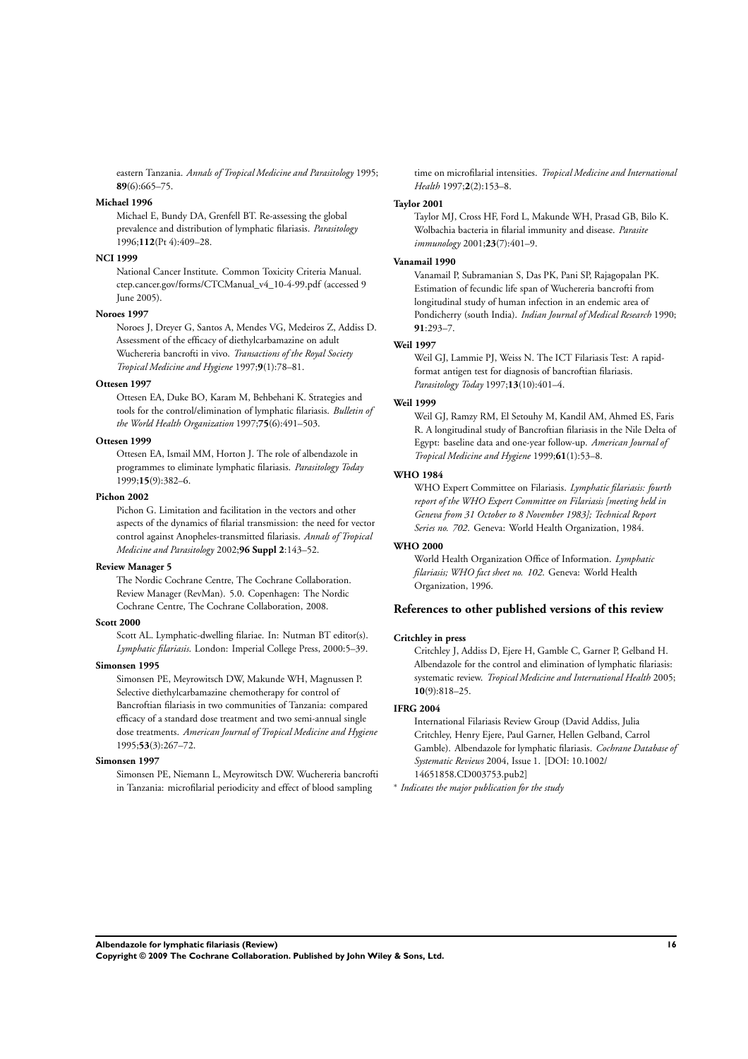eastern Tanzania. *Annals of Tropical Medicine and Parasitology* 1995; **89**(6):665–75.

**Michael 1996**

Michael E, Bundy DA, Grenfell BT. Re-assessing the global prevalence and distribution of lymphatic filariasis. *Parasitology* 1996;**112**(Pt 4):409–28.

**NCI 1999**

National Cancer Institute. Common Toxicity Criteria Manual. ctep.cancer.gov/forms/CTCManual_v4_10-4-99.pdf (accessed 9 June 2005).

**Noroes 1997**

Noroes J, Dreyer G, Santos A, Mendes VG, Medeiros Z, Addiss D. Assessment of the efficacy of diethylcarbamazine on adult Wuchereria bancrofti in vivo. *Transactions of the Royal Society Tropical Medicine and Hygiene* 1997;**9**(1):78–81.

**Ottesen 1997**

Ottesen EA, Duke BO, Karam M, Behbehani K. Strategies and tools for the control/elimination of lymphatic filariasis. *Bulletin of the World Health Organization* 1997;**75**(6):491–503.

**Ottesen 1999**

Ottesen EA, Ismail MM, Horton J. The role of albendazole in programmes to eliminate lymphatic filariasis. *Parasitology Today* 1999;**15**(9):382–6.

**Pichon 2002**

Pichon G. Limitation and facilitation in the vectors and other aspects of the dynamics of filarial transmission: the need for vector control against Anopheles-transmitted filariasis. *Annals of Tropical Medicine and Parasitology* 2002;**96 Suppl 2**:143–52.

**Review Manager 5**

The Nordic Cochrane Centre, The Cochrane Collaboration. Review Manager (RevMan). 5.0. Copenhagen: The Nordic Cochrane Centre, The Cochrane Collaboration, 2008.

**Scott 2000**

Scott AL. Lymphatic-dwelling filariae. In: Nutman BT editor(s). *Lymphatic filariasis*. London: Imperial College Press, 2000:5–39.

**Simonsen 1995**

Simonsen PE, Meyrowitsch DW, Makunde WH, Magnussen P. Selective diethylcarbamazine chemotherapy for control of Bancroftian filariasis in two communities of Tanzania: compared efficacy of a standard dose treatment and two semi-annual single dose treatments. *American Journal of Tropical Medicine and Hygiene* 1995;**53**(3):267–72.

**Simonsen 1997**

Simonsen PE, Niemann L, Meyrowitsch DW. Wuchereria bancrofti in Tanzania: microfilarial periodicity and effect of blood sampling time on microfilarial intensities. *Tropical Medicine and International Health* 1997;**2**(2):153–8.

**Taylor 2001**

Taylor MJ, Cross HF, Ford L, Makunde WH, Prasad GB, Bilo K. Wolbachia bacteria in filarial immunity and disease. *Parasite immunology* 2001;**23**(7):401–9.

**Vanamail 1990**

Vanamail P, Subramanian S, Das PK, Pani SP, Rajagopalan PK. Estimation of fecundic life span of Wuchereria bancrofti from longitudinal study of human infection in an endemic area of Pondicherry (south India). *Indian Journal of Medical Research* 1990; **91**:293–7.

**Weil 1997**

Weil GJ, Lammie PJ, Weiss N. The ICT Filariasis Test: A rapid-format antigen test for diagnosis of bancroftian filariasis. *Parasitology Today* 1997;**13**(10):401–4.

**Weil 1999**

Weil GJ, Ramzy RM, El Setouhy M, Kandil AM, Ahmed ES, Faris R. A longitudinal study of Bancroftian filariasis in the Nile Delta of Egypt: baseline data and one-year follow-up. *American Journal of Tropical Medicine and Hygiene* 1999;**61**(1):53–8.

**WHO 1984**

WHO Expert Committee on Filariasis. *Lymphatic filariasis: fourth report of the WHO Expert Committee on Filariasis [meeting held in Geneva from 31 October to 8 November 1983]; Technical Report Series no. 702*. Geneva: World Health Organization, 1984.

**WHO 2000**

World Health Organization Office of Information. *Lymphatic filariasis; WHO fact sheet no. 102*. Geneva: World Health Organization, 1996.

### References to other published versions of this review

**Critchley in press**

Critchley J, Addiss D, Ejere H, Gamble C, Garner P, Gelband H. Albendazole for the control and elimination of lymphatic filariasis: systematic review. *Tropical Medicine and International Health* 2005; **10**(9):818–25.

**IFRG 2004**

International Filariasis Review Group (David Addiss, Julia Critchley, Henry Ejere, Paul Garner, Hellen Gelband, Carrol Gamble). Albendazole for lymphatic filariasis. *Cochrane Database of Systematic Reviews* 2004, Issue 1. [DOI: 10.1002/14651858.CD003753.pub2]

\* *Indicates the major publication for the study*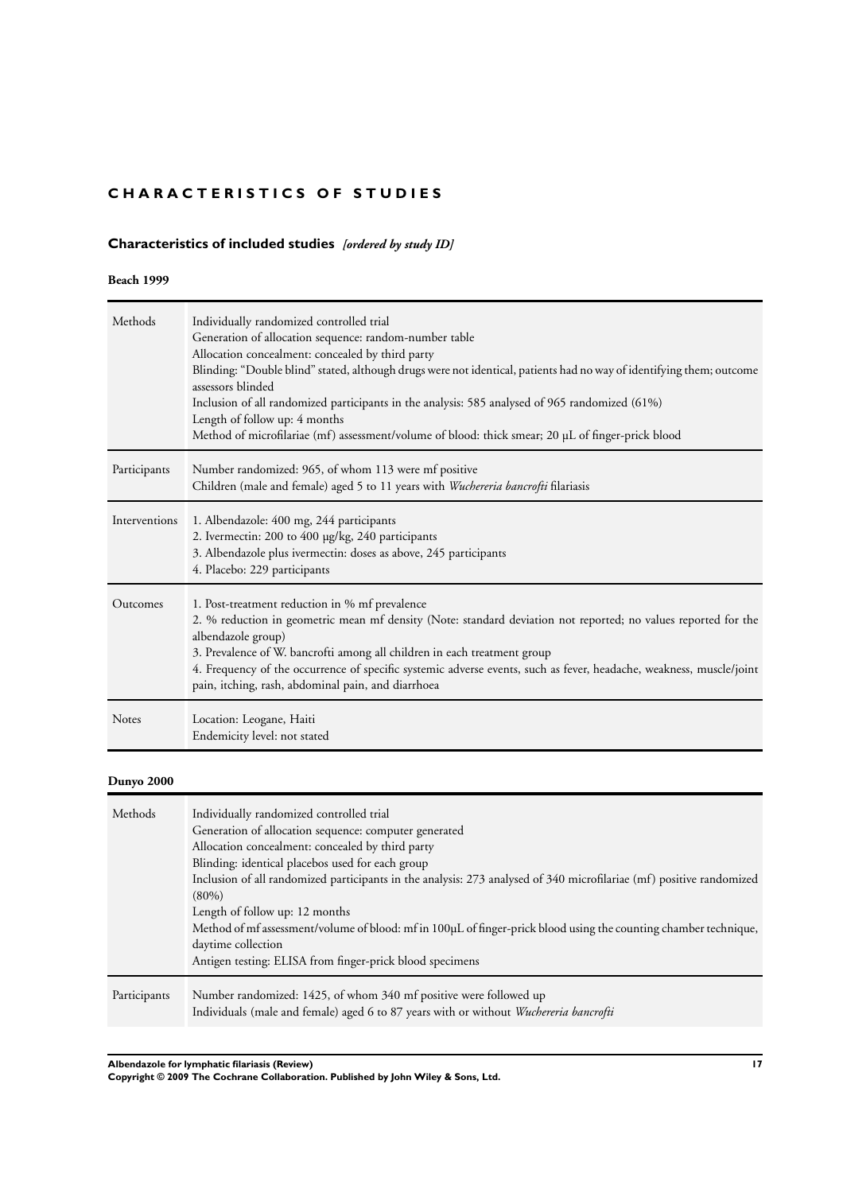# CHARACTERISTICS OF STUDIES

## Characteristics of included studies *[ordered by study ID]*

### Beach 1999

| | |
|---|---|
| Methods | Individually randomized controlled trial<br>Generation of allocation sequence: random-number table<br>Allocation concealment: concealed by third party<br>Blinding: "Double blind" stated, although drugs were not identical, patients had no way of identifying them; outcome assessors blinded<br>Inclusion of all randomized participants in the analysis: 585 analysed of 965 randomized (61%)<br>Length of follow up: 4 months<br>Method of microfilariae (mf) assessment/volume of blood: thick smear; 20 µL of finger-prick blood |
| Participants | Number randomized: 965, of whom 113 were mf positive<br>Children (male and female) aged 5 to 11 years with *Wuchereria bancrofti* filariasis |
| Interventions | 1. Albendazole: 400 mg, 244 participants<br>2. Ivermectin: 200 to 400 µg/kg, 240 participants<br>3. Albendazole plus ivermectin: doses as above, 245 participants<br>4. Placebo: 229 participants |
| Outcomes | 1. Post-treatment reduction in % mf prevalence<br>2. % reduction in geometric mean mf density (Note: standard deviation not reported; no values reported for the albendazole group)<br>3. Prevalence of W. bancrofti among all children in each treatment group<br>4. Frequency of the occurrence of specific systemic adverse events, such as fever, headache, weakness, muscle/joint pain, itching, rash, abdominal pain, and diarrhoea |
| Notes | Location: Leogane, Haiti<br>Endemicity level: not stated |

### Dunyo 2000

| | |
|---|---|
| Methods | Individually randomized controlled trial<br>Generation of allocation sequence: computer generated<br>Allocation concealment: concealed by third party<br>Blinding: identical placebos used for each group<br>Inclusion of all randomized participants in the analysis: 273 analysed of 340 microfilariae (mf) positive randomized (80%)<br>Length of follow up: 12 months<br>Method of mf assessment/volume of blood: mf in 100µL of finger-prick blood using the counting chamber technique, daytime collection<br>Antigen testing: ELISA from finger-prick blood specimens |
| Participants | Number randomized: 1425, of whom 340 mf positive were followed up<br>Individuals (male and female) aged 6 to 87 years with or without *Wuchereria bancrofti* |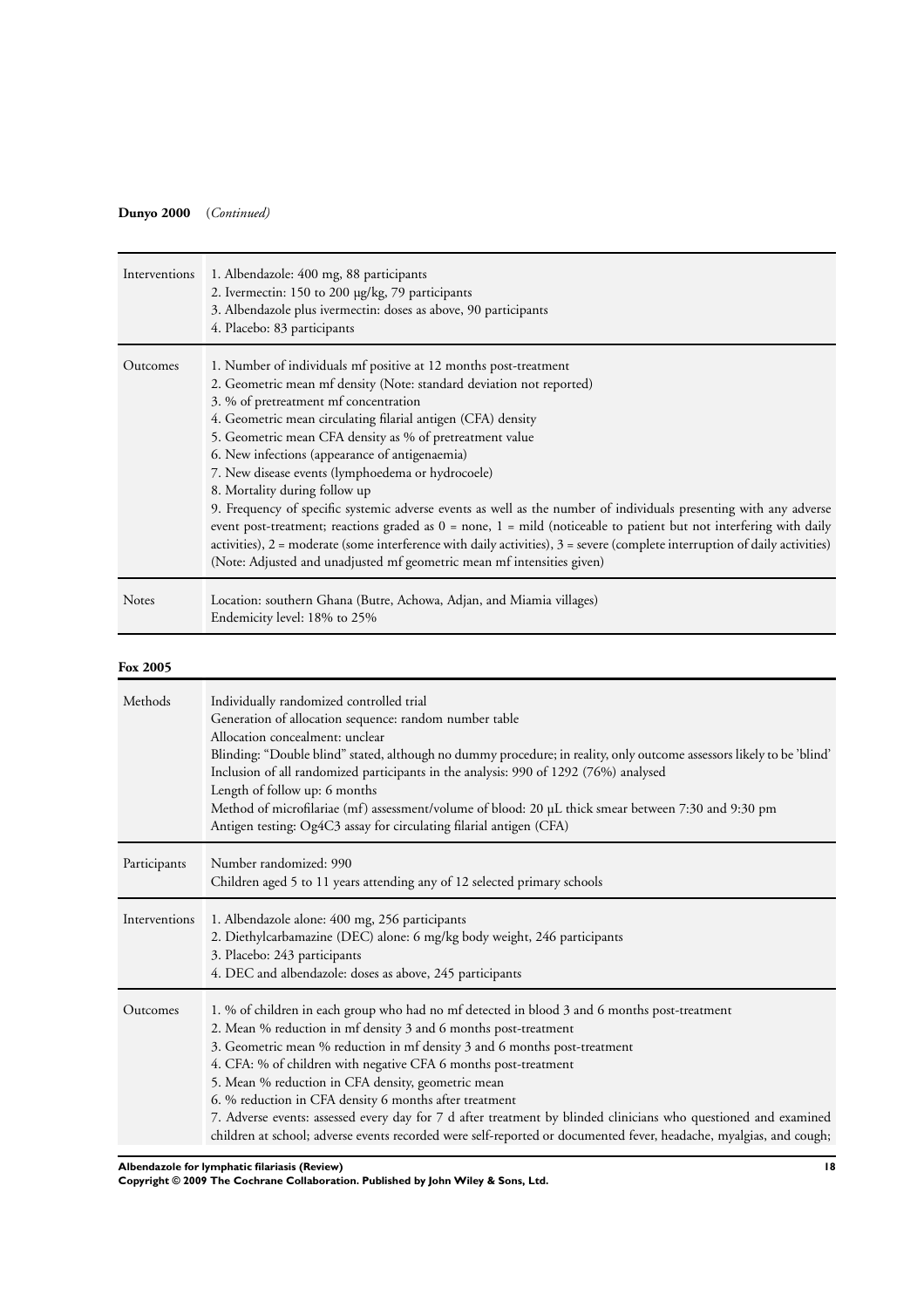**Dunyo 2000** (*Continued*)

| | |
|---|---|
| Interventions | 1. Albendazole: 400 mg, 88 participants<br>2. Ivermectin: 150 to 200 µg/kg, 79 participants<br>3. Albendazole plus ivermectin: doses as above, 90 participants<br>4. Placebo: 83 participants |
| Outcomes | 1. Number of individuals mf positive at 12 months post-treatment<br>2. Geometric mean mf density (Note: standard deviation not reported)<br>3. % of pretreatment mf concentration<br>4. Geometric mean circulating filarial antigen (CFA) density<br>5. Geometric mean CFA density as % of pretreatment value<br>6. New infections (appearance of antigenaemia)<br>7. New disease events (lymphoedema or hydrocoele)<br>8. Mortality during follow up<br>9. Frequency of specific systemic adverse events as well as the number of individuals presenting with any adverse event post-treatment; reactions graded as 0 = none, 1 = mild (noticeable to patient but not interfering with daily activities), 2 = moderate (some interference with daily activities), 3 = severe (complete interruption of daily activities)<br>(Note: Adjusted and unadjusted mf geometric mean mf intensities given) |
| Notes | Location: southern Ghana (Butre, Achowa, Adjan, and Miamia villages)<br>Endemicity level: 18% to 25% |

**Fox 2005**

| | |
|---|---|
| Methods | Individually randomized controlled trial<br>Generation of allocation sequence: random number table<br>Allocation concealment: unclear<br>Blinding: "Double blind" stated, although no dummy procedure; in reality, only outcome assessors likely to be 'blind'<br>Inclusion of all randomized participants in the analysis: 990 of 1292 (76%) analysed<br>Length of follow up: 6 months<br>Method of microfilariae (mf) assessment/volume of blood: 20 µL thick smear between 7:30 and 9:30 pm<br>Antigen testing: Og4C3 assay for circulating filarial antigen (CFA) |
| Participants | Number randomized: 990<br>Children aged 5 to 11 years attending any of 12 selected primary schools |
| Interventions | 1. Albendazole alone: 400 mg, 256 participants<br>2. Diethylcarbamazine (DEC) alone: 6 mg/kg body weight, 246 participants<br>3. Placebo: 243 participants<br>4. DEC and albendazole: doses as above, 245 participants |
| Outcomes | 1. % of children in each group who had no mf detected in blood 3 and 6 months post-treatment<br>2. Mean % reduction in mf density 3 and 6 months post-treatment<br>3. Geometric mean % reduction in mf density 3 and 6 months post-treatment<br>4. CFA: % of children with negative CFA 6 months post-treatment<br>5. Mean % reduction in CFA density, geometric mean<br>6. % reduction in CFA density 6 months after treatment<br>7. Adverse events: assessed every day for 7 d after treatment by blinded clinicians who questioned and examined children at school; adverse events recorded were self-reported or documented fever, headache, myalgias, and cough; |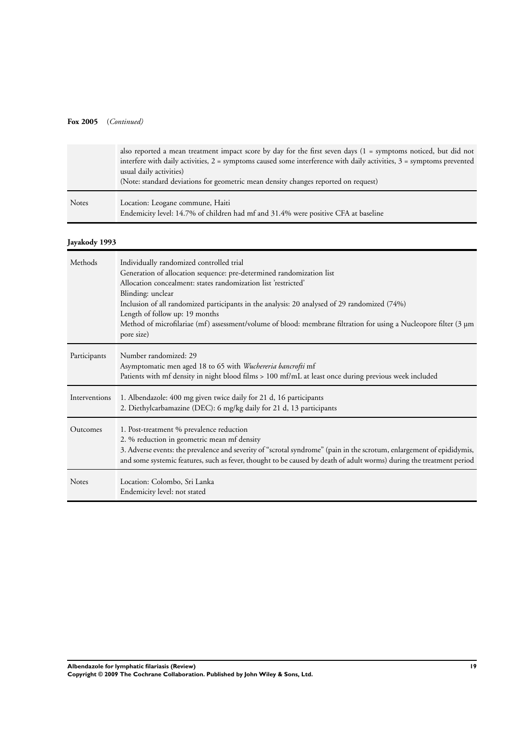**Fox 2005** (*Continued*)

| | |
|---|---|
| | also reported a mean treatment impact score by day for the first seven days (1 = symptoms noticed, but did not interfere with daily activities, 2 = symptoms caused some interference with daily activities, 3 = symptoms prevented usual daily activities)<br>(Note: standard deviations for geometric mean density changes reported on request) |
| Notes | Location: Leogane commune, Haiti<br>Endemicity level: 14.7% of children had mf and 31.4% were positive CFA at baseline |

**Jayakody 1993**

| | |
|---|---|
| Methods | Individually randomized controlled trial<br>Generation of allocation sequence: pre-determined randomization list<br>Allocation concealment: states randomization list 'restricted'<br>Blinding: unclear<br>Inclusion of all randomized participants in the analysis: 20 analysed of 29 randomized (74%)<br>Length of follow up: 19 months<br>Method of microfilariae (mf) assessment/volume of blood: membrane filtration for using a Nucleopore filter (3 µm pore size) |
| Participants | Number randomized: 29<br>Asymptomatic men aged 18 to 65 with *Wuchereria bancrofti* mf<br>Patients with mf density in night blood films > 100 mf/mL at least once during previous week included |
| Interventions | 1. Albendazole: 400 mg given twice daily for 21 d, 16 participants<br>2. Diethylcarbamazine (DEC): 6 mg/kg daily for 21 d, 13 participants |
| Outcomes | 1. Post-treatment % prevalence reduction<br>2. % reduction in geometric mean mf density<br>3. Adverse events: the prevalence and severity of "scrotal syndrome" (pain in the scrotum, enlargement of epididymis, and some systemic features, such as fever, thought to be caused by death of adult worms) during the treatment period |
| Notes | Location: Colombo, Sri Lanka<br>Endemicity level: not stated |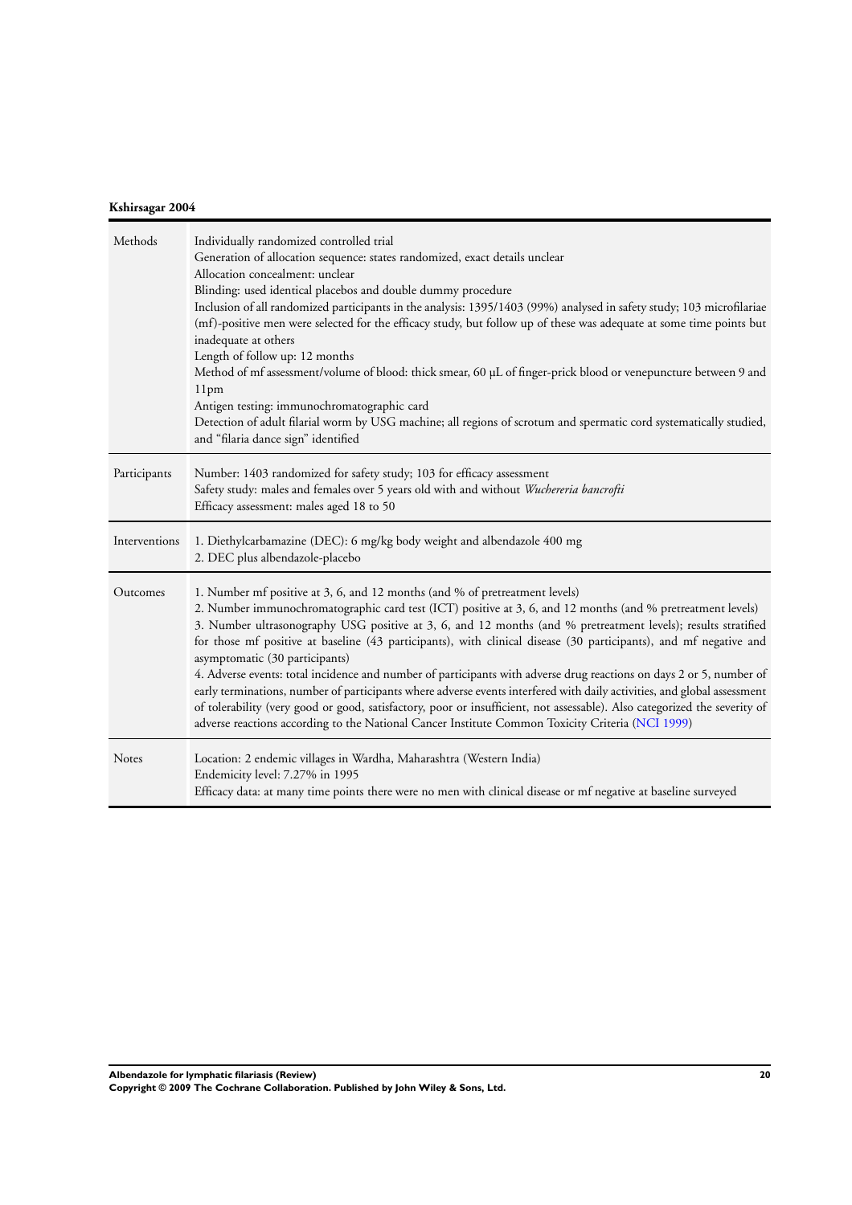**Kshirsagar 2004**

| Methods | Individually randomized controlled trial<br>Generation of allocation sequence: states randomized, exact details unclear<br>Allocation concealment: unclear<br>Blinding: used identical placebos and double dummy procedure<br>Inclusion of all randomized participants in the analysis: 1395/1403 (99%) analysed in safety study; 103 microfilariae (mf)-positive men were selected for the efficacy study, but follow up of these was adequate at some time points but inadequate at others<br>Length of follow up: 12 months<br>Method of mf assessment/volume of blood: thick smear, 60 µL of finger-prick blood or venepuncture between 9 and 11pm<br>Antigen testing: immunochromatographic card<br>Detection of adult filarial worm by USG machine; all regions of scrotum and spermatic cord systematically studied, and "filaria dance sign" identified |
|---|---|
| Participants | Number: 1403 randomized for safety study; 103 for efficacy assessment<br>Safety study: males and females over 5 years old with and without *Wuchereria bancrofti*<br>Efficacy assessment: males aged 18 to 50 |
| Interventions | 1. Diethylcarbamazine (DEC): 6 mg/kg body weight and albendazole 400 mg<br>2. DEC plus albendazole-placebo |
| Outcomes | 1. Number mf positive at 3, 6, and 12 months (and % of pretreatment levels)<br>2. Number immunochromatographic card test (ICT) positive at 3, 6, and 12 months (and % pretreatment levels)<br>3. Number ultrasonography USG positive at 3, 6, and 12 months (and % pretreatment levels); results stratified for those mf positive at baseline (43 participants), with clinical disease (30 participants), and mf negative and asymptomatic (30 participants)<br>4. Adverse events: total incidence and number of participants with adverse drug reactions on days 2 or 5, number of early terminations, number of participants where adverse events interfered with daily activities, and global assessment of tolerability (very good or good, satisfactory, poor or insufficient, not assessable). Also categorized the severity of adverse reactions according to the National Cancer Institute Common Toxicity Criteria (NCI 1999) |
| Notes | Location: 2 endemic villages in Wardha, Maharashtra (Western India)<br>Endemicity level: 7.27% in 1995<br>Efficacy data: at many time points there were no men with clinical disease or mf negative at baseline surveyed |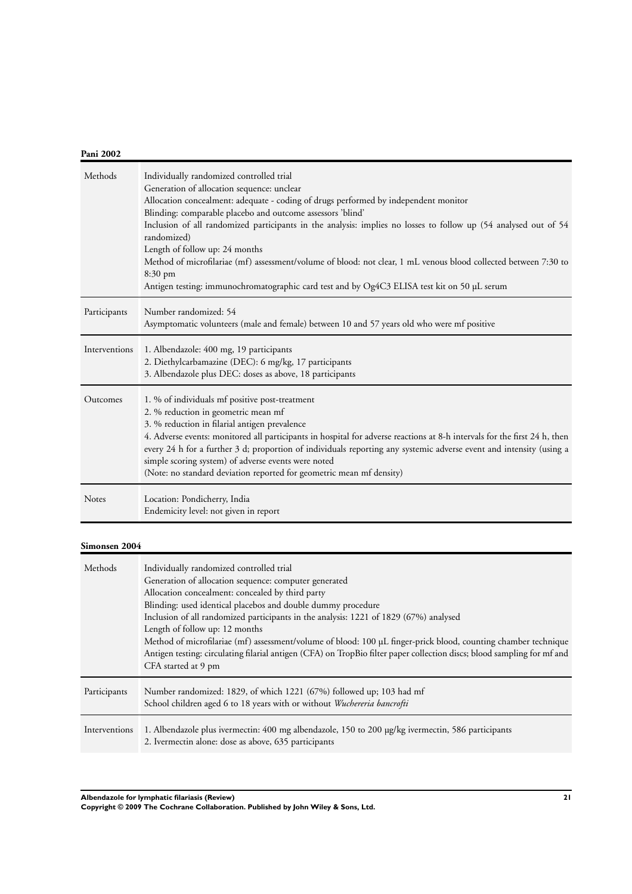**Pani 2002**

| | |
|---|---|
| Methods | Individually randomized controlled trial<br>Generation of allocation sequence: unclear<br>Allocation concealment: adequate - coding of drugs performed by independent monitor<br>Blinding: comparable placebo and outcome assessors 'blind'<br>Inclusion of all randomized participants in the analysis: implies no losses to follow up (54 analysed out of 54 randomized)<br>Length of follow up: 24 months<br>Method of microfilariae (mf) assessment/volume of blood: not clear, 1 mL venous blood collected between 7:30 to 8:30 pm<br>Antigen testing: immunochromatographic card test and by Og4C3 ELISA test kit on 50 µL serum |
| Participants | Number randomized: 54<br>Asymptomatic volunteers (male and female) between 10 and 57 years old who were mf positive |
| Interventions | 1. Albendazole: 400 mg, 19 participants<br>2. Diethylcarbamazine (DEC): 6 mg/kg, 17 participants<br>3. Albendazole plus DEC: doses as above, 18 participants |
| Outcomes | 1. % of individuals mf positive post-treatment<br>2. % reduction in geometric mean mf<br>3. % reduction in filarial antigen prevalence<br>4. Adverse events: monitored all participants in hospital for adverse reactions at 8-h intervals for the first 24 h, then every 24 h for a further 3 d; proportion of individuals reporting any systemic adverse event and intensity (using a simple scoring system) of adverse events were noted<br>(Note: no standard deviation reported for geometric mean mf density) |
| Notes | Location: Pondicherry, India<br>Endemicity level: not given in report |

**Simonsen 2004**

| | |
|---|---|
| Methods | Individually randomized controlled trial<br>Generation of allocation sequence: computer generated<br>Allocation concealment: concealed by third party<br>Blinding: used identical placebos and double dummy procedure<br>Inclusion of all randomized participants in the analysis: 1221 of 1829 (67%) analysed<br>Length of follow up: 12 months<br>Method of microfilariae (mf) assessment/volume of blood: 100 µL finger-prick blood, counting chamber technique<br>Antigen testing: circulating filarial antigen (CFA) on TropBio filter paper collection discs; blood sampling for mf and CFA started at 9 pm |
| Participants | Number randomized: 1829, of which 1221 (67%) followed up; 103 had mf<br>School children aged 6 to 18 years with or without *Wuchereria bancrofti* |
| Interventions | 1. Albendazole plus ivermectin: 400 mg albendazole, 150 to 200 µg/kg ivermectin, 586 participants<br>2. Ivermectin alone: dose as above, 635 participants |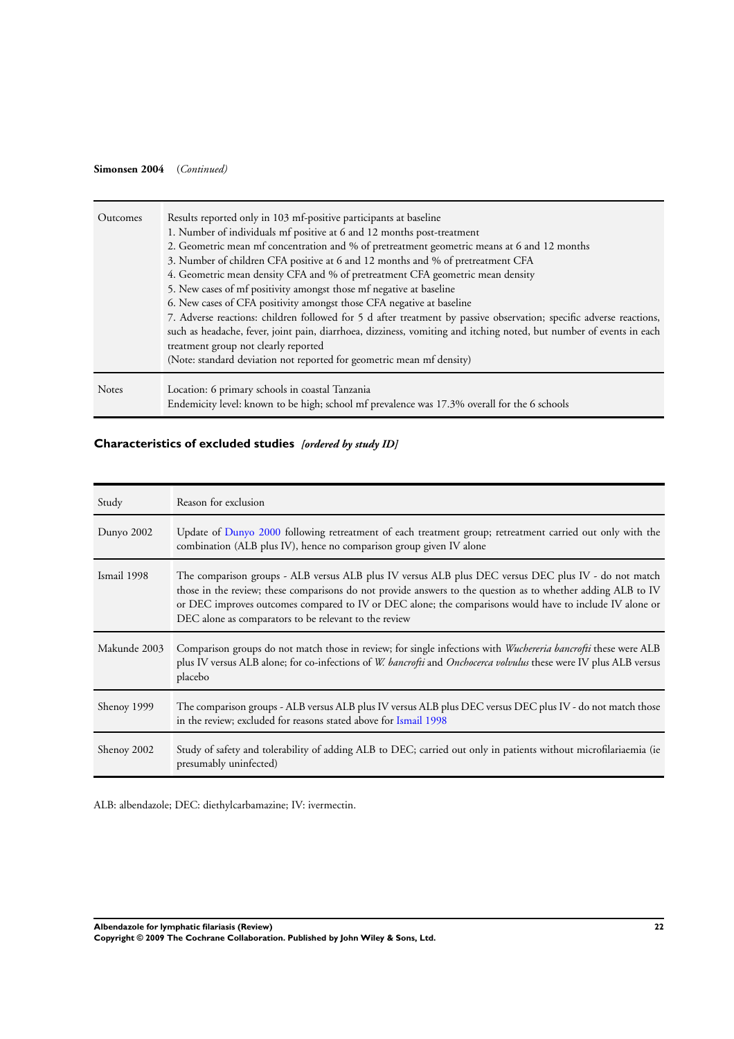**Simonsen 2004** (*Continued*)

| | |
|---|---|
| Outcomes | Results reported only in 103 mf-positive participants at baseline<br>1. Number of individuals mf positive at 6 and 12 months post-treatment<br>2. Geometric mean mf concentration and % of pretreatment geometric means at 6 and 12 months<br>3. Number of children CFA positive at 6 and 12 months and % of pretreatment CFA<br>4. Geometric mean density CFA and % of pretreatment CFA geometric mean density<br>5. New cases of mf positivity amongst those mf negative at baseline<br>6. New cases of CFA positivity amongst those CFA negative at baseline<br>7. Adverse reactions: children followed for 5 d after treatment by passive observation; specific adverse reactions, such as headache, fever, joint pain, diarrhoea, dizziness, vomiting and itching noted, but number of events in each treatment group not clearly reported<br>(Note: standard deviation not reported for geometric mean mf density) |
| Notes | Location: 6 primary schools in coastal Tanzania<br>Endemicity level: known to be high; school mf prevalence was 17.3% overall for the 6 schools |

### Characteristics of excluded studies *[ordered by study ID]*

| Study | Reason for exclusion |
|---|---|
| Dunyo 2002 | Update of Dunyo 2000 following retreatment of each treatment group; retreatment carried out only with the combination (ALB plus IV), hence no comparison group given IV alone |
| Ismail 1998 | The comparison groups - ALB versus ALB plus IV versus ALB plus DEC versus DEC plus IV - do not match those in the review; these comparisons do not provide answers to the question as to whether adding ALB to IV or DEC improves outcomes compared to IV or DEC alone; the comparisons would have to include IV alone or DEC alone as comparators to be relevant to the review |
| Makunde 2003 | Comparison groups do not match those in review; for single infections with *Wuchereria bancrofti* these were ALB plus IV versus ALB alone; for co-infections of *W. bancrofti* and *Onchocerca volvulus* these were IV plus ALB versus placebo |
| Shenoy 1999 | The comparison groups - ALB versus ALB plus IV versus ALB plus DEC versus DEC plus IV - do not match those in the review; excluded for reasons stated above for Ismail 1998 |
| Shenoy 2002 | Study of safety and tolerability of adding ALB to DEC; carried out only in patients without microfilariaemia (ie presumably uninfected) |

ALB: albendazole; DEC: diethylcarbamazine; IV: ivermectin.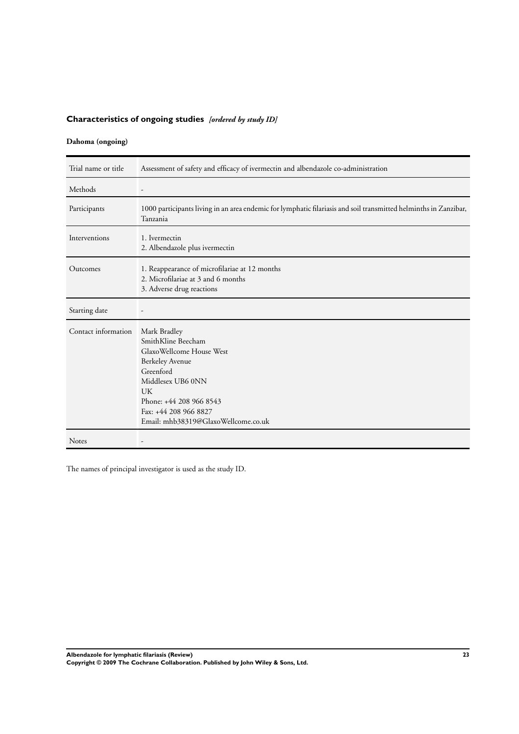## Characteristics of ongoing studies *[ordered by study ID]*

### Dahoma (ongoing)

| | |
|---|---|
| Trial name or title | Assessment of safety and efficacy of ivermectin and albendazole co-administration |
| Methods | - |
| Participants | 1000 participants living in an area endemic for lymphatic filariasis and soil transmitted helminths in Zanzibar, Tanzania |
| Interventions | 1. Ivermectin<br>2. Albendazole plus ivermectin |
| Outcomes | 1. Reappearance of microfilariae at 12 months<br>2. Microfilariae at 3 and 6 months<br>3. Adverse drug reactions |
| Starting date | - |
| Contact information | Mark Bradley<br>SmithKline Beecham<br>GlaxoWellcome House West<br>Berkeley Avenue<br>Greenford<br>Middlesex UB6 0NN<br>UK<br>Phone: +44 208 966 8543<br>Fax: +44 208 966 8827<br>Email: mhb38319@GlaxoWellcome.co.uk |
| Notes | - |

The names of principal investigator is used as the study ID.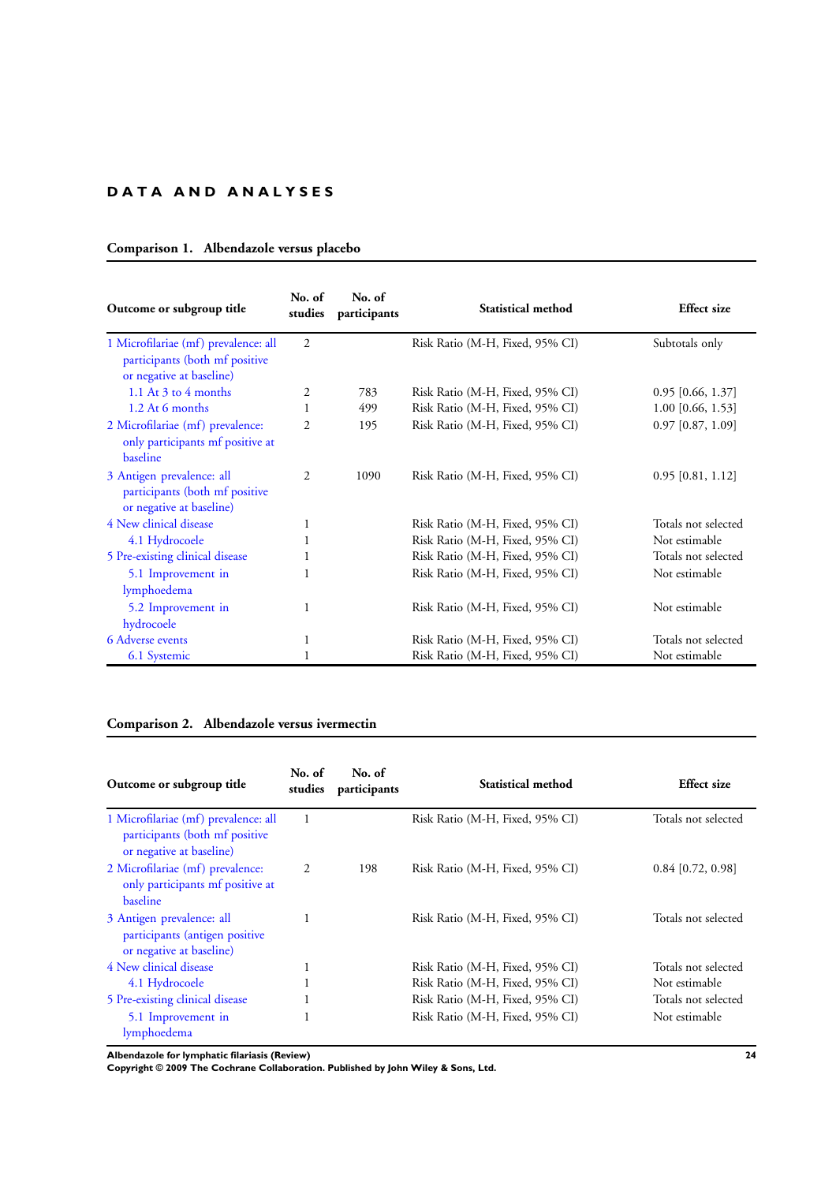## DATA AND ANALYSES

### Comparison 1. Albendazole versus placebo

| Outcome or subgroup title | No. of studies | No. of participants | Statistical method | Effect size |
|---|---|---|---|---|
| 1 Microfilariae (mf) prevalence: all participants (both mf positive or negative at baseline) | 2 | | Risk Ratio (M-H, Fixed, 95% CI) | Subtotals only |
| 1.1 At 3 to 4 months | 2 | 783 | Risk Ratio (M-H, Fixed, 95% CI) | 0.95 [0.66, 1.37] |
| 1.2 At 6 months | 1 | 499 | Risk Ratio (M-H, Fixed, 95% CI) | 1.00 [0.66, 1.53] |
| 2 Microfilariae (mf) prevalence: only participants mf positive at baseline | 2 | 195 | Risk Ratio (M-H, Fixed, 95% CI) | 0.97 [0.87, 1.09] |
| 3 Antigen prevalence: all participants (both mf positive or negative at baseline) | 2 | 1090 | Risk Ratio (M-H, Fixed, 95% CI) | 0.95 [0.81, 1.12] |
| 4 New clinical disease | 1 | | Risk Ratio (M-H, Fixed, 95% CI) | Totals not selected |
| 4.1 Hydrocoele | 1 | | Risk Ratio (M-H, Fixed, 95% CI) | Not estimable |
| 5 Pre-existing clinical disease | 1 | | Risk Ratio (M-H, Fixed, 95% CI) | Totals not selected |
| 5.1 Improvement in lymphoedema | 1 | | Risk Ratio (M-H, Fixed, 95% CI) | Not estimable |
| 5.2 Improvement in hydrocoele | 1 | | Risk Ratio (M-H, Fixed, 95% CI) | Not estimable |
| 6 Adverse events | 1 | | Risk Ratio (M-H, Fixed, 95% CI) | Totals not selected |
| 6.1 Systemic | 1 | | Risk Ratio (M-H, Fixed, 95% CI) | Not estimable |

### Comparison 2. Albendazole versus ivermectin

| Outcome or subgroup title | No. of studies | No. of participants | Statistical method | Effect size |
|---|---|---|---|---|
| 1 Microfilariae (mf) prevalence: all participants (both mf positive or negative at baseline) | 1 | | Risk Ratio (M-H, Fixed, 95% CI) | Totals not selected |
| 2 Microfilariae (mf) prevalence: only participants mf positive at baseline | 2 | 198 | Risk Ratio (M-H, Fixed, 95% CI) | 0.84 [0.72, 0.98] |
| 3 Antigen prevalence: all participants (antigen positive or negative at baseline) | 1 | | Risk Ratio (M-H, Fixed, 95% CI) | Totals not selected |
| 4 New clinical disease | 1 | | Risk Ratio (M-H, Fixed, 95% CI) | Totals not selected |
| 4.1 Hydrocoele | 1 | | Risk Ratio (M-H, Fixed, 95% CI) | Not estimable |
| 5 Pre-existing clinical disease | 1 | | Risk Ratio (M-H, Fixed, 95% CI) | Totals not selected |
| 5.1 Improvement in lymphoedema | 1 | | Risk Ratio (M-H, Fixed, 95% CI) | Not estimable |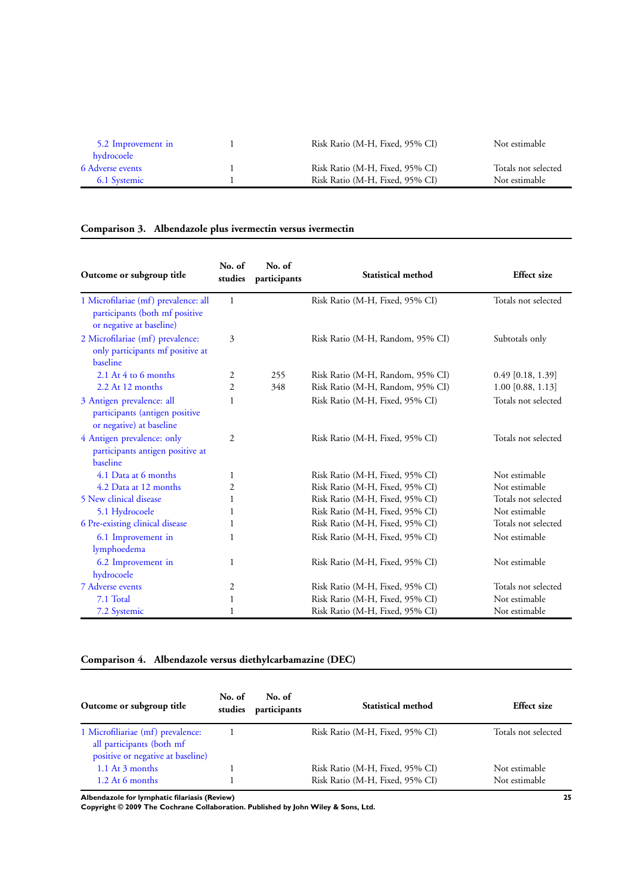| | | | | |
|---|---|---|---|---|
| 5.2 Improvement in hydrocoele | 1 | | Risk Ratio (M-H, Fixed, 95% CI) | Not estimable |
| 6 Adverse events | 1 | | Risk Ratio (M-H, Fixed, 95% CI) | Totals not selected |
| 6.1 Systemic | 1 | | Risk Ratio (M-H, Fixed, 95% CI) | Not estimable |

### Comparison 3. Albendazole plus ivermectin versus ivermectin

| Outcome or subgroup title | No. of studies | No. of participants | Statistical method | Effect size |
|---|---|---|---|---|
| 1 Microfilariae (mf) prevalence: all participants (both mf positive or negative at baseline) | 1 | | Risk Ratio (M-H, Fixed, 95% CI) | Totals not selected |
| 2 Microfilariae (mf) prevalence: only participants mf positive at baseline | 3 | | Risk Ratio (M-H, Random, 95% CI) | Subtotals only |
| 2.1 At 4 to 6 months | 2 | 255 | Risk Ratio (M-H, Random, 95% CI) | 0.49 [0.18, 1.39] |
| 2.2 At 12 months | 2 | 348 | Risk Ratio (M-H, Random, 95% CI) | 1.00 [0.88, 1.13] |
| 3 Antigen prevalence: all participants (antigen positive or negative) at baseline | 1 | | Risk Ratio (M-H, Fixed, 95% CI) | Totals not selected |
| 4 Antigen prevalence: only participants antigen positive at baseline | 2 | | Risk Ratio (M-H, Fixed, 95% CI) | Totals not selected |
| 4.1 Data at 6 months | 1 | | Risk Ratio (M-H, Fixed, 95% CI) | Not estimable |
| 4.2 Data at 12 months | 2 | | Risk Ratio (M-H, Fixed, 95% CI) | Not estimable |
| 5 New clinical disease | 1 | | Risk Ratio (M-H, Fixed, 95% CI) | Totals not selected |
| 5.1 Hydrocoele | 1 | | Risk Ratio (M-H, Fixed, 95% CI) | Not estimable |
| 6 Pre-existing clinical disease | 1 | | Risk Ratio (M-H, Fixed, 95% CI) | Totals not selected |
| 6.1 Improvement in lymphoedema | 1 | | Risk Ratio (M-H, Fixed, 95% CI) | Not estimable |
| 6.2 Improvement in hydrocoele | 1 | | Risk Ratio (M-H, Fixed, 95% CI) | Not estimable |
| 7 Adverse events | 2 | | Risk Ratio (M-H, Fixed, 95% CI) | Totals not selected |
| 7.1 Total | 1 | | Risk Ratio (M-H, Fixed, 95% CI) | Not estimable |
| 7.2 Systemic | 1 | | Risk Ratio (M-H, Fixed, 95% CI) | Not estimable |

### Comparison 4. Albendazole versus diethylcarbamazine (DEC)

| Outcome or subgroup title | No. of studies | No. of participants | Statistical method | Effect size |
|---|---|---|---|---|
| 1 Microfiliariae (mf) prevalence: all participants (both mf positive or negative at baseline) | 1 | | Risk Ratio (M-H, Fixed, 95% CI) | Totals not selected |
| 1.1 At 3 months | 1 | | Risk Ratio (M-H, Fixed, 95% CI) | Not estimable |
| 1.2 At 6 months | 1 | | Risk Ratio (M-H, Fixed, 95% CI) | Not estimable |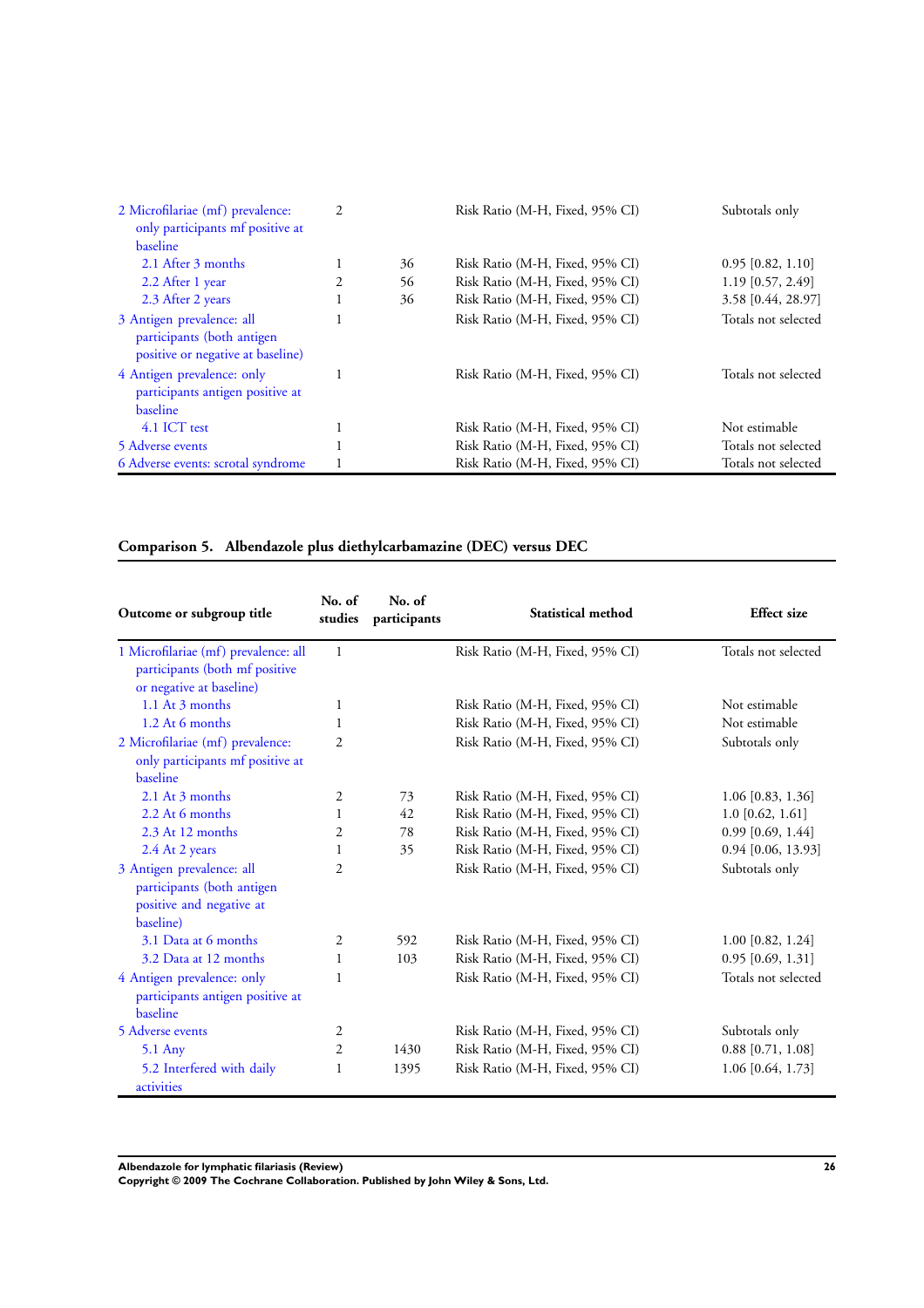| Outcome or subgroup title | No. of studies | No. of participants | Statistical method | Effect size |
|---|---|---|---|---|
| 2 Microfilariae (mf) prevalence: only participants mf positive at baseline | 2 | | Risk Ratio (M-H, Fixed, 95% CI) | Subtotals only |
| 2.1 After 3 months | 1 | 36 | Risk Ratio (M-H, Fixed, 95% CI) | 0.95 [0.82, 1.10] |
| 2.2 After 1 year | 2 | 56 | Risk Ratio (M-H, Fixed, 95% CI) | 1.19 [0.57, 2.49] |
| 2.3 After 2 years | 1 | 36 | Risk Ratio (M-H, Fixed, 95% CI) | 3.58 [0.44, 28.97] |
| 3 Antigen prevalence: all participants (both antigen positive or negative at baseline) | 1 | | Risk Ratio (M-H, Fixed, 95% CI) | Totals not selected |
| 4 Antigen prevalence: only participants antigen positive at baseline | 1 | | Risk Ratio (M-H, Fixed, 95% CI) | Totals not selected |
| 4.1 ICT test | 1 | | Risk Ratio (M-H, Fixed, 95% CI) | Not estimable |
| 5 Adverse events | 1 | | Risk Ratio (M-H, Fixed, 95% CI) | Totals not selected |
| 6 Adverse events: scrotal syndrome | 1 | | Risk Ratio (M-H, Fixed, 95% CI) | Totals not selected |

### Comparison 5. Albendazole plus diethylcarbamazine (DEC) versus DEC

| Outcome or subgroup title | No. of studies | No. of participants | Statistical method | Effect size |
|---|---|---|---|---|
| 1 Microfilariae (mf) prevalence: all participants (both mf positive or negative at baseline) | 1 | | Risk Ratio (M-H, Fixed, 95% CI) | Totals not selected |
| 1.1 At 3 months | 1 | | Risk Ratio (M-H, Fixed, 95% CI) | Not estimable |
| 1.2 At 6 months | 1 | | Risk Ratio (M-H, Fixed, 95% CI) | Not estimable |
| 2 Microfilariae (mf) prevalence: only participants mf positive at baseline | 2 | | Risk Ratio (M-H, Fixed, 95% CI) | Subtotals only |
| 2.1 At 3 months | 2 | 73 | Risk Ratio (M-H, Fixed, 95% CI) | 1.06 [0.83, 1.36] |
| 2.2 At 6 months | 1 | 42 | Risk Ratio (M-H, Fixed, 95% CI) | 1.0 [0.62, 1.61] |
| 2.3 At 12 months | 2 | 78 | Risk Ratio (M-H, Fixed, 95% CI) | 0.99 [0.69, 1.44] |
| 2.4 At 2 years | 1 | 35 | Risk Ratio (M-H, Fixed, 95% CI) | 0.94 [0.06, 13.93] |
| 3 Antigen prevalence: all participants (both antigen positive and negative at baseline) | 2 | | Risk Ratio (M-H, Fixed, 95% CI) | Subtotals only |
| 3.1 Data at 6 months | 2 | 592 | Risk Ratio (M-H, Fixed, 95% CI) | 1.00 [0.82, 1.24] |
| 3.2 Data at 12 months | 1 | 103 | Risk Ratio (M-H, Fixed, 95% CI) | 0.95 [0.69, 1.31] |
| 4 Antigen prevalence: only participants antigen positive at baseline | 1 | | Risk Ratio (M-H, Fixed, 95% CI) | Totals not selected |
| 5 Adverse events | 2 | | Risk Ratio (M-H, Fixed, 95% CI) | Subtotals only |
| 5.1 Any | 2 | 1430 | Risk Ratio (M-H, Fixed, 95% CI) | 0.88 [0.71, 1.08] |
| 5.2 Interfered with daily activities | 1 | 1395 | Risk Ratio (M-H, Fixed, 95% CI) | 1.06 [0.64, 1.73] |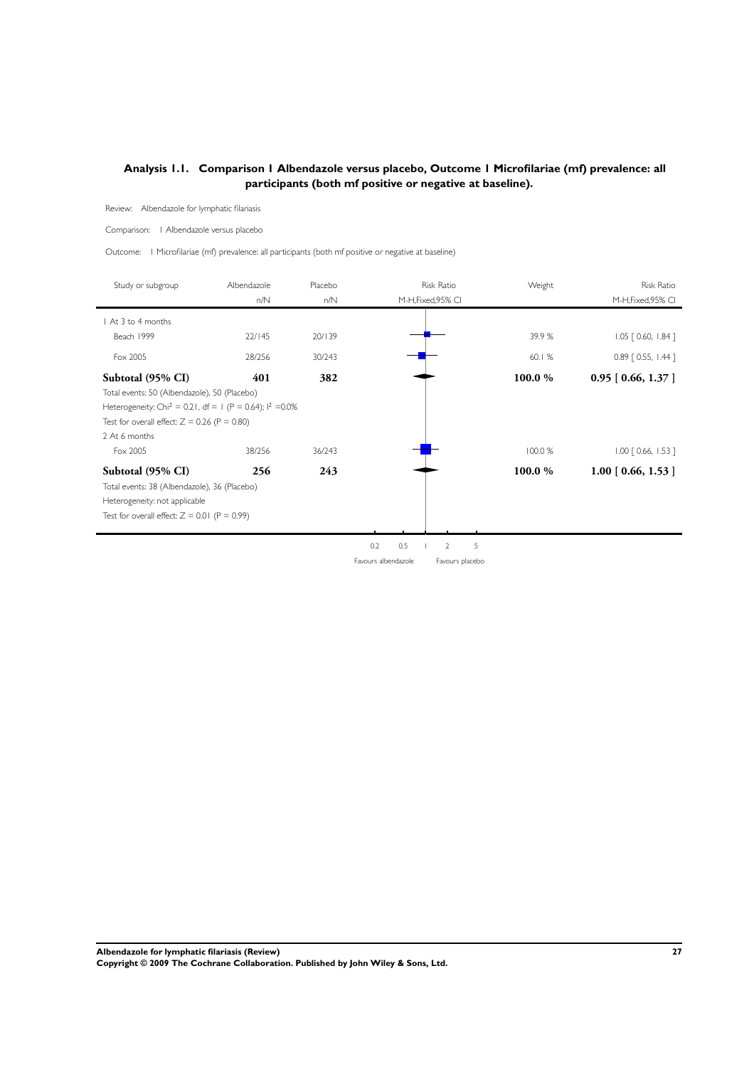## Analysis 1.1. Comparison 1 Albendazole versus placebo, Outcome 1 Microfilariae (mf) prevalence: all participants (both mf positive or negative at baseline).

Review: Albendazole for lymphatic filariasis

Comparison: 1 Albendazole versus placebo

Outcome: 1 Microfilariae (mf) prevalence: all participants (both mf positive or negative at baseline)

| Study or subgroup | Albendazole n/N | Placebo n/N | Risk Ratio M-H,Fixed,95% CI | Weight | Risk Ratio M-H,Fixed,95% CI |
|---|---|---|---|---|---|
| 1 At 3 to 4 months | | | | | |
| Beach 1999 | 22/145 | 20/139 | | 39.9 % | 1.05 [ 0.60, 1.84 ] |
| Fox 2005 | 28/256 | 30/243 | | 60.1 % | 0.89 [ 0.55, 1.44 ] |
| **Subtotal (95% CI)** | **401** | **382** | | **100.0 %** | **0.95 [ 0.66, 1.37 ]** |
| Total events: 50 (Albendazole), 50 (Placebo) | | | | | |
| Heterogeneity: $Chi^2 = 0.21$, df = 1 (P = 0.64); $I^2$ =0.0% | | | | | |
| Test for overall effect: Z = 0.26 (P = 0.80) | | | | | |
| 2 At 6 months | | | | | |
| Fox 2005 | 38/256 | 36/243 | | 100.0 % | 1.00 [ 0.66, 1.53 ] |
| **Subtotal (95% CI)** | **256** | **243** | | **100.0 %** | **1.00 [ 0.66, 1.53 ]** |
| Total events: 38 (Albendazole), 36 (Placebo) | | | | | |
| Heterogeneity: not applicable | | | | | |
| Test for overall effect: Z = 0.01 (P = 0.99) | | | | | |

0.2 0.5 1 2 5

Favours albendazole Favours placebo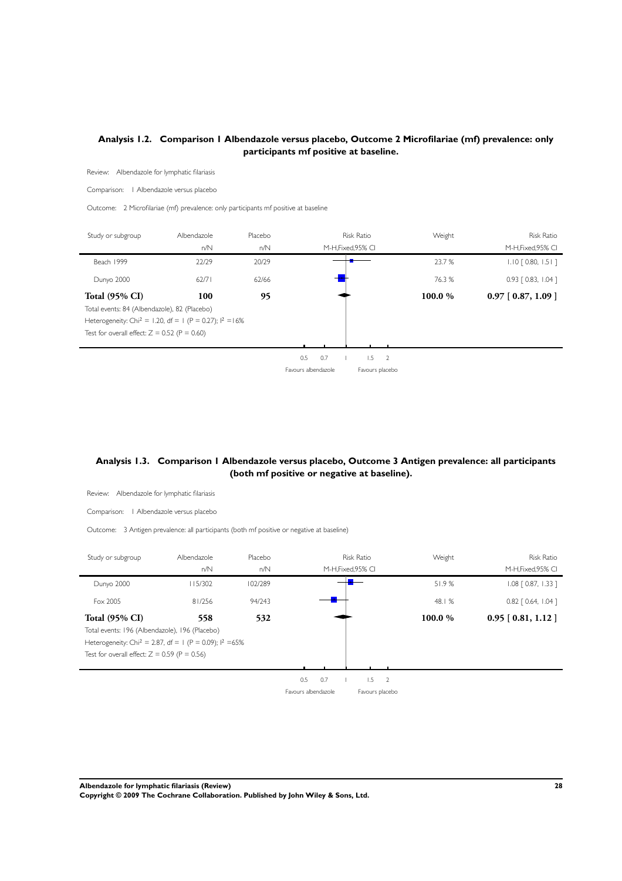## Analysis 1.2. Comparison 1 Albendazole versus placebo, Outcome 2 Microfilariae (mf) prevalence: only participants mf positive at baseline.

Review: Albendazole for lymphatic filariasis

Comparison: 1 Albendazole versus placebo

Outcome: 2 Microfilariae (mf) prevalence: only participants mf positive at baseline

| Study or subgroup | Albendazole n/N | Placebo n/N | Risk Ratio M-H,Fixed,95% CI | Weight | Risk Ratio M-H,Fixed,95% CI |
|---|---|---|---|---|---|
| Beach 1999 | 22/29 | 20/29 | | 23.7 % | 1.10 [ 0.80, 1.51 ] |
| Dunyo 2000 | 62/71 | 62/66 | | 76.3 % | 0.93 [ 0.83, 1.04 ] |
| **Total (95% CI)** | **100** | **95** | | **100.0 %** | **0.97 [ 0.87, 1.09 ]** |

Total events: 84 (Albendazole), 82 (Placebo)

Heterogeneity: $Chi^2 = 1.20$, df = 1 (P = 0.27); $I^2$ =16%

Test for overall effect: Z = 0.52 (P = 0.60)

0.5 0.7 1 1.5 2

Favours albendazole | Favours placebo

## Analysis 1.3. Comparison 1 Albendazole versus placebo, Outcome 3 Antigen prevalence: all participants (both mf positive or negative at baseline).

Review: Albendazole for lymphatic filariasis

Comparison: 1 Albendazole versus placebo

Outcome: 3 Antigen prevalence: all participants (both mf positive or negative at baseline)

| Study or subgroup | Albendazole n/N | Placebo n/N | Risk Ratio M-H,Fixed,95% CI | Weight | Risk Ratio M-H,Fixed,95% CI |
|---|---|---|---|---|---|
| Dunyo 2000 | 115/302 | 102/289 | | 51.9 % | 1.08 [ 0.87, 1.33 ] |
| Fox 2005 | 81/256 | 94/243 | | 48.1 % | 0.82 [ 0.64, 1.04 ] |
| **Total (95% CI)** | **558** | **532** | | **100.0 %** | **0.95 [ 0.81, 1.12 ]** |

Total events: 196 (Albendazole), 196 (Placebo)

Heterogeneity: $Chi^2 = 2.87$, df = 1 (P = 0.09); $I^2$ =65%

Test for overall effect: Z = 0.59 (P = 0.56)

0.5 0.7 1 1.5 2

Favours albendazole | Favours placebo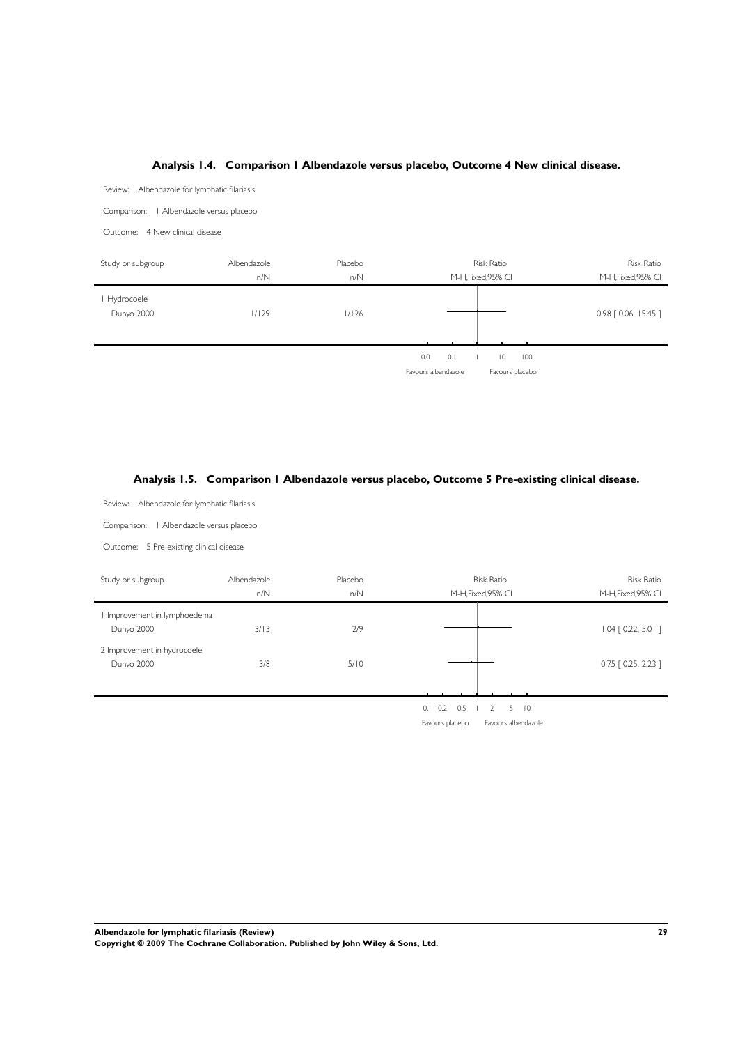### Analysis 1.4. Comparison 1 Albendazole versus placebo, Outcome 4 New clinical disease.

Review: Albendazole for lymphatic filariasis

Comparison: 1 Albendazole versus placebo

Outcome: 4 New clinical disease

| Study or subgroup | Albendazole n/N | Placebo n/N | Risk Ratio M-H,Fixed,95% CI | Risk Ratio M-H,Fixed,95% CI |
|---|---|---|---|---|
| 1 Hydrocoele | | | | |
| Dunyo 2000 | 1/129 | 1/126 | | 0.98 [ 0.06, 15.45 ] |

0.01 0.1 1 10 100

Favours albendazole — Favours placebo

### Analysis 1.5. Comparison 1 Albendazole versus placebo, Outcome 5 Pre-existing clinical disease.

Review: Albendazole for lymphatic filariasis

Comparison: 1 Albendazole versus placebo

Outcome: 5 Pre-existing clinical disease

| Study or subgroup | Albendazole n/N | Placebo n/N | Risk Ratio M-H,Fixed,95% CI | Risk Ratio M-H,Fixed,95% CI |
|---|---|---|---|---|
| 1 Improvement in lymphoedema | | | | |
| Dunyo 2000 | 3/13 | 2/9 | | 1.04 [ 0.22, 5.01 ] |
| 2 Improvement in hydrocoele | | | | |
| Dunyo 2000 | 3/8 | 5/10 | | 0.75 [ 0.25, 2.23 ] |

0.1 0.2 0.5 1 2 5 10

Favours placebo — Favours albendazole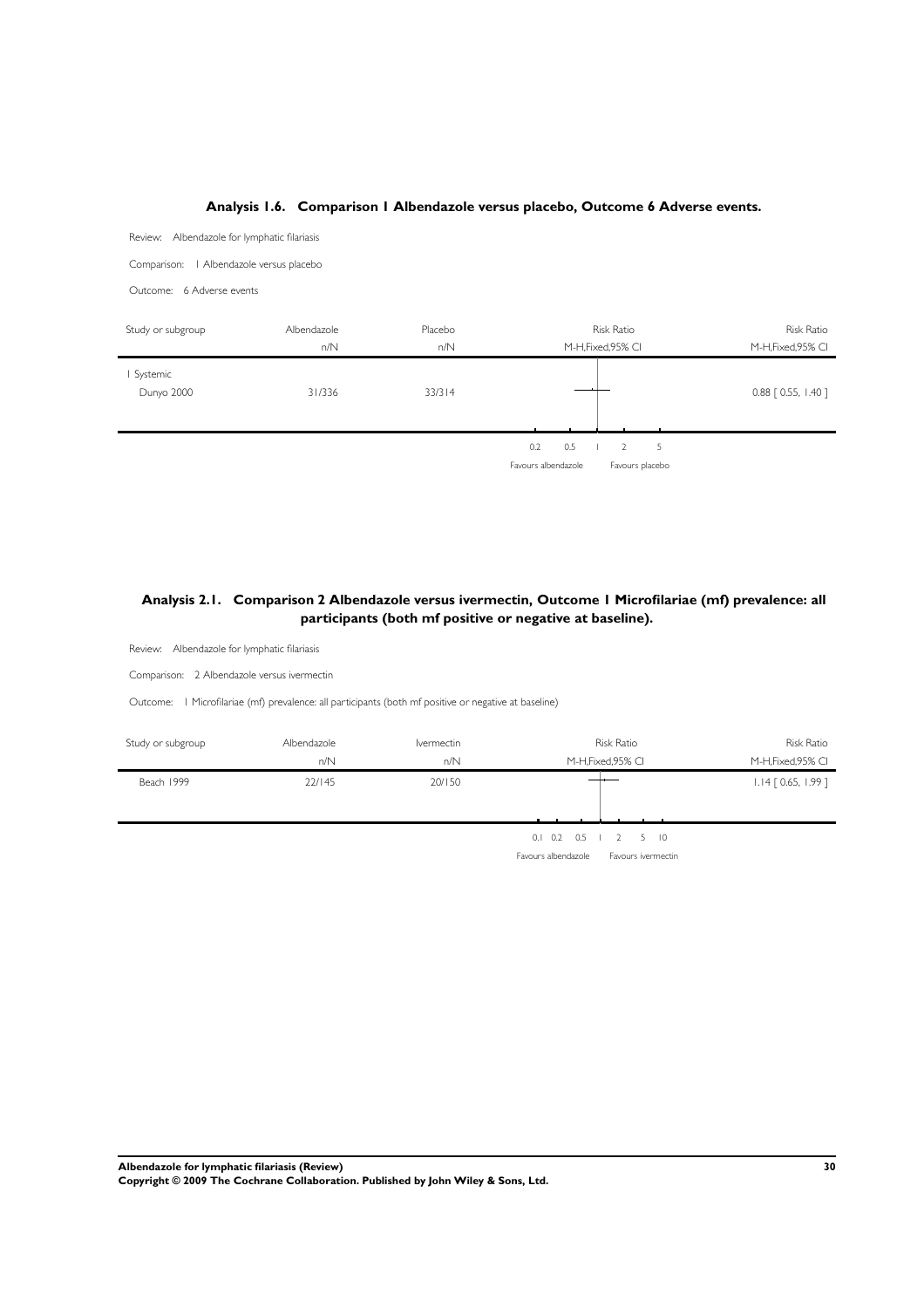### Analysis 1.6. Comparison 1 Albendazole versus placebo, Outcome 6 Adverse events.

Review: Albendazole for lymphatic filariasis

Comparison: 1 Albendazole versus placebo

Outcome: 6 Adverse events

| Study or subgroup | Albendazole n/N | Placebo n/N | Risk Ratio M-H,Fixed,95% CI | Risk Ratio M-H,Fixed,95% CI |
|---|---|---|---|---|
| 1 Systemic | | | | |
| Dunyo 2000 | 31/336 | 33/314 | | 0.88 [ 0.55, 1.40 ] |

0.2 0.5 1 2 5

Favours albendazole Favours placebo

### Analysis 2.1. Comparison 2 Albendazole versus ivermectin, Outcome 1 Microfilariae (mf) prevalence: all participants (both mf positive or negative at baseline).

Review: Albendazole for lymphatic filariasis

Comparison: 2 Albendazole versus ivermectin

Outcome: 1 Microfilariae (mf) prevalence: all participants (both mf positive or negative at baseline)

| Study or subgroup | Albendazole n/N | Ivermectin n/N | Risk Ratio M-H,Fixed,95% CI | Risk Ratio M-H,Fixed,95% CI |
|---|---|---|---|---|
| Beach 1999 | 22/145 | 20/150 | | 1.14 [ 0.65, 1.99 ] |

0.1 0.2 0.5 1 2 5 10

Favours albendazole Favours ivermectin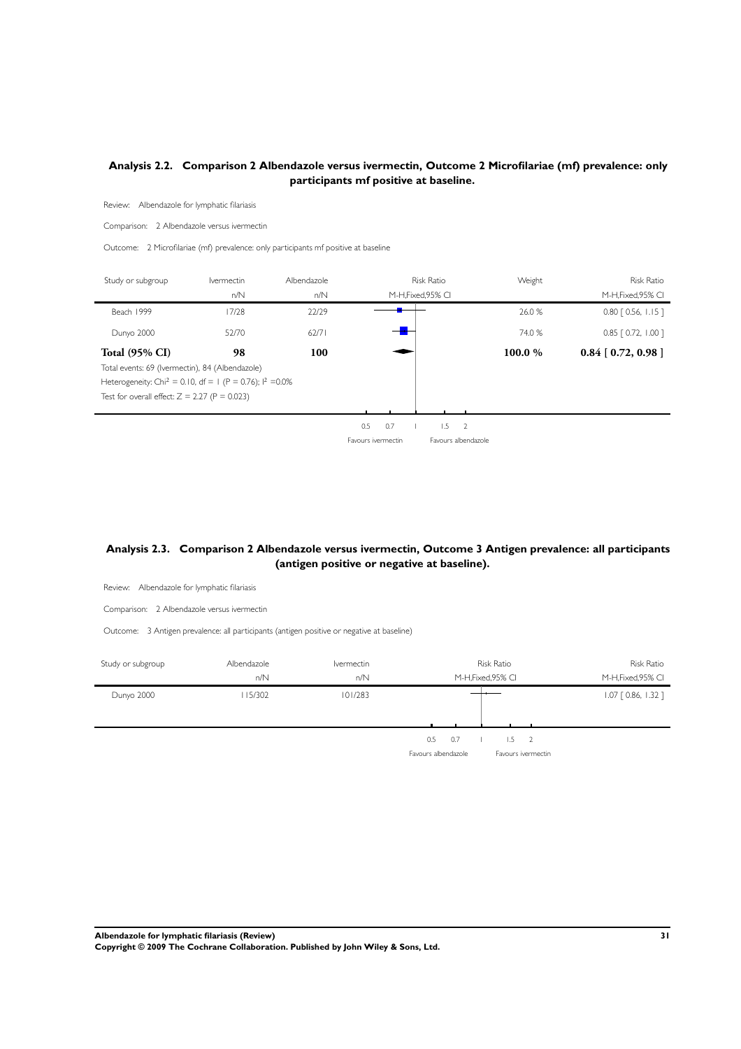## Analysis 2.2. Comparison 2 Albendazole versus ivermectin, Outcome 2 Microfilariae (mf) prevalence: only participants mf positive at baseline.

Review: Albendazole for lymphatic filariasis

Comparison: 2 Albendazole versus ivermectin

Outcome: 2 Microfilariae (mf) prevalence: only participants mf positive at baseline

| Study or subgroup | Ivermectin n/N | Albendazole n/N | Risk Ratio M-H,Fixed,95% CI | Weight | Risk Ratio M-H,Fixed,95% CI |
|---|---|---|---|---|---|
| Beach 1999 | 17/28 | 22/29 | | 26.0 % | 0.80 [ 0.56, 1.15 ] |
| Dunyo 2000 | 52/70 | 62/71 | | 74.0 % | 0.85 [ 0.72, 1.00 ] |
| **Total (95% CI)** | **98** | **100** | | **100.0 %** | **0.84 [ 0.72, 0.98 ]** |

Total events: 69 (Ivermectin), 84 (Albendazole)

Heterogeneity: Chi$^2$ = 0.10, df = 1 (P = 0.76); I$^2$ =0.0%

Test for overall effect: Z = 2.27 (P = 0.023)

0.5 0.7 1 1.5 2

Favours ivermectin Favours albendazole

## Analysis 2.3. Comparison 2 Albendazole versus ivermectin, Outcome 3 Antigen prevalence: all participants (antigen positive or negative at baseline).

Review: Albendazole for lymphatic filariasis

Comparison: 2 Albendazole versus ivermectin

Outcome: 3 Antigen prevalence: all participants (antigen positive or negative at baseline)

| Study or subgroup | Albendazole n/N | Ivermectin n/N | Risk Ratio M-H,Fixed,95% CI | Risk Ratio M-H,Fixed,95% CI |
|---|---|---|---|---|
| Dunyo 2000 | 115/302 | 101/283 | | 1.07 [ 0.86, 1.32 ] |

0.5 0.7 1 1.5 2

Favours albendazole Favours ivermectin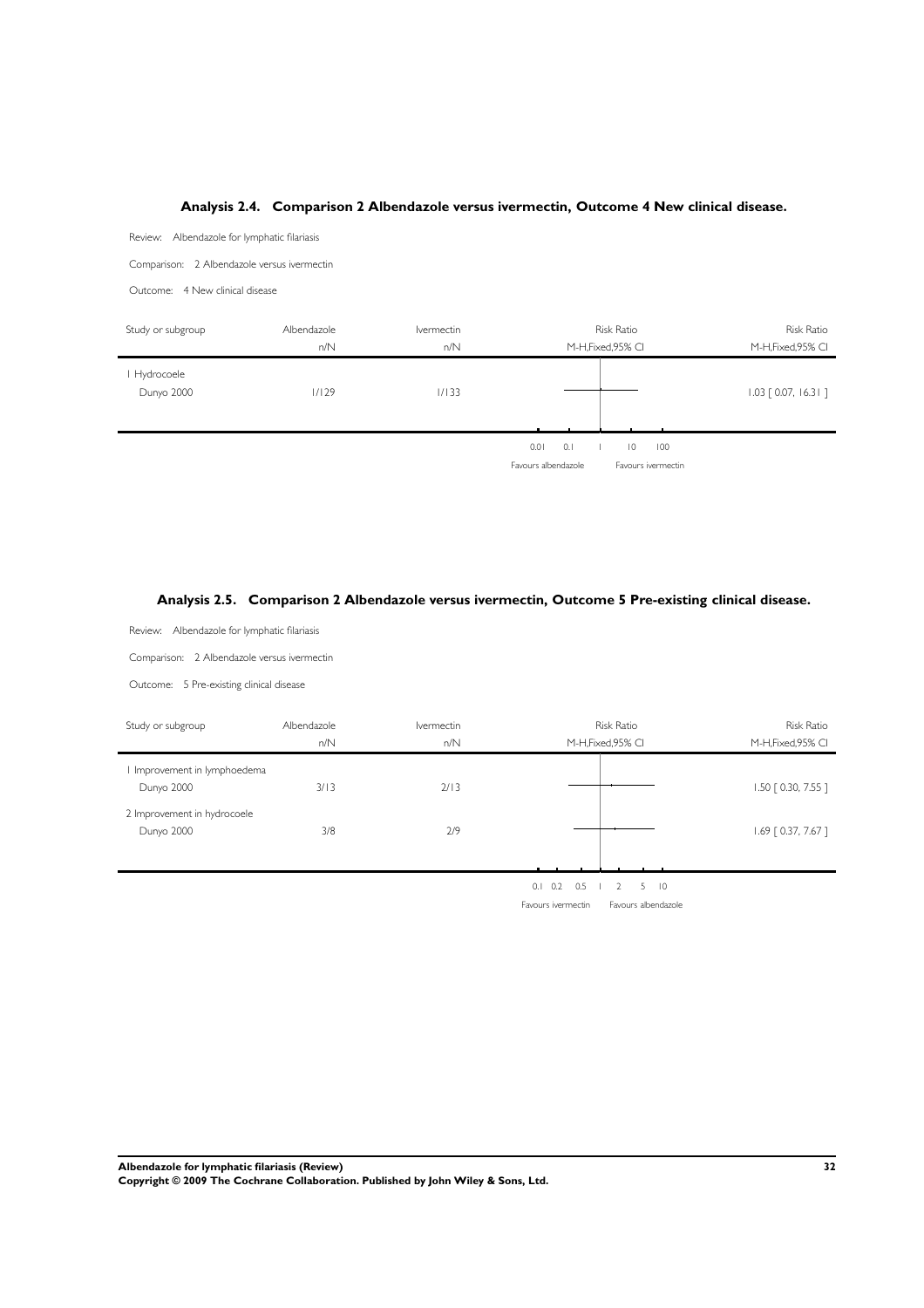### Analysis 2.4. Comparison 2 Albendazole versus ivermectin, Outcome 4 New clinical disease.

Review: Albendazole for lymphatic filariasis

Comparison: 2 Albendazole versus ivermectin

Outcome: 4 New clinical disease

| Study or subgroup | Albendazole n/N | Ivermectin n/N | Risk Ratio M-H,Fixed,95% CI | Risk Ratio M-H,Fixed,95% CI |
|---|---|---|---|---|
| 1 Hydrocoele | | | | |
| Dunyo 2000 | 1/129 | 1/133 | | 1.03 [ 0.07, 16.31 ] |

0.01 0.1 1 10 100

Favours albendazole Favours ivermectin

### Analysis 2.5. Comparison 2 Albendazole versus ivermectin, Outcome 5 Pre-existing clinical disease.

Review: Albendazole for lymphatic filariasis

Comparison: 2 Albendazole versus ivermectin

Outcome: 5 Pre-existing clinical disease

| Study or subgroup | Albendazole n/N | Ivermectin n/N | Risk Ratio M-H,Fixed,95% CI | Risk Ratio M-H,Fixed,95% CI |
|---|---|---|---|---|
| 1 Improvement in lymphoedema | | | | |
| Dunyo 2000 | 3/13 | 2/13 | | 1.50 [ 0.30, 7.55 ] |
| 2 Improvement in hydrocoele | | | | |
| Dunyo 2000 | 3/8 | 2/9 | | 1.69 [ 0.37, 7.67 ] |

0.1 0.2 0.5 1 2 5 10

Favours ivermectin Favours albendazole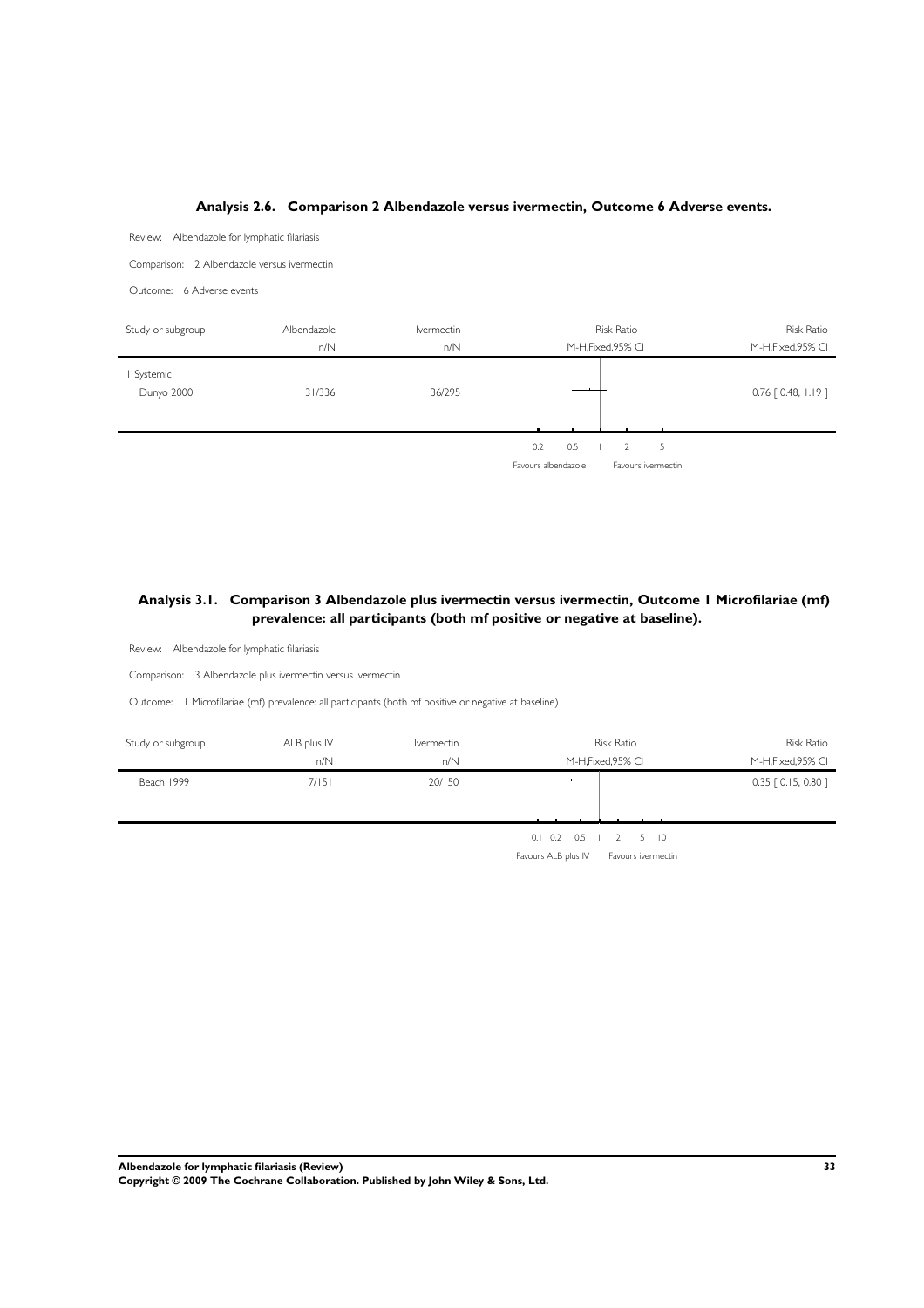### Analysis 2.6. Comparison 2 Albendazole versus ivermectin, Outcome 6 Adverse events.

Review: Albendazole for lymphatic filariasis

Comparison: 2 Albendazole versus ivermectin

Outcome: 6 Adverse events

| Study or subgroup | Albendazole n/N | Ivermectin n/N | Risk Ratio M-H,Fixed,95% CI | Risk Ratio M-H,Fixed,95% CI |
|---|---|---|---|---|
| 1 Systemic | | | | |
| Dunyo 2000 | 31/336 | 36/295 | | 0.76 [ 0.48, 1.19 ] |

0.2 0.5 1 2 5

Favours albendazole Favours ivermectin

### Analysis 3.1. Comparison 3 Albendazole plus ivermectin versus ivermectin, Outcome 1 Microfilariae (mf) prevalence: all participants (both mf positive or negative at baseline).

Review: Albendazole for lymphatic filariasis

Comparison: 3 Albendazole plus ivermectin versus ivermectin

Outcome: 1 Microfilariae (mf) prevalence: all participants (both mf positive or negative at baseline)

| Study or subgroup | ALB plus IV n/N | Ivermectin n/N | Risk Ratio M-H,Fixed,95% CI | Risk Ratio M-H,Fixed,95% CI |
|---|---|---|---|---|
| Beach 1999 | 7/151 | 20/150 | | 0.35 [ 0.15, 0.80 ] |

0.1 0.2 0.5 1 2 5 10

Favours ALB plus IV Favours ivermectin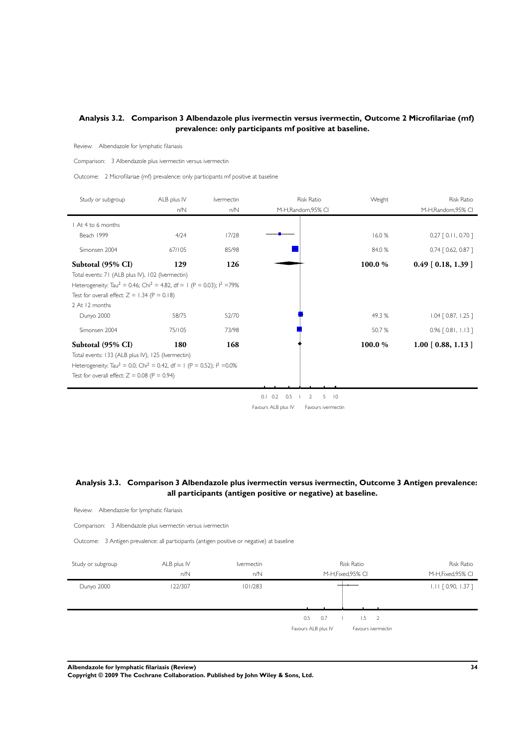## Analysis 3.2. Comparison 3 Albendazole plus ivermectin versus ivermectin, Outcome 2 Microfilariae (mf) prevalence: only participants mf positive at baseline.

Review: Albendazole for lymphatic filariasis

Comparison: 3 Albendazole plus ivermectin versus ivermectin

Outcome: 2 Microfilariae (mf) prevalence: only participants mf positive at baseline

| Study or subgroup | ALB plus IV n/N | Ivermectin n/N | Weight | Risk Ratio M-H,Random,95% CI |
|---|---|---|---|---|
| 1 At 4 to 6 months | | | | |
| Beach 1999 | 4/24 | 17/28 | 16.0 % | 0.27 [ 0.11, 0.70 ] |
| Simonsen 2004 | 67/105 | 85/98 | 84.0 % | 0.74 [ 0.62, 0.87 ] |
| **Subtotal (95% CI)** | **129** | **126** | **100.0 %** | **0.49 [ 0.18, 1.39 ]** |
| Total events: 71 (ALB plus IV), 102 (Ivermectin) | | | | |
| Heterogeneity: $Tau^2 = 0.46$; $Chi^2 = 4.82$, df = 1 (P = 0.03); $I^2 = 79\%$ | | | | |
| Test for overall effect: Z = 1.34 (P = 0.18) | | | | |
| 2 At 12 months | | | | |
| Dunyo 2000 | 58/75 | 52/70 | 49.3 % | 1.04 [ 0.87, 1.25 ] |
| Simonsen 2004 | 75/105 | 73/98 | 50.7 % | 0.96 [ 0.81, 1.13 ] |
| **Subtotal (95% CI)** | **180** | **168** | **100.0 %** | **1.00 [ 0.88, 1.13 ]** |
| Total events: 133 (ALB plus IV), 125 (Ivermectin) | | | | |
| Heterogeneity: $Tau^2 = 0.0$; $Chi^2 = 0.42$, df = 1 (P = 0.52); $I^2 = 0.0\%$ | | | | |
| Test for overall effect: Z = 0.08 (P = 0.94) | | | | |

0.1 0.2 0.5 1 2 5 10

Favours ALB plus IV    Favours ivermectin

## Analysis 3.3. Comparison 3 Albendazole plus ivermectin versus ivermectin, Outcome 3 Antigen prevalence: all participants (antigen positive or negative) at baseline.

Review: Albendazole for lymphatic filariasis

Comparison: 3 Albendazole plus ivermectin versus ivermectin

Outcome: 3 Antigen prevalence: all participants (antigen positive or negative) at baseline

| Study or subgroup | ALB plus IV n/N | Ivermectin n/N | Risk Ratio M-H,Fixed,95% CI |
|---|---|---|---|
| Dunyo 2000 | 122/307 | 101/283 | 1.11 [ 0.90, 1.37 ] |

0.5 0.7 1 1.5 2

Favours ALB plus IV    Favours ivermectin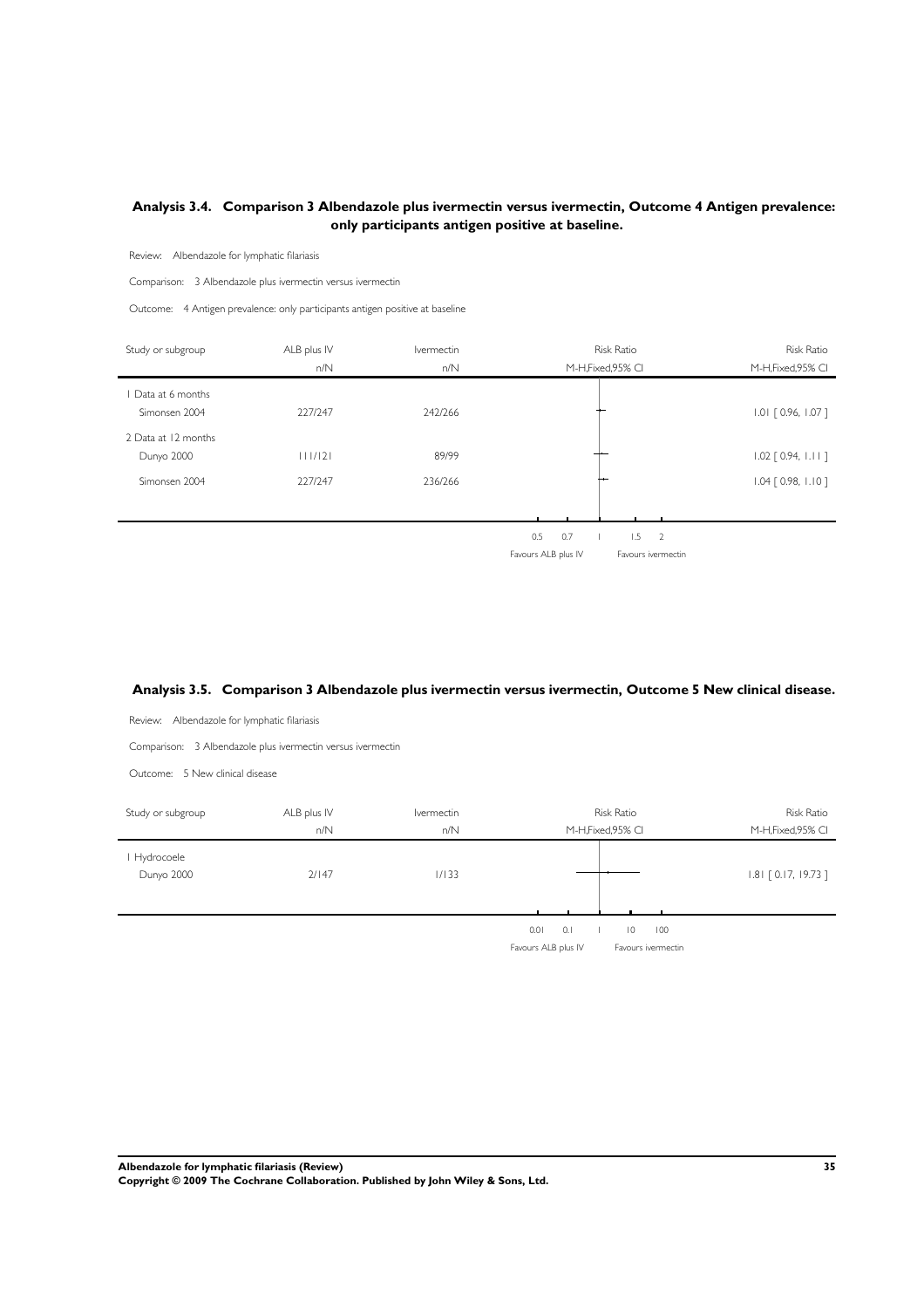### Analysis 3.4. Comparison 3 Albendazole plus ivermectin versus ivermectin, Outcome 4 Antigen prevalence: only participants antigen positive at baseline.

Review: Albendazole for lymphatic filariasis

Comparison: 3 Albendazole plus ivermectin versus ivermectin

Outcome: 4 Antigen prevalence: only participants antigen positive at baseline

| Study or subgroup | ALB plus IV n/N | Ivermectin n/N | Risk Ratio M-H,Fixed,95% CI | Risk Ratio M-H,Fixed,95% CI |
|---|---|---|---|---|
| 1 Data at 6 months | | | | |
| Simonsen 2004 | 227/247 | 242/266 | | 1.01 [ 0.96, 1.07 ] |
| 2 Data at 12 months | | | | |
| Dunyo 2000 | 111/121 | 89/99 | | 1.02 [ 0.94, 1.11 ] |
| Simonsen 2004 | 227/247 | 236/266 | | 1.04 [ 0.98, 1.10 ] |

0.5 0.7 1 1.5 2

Favours ALB plus IV Favours ivermectin

### Analysis 3.5. Comparison 3 Albendazole plus ivermectin versus ivermectin, Outcome 5 New clinical disease.

Review: Albendazole for lymphatic filariasis

Comparison: 3 Albendazole plus ivermectin versus ivermectin

Outcome: 5 New clinical disease

| Study or subgroup | ALB plus IV n/N | Ivermectin n/N | Risk Ratio M-H,Fixed,95% CI | Risk Ratio M-H,Fixed,95% CI |
|---|---|---|---|---|
| 1 Hydrocoele | | | | |
| Dunyo 2000 | 2/147 | 1/133 | | 1.81 [ 0.17, 19.73 ] |

0.01 0.1 1 10 100

Favours ALB plus IV Favours ivermectin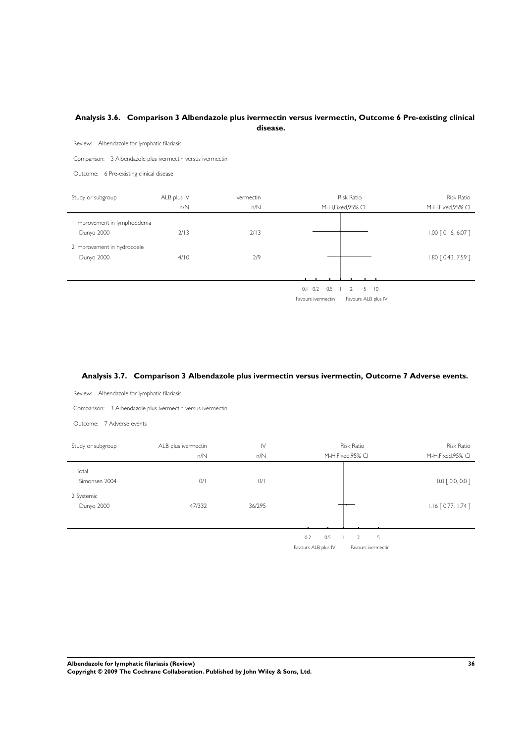## Analysis 3.6. Comparison 3 Albendazole plus ivermectin versus ivermectin, Outcome 6 Pre-existing clinical disease.

Review: Albendazole for lymphatic filariasis

Comparison: 3 Albendazole plus ivermectin versus ivermectin

Outcome: 6 Pre-existing clinical disease

| Study or subgroup | ALB plus IV n/N | Ivermectin n/N | Risk Ratio M-H,Fixed,95% CI | Risk Ratio M-H,Fixed,95% CI |
|---|---|---|---|---|
| 1 Improvement in lymphoedema | | | | |
| Dunyo 2000 | 2/13 | 2/13 | | 1.00 [ 0.16, 6.07 ] |
| 2 Improvement in hydrocoele | | | | |
| Dunyo 2000 | 4/10 | 2/9 | | 1.80 [ 0.43, 7.59 ] |

0.1 0.2 0.5 1 2 5 10

Favours ivermectin Favours ALB plus IV

## Analysis 3.7. Comparison 3 Albendazole plus ivermectin versus ivermectin, Outcome 7 Adverse events.

Review: Albendazole for lymphatic filariasis

Comparison: 3 Albendazole plus ivermectin versus ivermectin

Outcome: 7 Adverse events

| Study or subgroup | ALB plus ivermectin n/N | IV n/N | Risk Ratio M-H,Fixed,95% CI | Risk Ratio M-H,Fixed,95% CI |
|---|---|---|---|---|
| 1 Total | | | | |
| Simonsen 2004 | 0/1 | 0/1 | | 0.0 [ 0.0, 0.0 ] |
| 2 Systemic | | | | |
| Dunyo 2000 | 47/332 | 36/295 | | 1.16 [ 0.77, 1.74 ] |

0.2 0.5 1 2 5

Favours ALB plus IV Favours ivermectin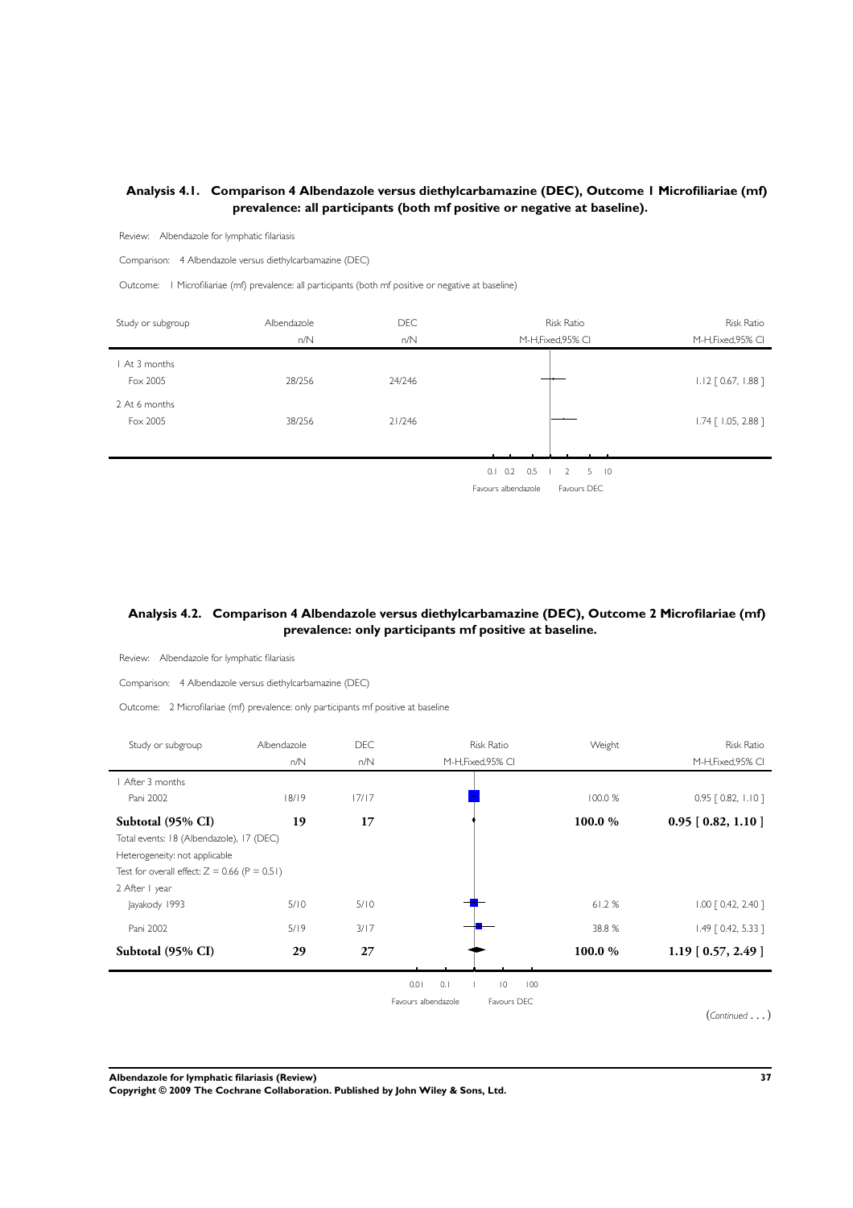## Analysis 4.1. Comparison 4 Albendazole versus diethylcarbamazine (DEC), Outcome 1 Microfiliariae (mf) prevalence: all participants (both mf positive or negative at baseline).

Review: Albendazole for lymphatic filariasis

Comparison: 4 Albendazole versus diethylcarbamazine (DEC)

Outcome: 1 Microfiliariae (mf) prevalence: all participants (both mf positive or negative at baseline)

| Study or subgroup | Albendazole n/N | DEC n/N | Risk Ratio M-H,Fixed,95% CI |
|---|---|---|---|
| 1 At 3 months | | | |
| Fox 2005 | 28/256 | 24/246 | 1.12 [ 0.67, 1.88 ] |
| 2 At 6 months | | | |
| Fox 2005 | 38/256 | 21/246 | 1.74 [ 1.05, 2.88 ] |

0.1 0.2 0.5 1 2 5 10

Favours albendazole Favours DEC

## Analysis 4.2. Comparison 4 Albendazole versus diethylcarbamazine (DEC), Outcome 2 Microfilariae (mf) prevalence: only participants mf positive at baseline.

Review: Albendazole for lymphatic filariasis

Comparison: 4 Albendazole versus diethylcarbamazine (DEC)

Outcome: 2 Microfilariae (mf) prevalence: only participants mf positive at baseline

| Study or subgroup | Albendazole n/N | DEC n/N | Weight | Risk Ratio M-H,Fixed,95% CI |
|---|---|---|---|---|
| 1 After 3 months | | | | |
| Pani 2002 | 18/19 | 17/17 | 100.0 % | 0.95 [ 0.82, 1.10 ] |
| **Subtotal (95% CI)** | **19** | **17** | **100.0 %** | **0.95 [ 0.82, 1.10 ]** |
| Total events: 18 (Albendazole), 17 (DEC) | | | | |
| Heterogeneity: not applicable | | | | |
| Test for overall effect: Z = 0.66 (P = 0.51) | | | | |
| 2 After 1 year | | | | |
| Jayakody 1993 | 5/10 | 5/10 | 61.2 % | 1.00 [ 0.42, 2.40 ] |
| Pani 2002 | 5/19 | 3/17 | 38.8 % | 1.49 [ 0.42, 5.33 ] |
| **Subtotal (95% CI)** | **29** | **27** | **100.0 %** | **1.19 [ 0.57, 2.49 ]** |

0.01 0.1 1 10 100

Favours albendazole Favours DEC

(*Continued* . . . )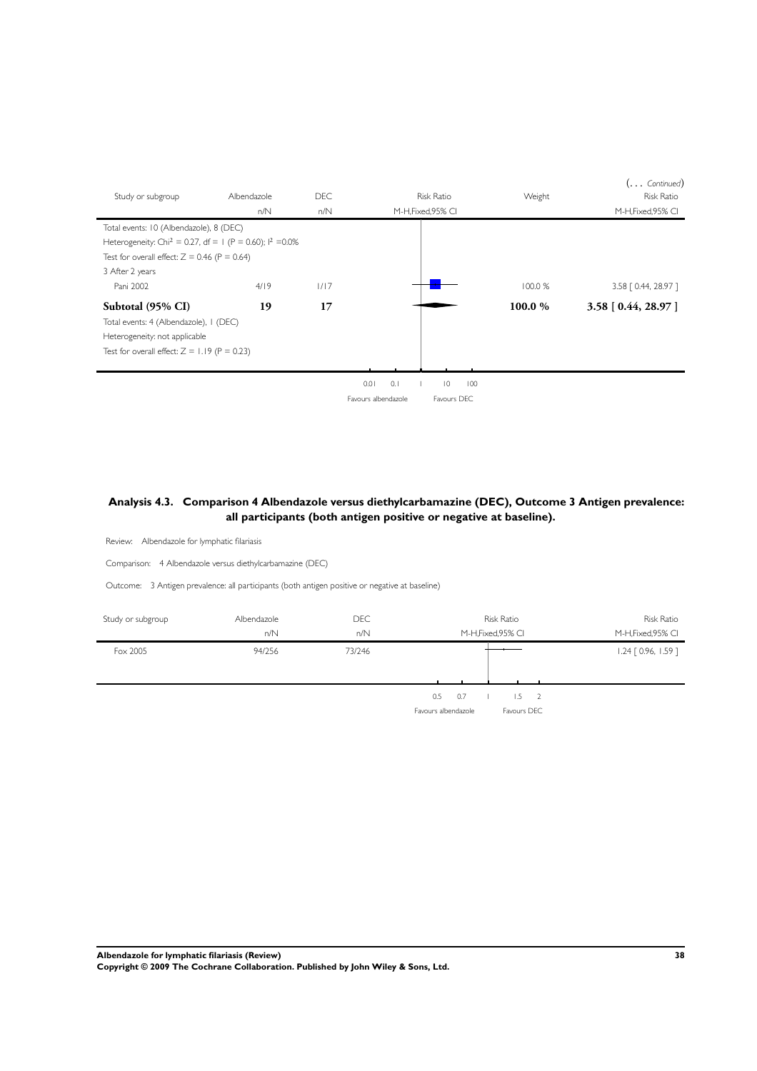(... *Continued*)

| Study or subgroup | Albendazole | DEC | Risk Ratio | Weight | Risk Ratio |
|---|---|---|---|---|---|
| | n/N | n/N | M-H,Fixed,95% CI | | M-H,Fixed,95% CI |
| Total events: 10 (Albendazole), 8 (DEC) | | | | | |
| Heterogeneity: $Chi^2 = 0.27$, df = 1 (P = 0.60); $I^2 = 0.0\%$ | | | | | |
| Test for overall effect: Z = 0.46 (P = 0.64) | | | | | |
| 3 After 2 years | | | | | |
| Pani 2002 | 4/19 | 1/17 | | 100.0 % | 3.58 [ 0.44, 28.97 ] |
| **Subtotal (95% CI)** | **19** | **17** | | **100.0 %** | **3.58 [ 0.44, 28.97 ]** |
| Total events: 4 (Albendazole), 1 (DEC) | | | | | |
| Heterogeneity: not applicable | | | | | |
| Test for overall effect: Z = 1.19 (P = 0.23) | | | | | |

0.01 0.1 1 10 100

Favours albendazole Favours DEC

### Analysis 4.3. Comparison 4 Albendazole versus diethylcarbamazine (DEC), Outcome 3 Antigen prevalence: all participants (both antigen positive or negative at baseline).

Review: Albendazole for lymphatic filariasis

Comparison: 4 Albendazole versus diethylcarbamazine (DEC)

Outcome: 3 Antigen prevalence: all participants (both antigen positive or negative at baseline)

| Study or subgroup | Albendazole | DEC | Risk Ratio | Risk Ratio |
|---|---|---|---|---|
| | n/N | n/N | M-H,Fixed,95% CI | M-H,Fixed,95% CI |
| Fox 2005 | 94/256 | 73/246 | | 1.24 [ 0.96, 1.59 ] |

0.5 0.7 1 1.5 2

Favours albendazole Favours DEC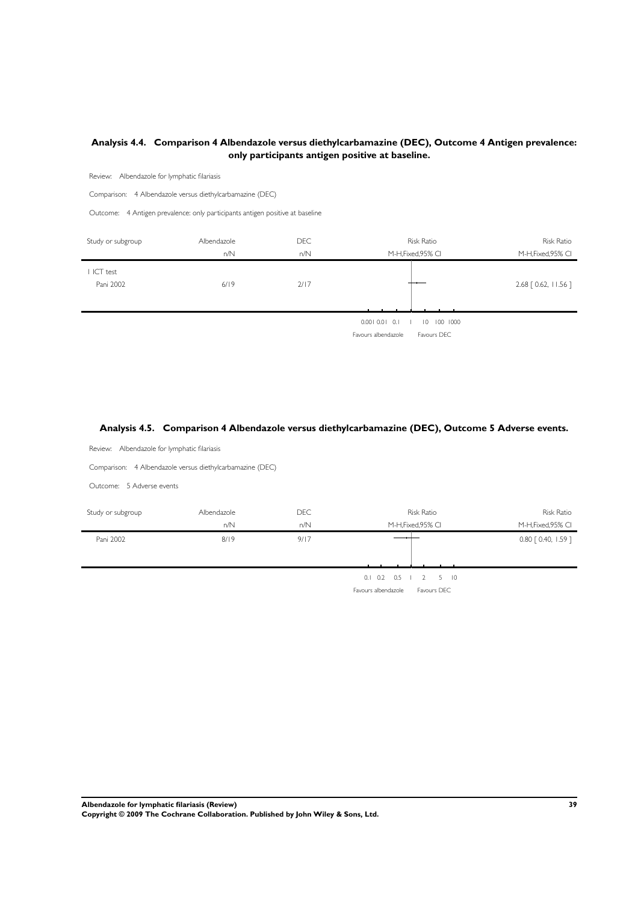## Analysis 4.4. Comparison 4 Albendazole versus diethylcarbamazine (DEC), Outcome 4 Antigen prevalence: only participants antigen positive at baseline.

Review: Albendazole for lymphatic filariasis

Comparison: 4 Albendazole versus diethylcarbamazine (DEC)

Outcome: 4 Antigen prevalence: only participants antigen positive at baseline

| Study or subgroup | Albendazole n/N | DEC n/N | Risk Ratio M-H,Fixed,95% CI | Risk Ratio M-H,Fixed,95% CI |
|---|---|---|---|---|
| 1 ICT test | | | | |
| Pani 2002 | 6/19 | 2/17 | | 2.68 [ 0.62, 11.56 ] |

0.001 0.01 0.1 1 10 100 1000

Favours albendazole Favours DEC

## Analysis 4.5. Comparison 4 Albendazole versus diethylcarbamazine (DEC), Outcome 5 Adverse events.

Review: Albendazole for lymphatic filariasis

Comparison: 4 Albendazole versus diethylcarbamazine (DEC)

Outcome: 5 Adverse events

| Study or subgroup | Albendazole n/N | DEC n/N | Risk Ratio M-H,Fixed,95% CI | Risk Ratio M-H,Fixed,95% CI |
|---|---|---|---|---|
| Pani 2002 | 8/19 | 9/17 | | 0.80 [ 0.40, 1.59 ] |

0.1 0.2 0.5 1 2 5 10

Favours albendazole Favours DEC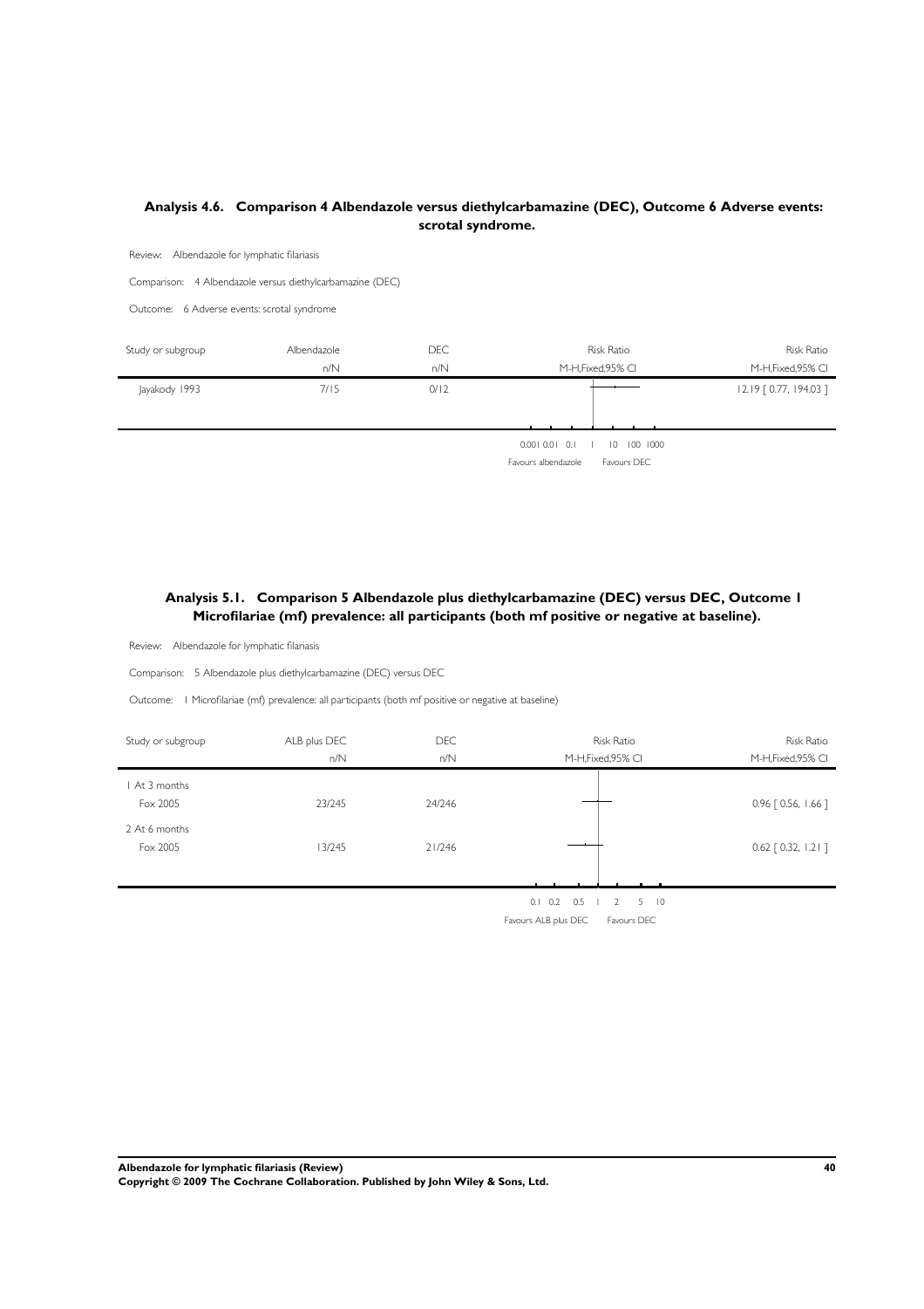### Analysis 4.6. Comparison 4 Albendazole versus diethylcarbamazine (DEC), Outcome 6 Adverse events: scrotal syndrome.

Review: Albendazole for lymphatic filariasis

Comparison: 4 Albendazole versus diethylcarbamazine (DEC)

Outcome: 6 Adverse events: scrotal syndrome

| Study or subgroup | Albendazole n/N | DEC n/N | Risk Ratio M-H,Fixed,95% CI | Risk Ratio M-H,Fixed,95% CI |
|---|---|---|---|---|
| Jayakody 1993 | 7/15 | 0/12 | | 12.19 [ 0.77, 194.03 ] |

0.001 0.01 0.1 1 10 100 1000

Favours albendazole Favours DEC

### Analysis 5.1. Comparison 5 Albendazole plus diethylcarbamazine (DEC) versus DEC, Outcome 1 Microfilariae (mf) prevalence: all participants (both mf positive or negative at baseline).

Review: Albendazole for lymphatic filariasis

Comparison: 5 Albendazole plus diethylcarbamazine (DEC) versus DEC

Outcome: 1 Microfilariae (mf) prevalence: all participants (both mf positive or negative at baseline)

| Study or subgroup | ALB plus DEC n/N | DEC n/N | Risk Ratio M-H,Fixed,95% CI | Risk Ratio M-H,Fixed,95% CI |
|---|---|---|---|---|
| 1 At 3 months | | | | |
| Fox 2005 | 23/245 | 24/246 | | 0.96 [ 0.56, 1.66 ] |
| 2 At 6 months | | | | |
| Fox 2005 | 13/245 | 21/246 | | 0.62 [ 0.32, 1.21 ] |

0.1 0.2 0.5 1 2 5 10

Favours ALB plus DEC Favours DEC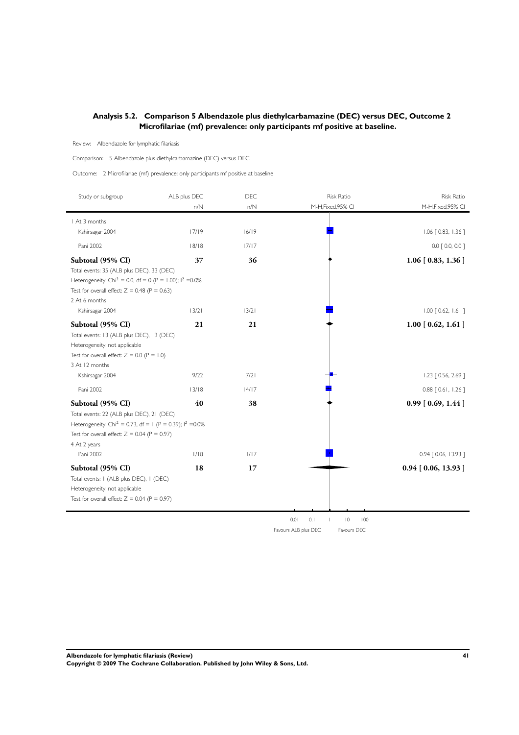## Analysis 5.2. Comparison 5 Albendazole plus diethylcarbamazine (DEC) versus DEC, Outcome 2 Microfilariae (mf) prevalence: only participants mf positive at baseline.

Review: Albendazole for lymphatic filariasis

Comparison: 5 Albendazole plus diethylcarbamazine (DEC) versus DEC

Outcome: 2 Microfilariae (mf) prevalence: only participants mf positive at baseline

| Study or subgroup | ALB plus DEC n/N | DEC n/N | Risk Ratio M-H,Fixed,95% CI |
|---|---|---|---|
| 1 At 3 months | | | |
| Kshirsagar 2004 | 17/19 | 16/19 | 1.06 [ 0.83, 1.36 ] |
| Pani 2002 | 18/18 | 17/17 | 0.0 [ 0.0, 0.0 ] |
| **Subtotal (95% CI)** | **37** | **36** | **1.06 [ 0.83, 1.36 ]** |
| Total events: 35 (ALB plus DEC), 33 (DEC) | | | |
| Heterogeneity: Chi$^2$ = 0.0, df = 0 (P = 1.00); I$^2$ =0.0% | | | |
| Test for overall effect: Z = 0.48 (P = 0.63) | | | |
| 2 At 6 months | | | |
| Kshirsagar 2004 | 13/21 | 13/21 | 1.00 [ 0.62, 1.61 ] |
| **Subtotal (95% CI)** | **21** | **21** | **1.00 [ 0.62, 1.61 ]** |
| Total events: 13 (ALB plus DEC), 13 (DEC) | | | |
| Heterogeneity: not applicable | | | |
| Test for overall effect: Z = 0.0 (P = 1.0) | | | |
| 3 At 12 months | | | |
| Kshirsagar 2004 | 9/22 | 7/21 | 1.23 [ 0.56, 2.69 ] |
| Pani 2002 | 13/18 | 14/17 | 0.88 [ 0.61, 1.26 ] |
| **Subtotal (95% CI)** | **40** | **38** | **0.99 [ 0.69, 1.44 ]** |
| Total events: 22 (ALB plus DEC), 21 (DEC) | | | |
| Heterogeneity: Chi$^2$ = 0.73, df = 1 (P = 0.39); I$^2$ =0.0% | | | |
| Test for overall effect: Z = 0.04 (P = 0.97) | | | |
| 4 At 2 years | | | |
| Pani 2002 | 1/18 | 1/17 | 0.94 [ 0.06, 13.93 ] |
| **Subtotal (95% CI)** | **18** | **17** | **0.94 [ 0.06, 13.93 ]** |
| Total events: 1 (ALB plus DEC), 1 (DEC) | | | |
| Heterogeneity: not applicable | | | |
| Test for overall effect: Z = 0.04 (P = 0.97) | | | |

0.01 0.1 1 10 100

Favours ALB plus DEC — Favours DEC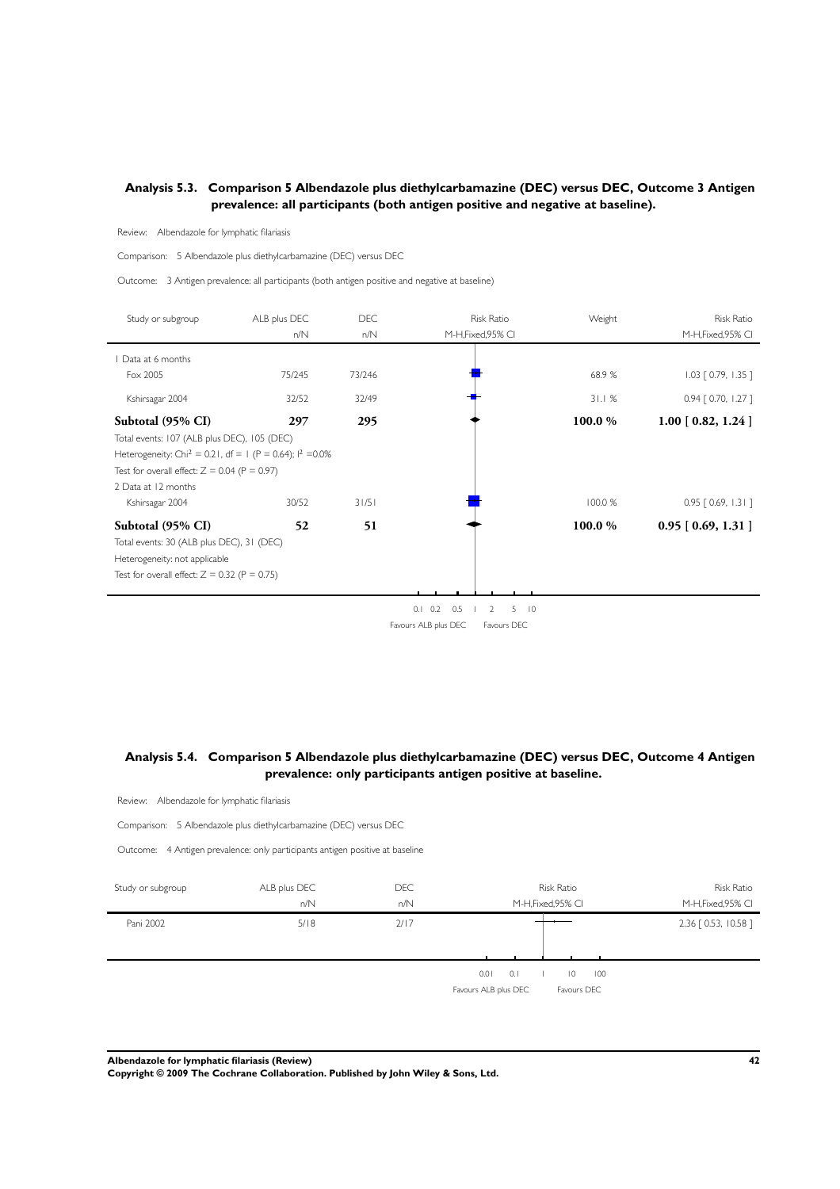## Analysis 5.3. Comparison 5 Albendazole plus diethylcarbamazine (DEC) versus DEC, Outcome 3 Antigen prevalence: all participants (both antigen positive and negative at baseline).

Review: Albendazole for lymphatic filariasis

Comparison: 5 Albendazole plus diethylcarbamazine (DEC) versus DEC

Outcome: 3 Antigen prevalence: all participants (both antigen positive and negative at baseline)

| Study or subgroup | ALB plus DEC n/N | DEC n/N | Risk Ratio M-H,Fixed,95% CI | Weight | Risk Ratio M-H,Fixed,95% CI |
|---|---|---|---|---|---|
| 1 Data at 6 months | | | | | |
| Fox 2005 | 75/245 | 73/246 | | 68.9 % | 1.03 [ 0.79, 1.35 ] |
| Kshirsagar 2004 | 32/52 | 32/49 | | 31.1 % | 0.94 [ 0.70, 1.27 ] |
| **Subtotal (95% CI)** | **297** | **295** | | **100.0 %** | **1.00 [ 0.82, 1.24 ]** |
| Total events: 107 (ALB plus DEC), 105 (DEC) | | | | | |
| Heterogeneity: $Chi^2 = 0.21$, df = 1 (P = 0.64); $I^2$ =0.0% | | | | | |
| Test for overall effect: Z = 0.04 (P = 0.97) | | | | | |
| 2 Data at 12 months | | | | | |
| Kshirsagar 2004 | 30/52 | 31/51 | | 100.0 % | 0.95 [ 0.69, 1.31 ] |
| **Subtotal (95% CI)** | **52** | **51** | | **100.0 %** | **0.95 [ 0.69, 1.31 ]** |
| Total events: 30 (ALB plus DEC), 31 (DEC) | | | | | |
| Heterogeneity: not applicable | | | | | |
| Test for overall effect: Z = 0.32 (P = 0.75) | | | | | |

0.1 0.2 0.5 1 2 5 10

Favours ALB plus DEC Favours DEC

## Analysis 5.4. Comparison 5 Albendazole plus diethylcarbamazine (DEC) versus DEC, Outcome 4 Antigen prevalence: only participants antigen positive at baseline.

Review: Albendazole for lymphatic filariasis

Comparison: 5 Albendazole plus diethylcarbamazine (DEC) versus DEC

Outcome: 4 Antigen prevalence: only participants antigen positive at baseline

| Study or subgroup | ALB plus DEC n/N | DEC n/N | Risk Ratio M-H,Fixed,95% CI | Risk Ratio M-H,Fixed,95% CI |
|---|---|---|---|---|
| Pani 2002 | 5/18 | 2/17 | | 2.36 [ 0.53, 10.58 ] |

0.01 0.1 1 10 100

Favours ALB plus DEC Favours DEC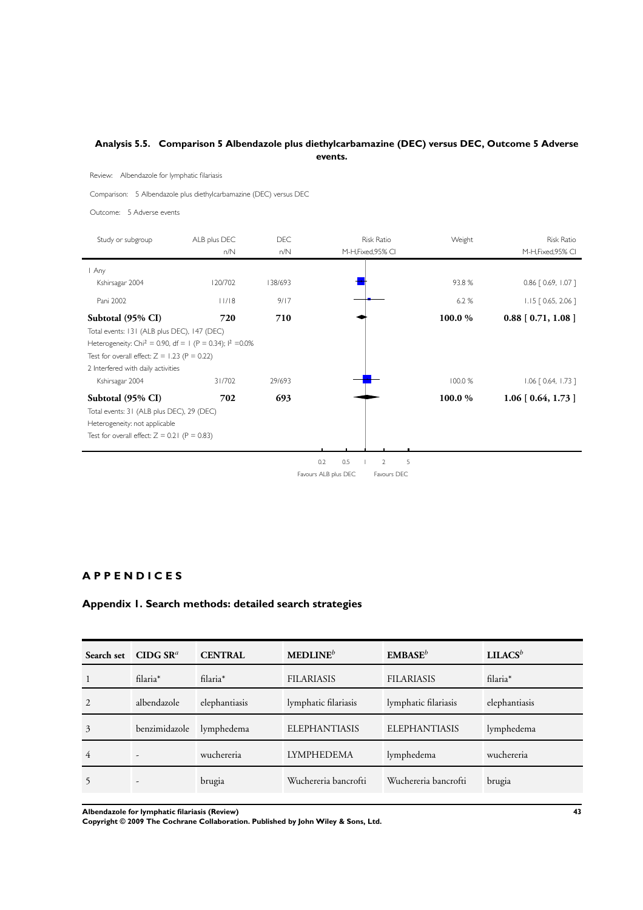## Analysis 5.5. Comparison 5 Albendazole plus diethylcarbamazine (DEC) versus DEC, Outcome 5 Adverse events.

Review: Albendazole for lymphatic filariasis

Comparison: 5 Albendazole plus diethylcarbamazine (DEC) versus DEC

Outcome: 5 Adverse events

| Study or subgroup | ALB plus DEC n/N | DEC n/N | Risk Ratio M-H,Fixed,95% CI | Weight | Risk Ratio M-H,Fixed,95% CI |
|---|---|---|---|---|---|
| 1 Any | | | | | |
| Kshirsagar 2004 | 120/702 | 138/693 | | 93.8 % | 0.86 [ 0.69, 1.07 ] |
| Pani 2002 | 11/18 | 9/17 | | 6.2 % | 1.15 [ 0.65, 2.06 ] |
| **Subtotal (95% CI)** | **720** | **710** | | **100.0 %** | **0.88 [ 0.71, 1.08 ]** |
| Total events: 131 (ALB plus DEC), 147 (DEC) | | | | | |
| Heterogeneity: Chi$^2$ = 0.90, df = 1 (P = 0.34); I$^2$ =0.0% | | | | | |
| Test for overall effect: Z = 1.23 (P = 0.22) | | | | | |
| 2 Interfered with daily activities | | | | | |
| Kshirsagar 2004 | 31/702 | 29/693 | | 100.0 % | 1.06 [ 0.64, 1.73 ] |
| **Subtotal (95% CI)** | **702** | **693** | | **100.0 %** | **1.06 [ 0.64, 1.73 ]** |
| Total events: 31 (ALB plus DEC), 29 (DEC) | | | | | |
| Heterogeneity: not applicable | | | | | |
| Test for overall effect: Z = 0.21 (P = 0.83) | | | | | |

0.2 0.5 1 2 5

Favours ALB plus DEC Favours DEC

# APPENDICES

## Appendix 1. Search methods: detailed search strategies

| Search set | CIDG SR[a] | CENTRAL | MEDLINE[b] | EMBASE[b] | LILACS[b] |
|---|---|---|---|---|---|
| 1 | filaria* | filaria* | FILARIASIS | FILARIASIS | filaria* |
| 2 | albendazole | elephantiasis | lymphatic filariasis | lymphatic filariasis | elephantiasis |
| 3 | benzimidazole | lymphedema | ELEPHANTIASIS | ELEPHANTIASIS | lymphedema |
| 4 | - | wuchereria | LYMPHEDEMA | lymphedema | wuchereria |
| 5 | - | brugia | Wuchereria bancrofti | Wuchereria bancrofti | brugia |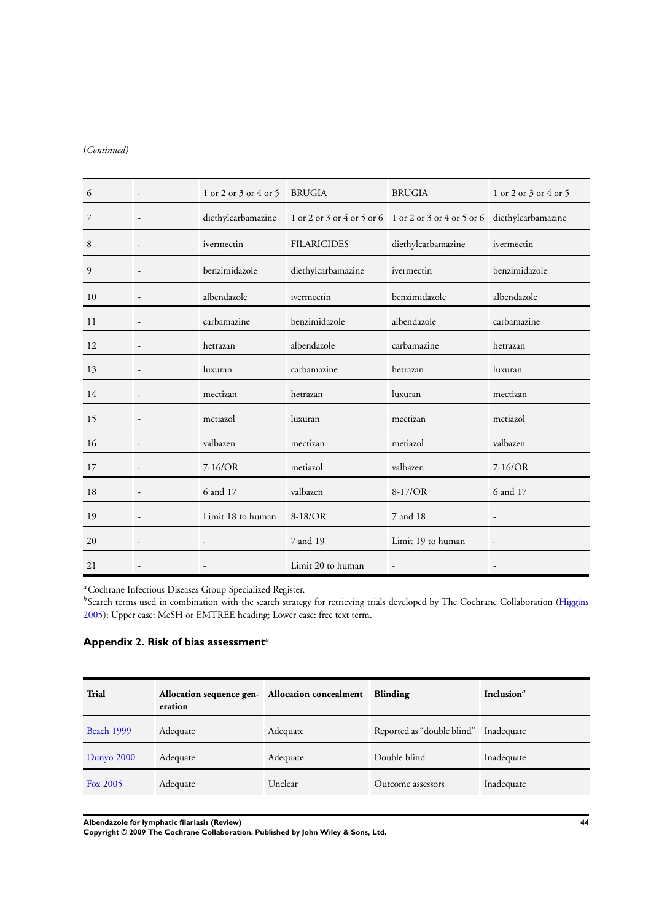(*Continued*)

| | | | | | |
|---|---|---|---|---|---|
| 6 | - | 1 or 2 or 3 or 4 or 5 | BRUGIA | BRUGIA | 1 or 2 or 3 or 4 or 5 |
| 7 | - | diethylcarbamazine | 1 or 2 or 3 or 4 or 5 or 6 | 1 or 2 or 3 or 4 or 5 or 6 | diethylcarbamazine |
| 8 | - | ivermectin | FILARICIDES | diethylcarbamazine | ivermectin |
| 9 | - | benzimidazole | diethylcarbamazine | ivermectin | benzimidazole |
| 10 | - | albendazole | ivermectin | benzimidazole | albendazole |
| 11 | - | carbamazine | benzimidazole | albendazole | carbamazine |
| 12 | - | hetrazan | albendazole | carbamazine | hetrazan |
| 13 | - | luxuran | carbamazine | hetrazan | luxuran |
| 14 | - | mectizan | hetrazan | luxuran | mectizan |
| 15 | - | metiazol | luxuran | mectizan | metiazol |
| 16 | - | valbazen | mectizan | metiazol | valbazen |
| 17 | - | 7-16/OR | metiazol | valbazen | 7-16/OR |
| 18 | - | 6 and 17 | valbazen | 8-17/OR | 6 and 17 |
| 19 | - | Limit 18 to human | 8-18/OR | 7 and 18 | - |
| 20 | - | - | 7 and 19 | Limit 19 to human | - |
| 21 | - | - | Limit 20 to human | - | - |

[a]Cochrane Infectious Diseases Group Specialized Register.
[b]Search terms used in combination with the search strategy for retrieving trials developed by The Cochrane Collaboration (Higgins 2005); Upper case: MeSH or EMTREE heading; Lower case: free text term.

## Appendix 2. Risk of bias assessment[a]

| Trial | Allocation sequence generation | Allocation concealment | Blinding | Inclusion[a] |
|---|---|---|---|---|
| Beach 1999 | Adequate | Adequate | Reported as "double blind" | Inadequate |
| Dunyo 2000 | Adequate | Adequate | Double blind | Inadequate |
| Fox 2005 | Adequate | Unclear | Outcome assessors | Inadequate |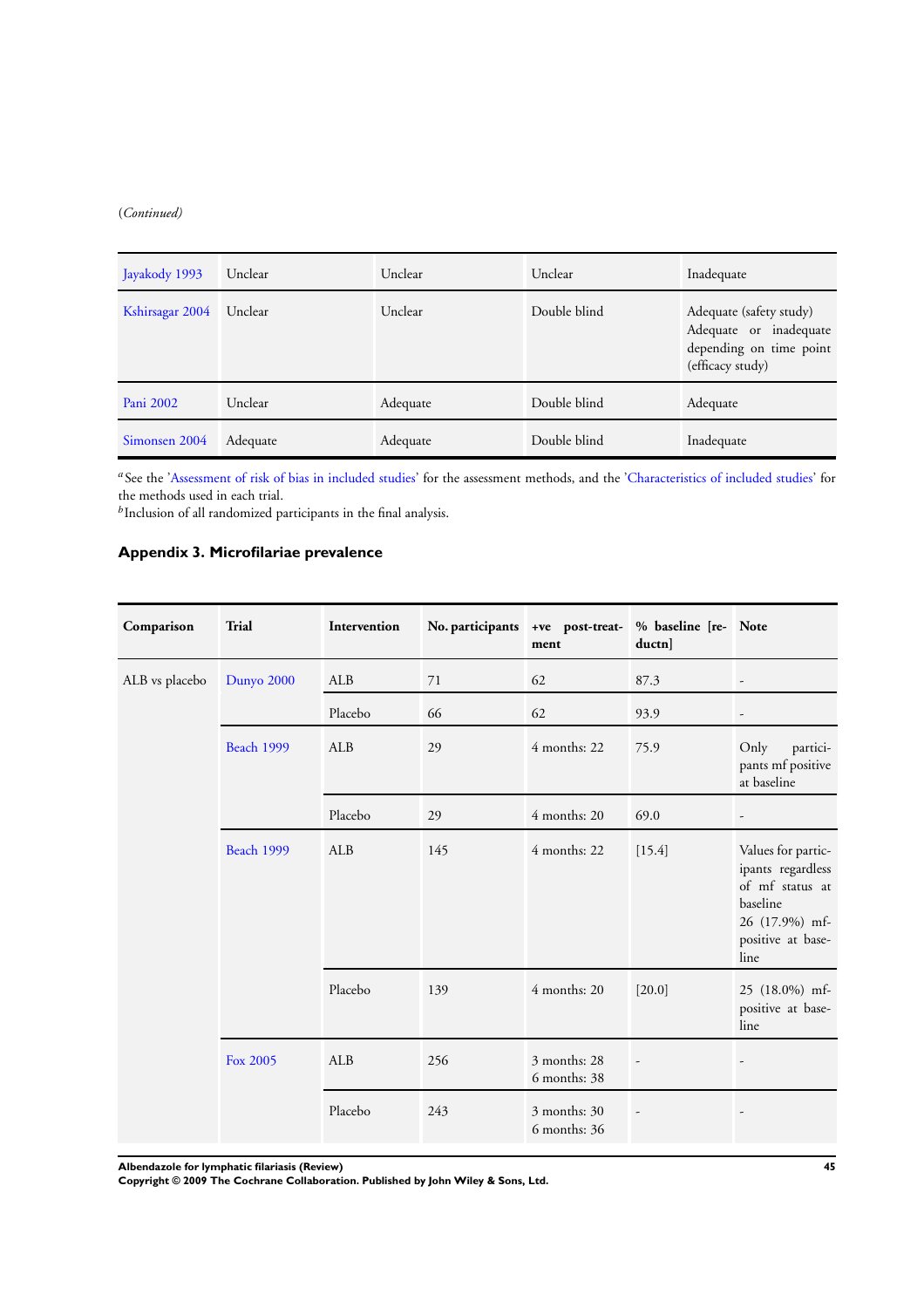(*Continued*)

| | | | | |
|---|---|---|---|---|
| Jayakody 1993 | Unclear | Unclear | Unclear | Inadequate |
| Kshirsagar 2004 | Unclear | Unclear | Double blind | Adequate (safety study)<br>Adequate or inadequate depending on time point (efficacy study) |
| Pani 2002 | Unclear | Adequate | Double blind | Adequate |
| Simonsen 2004 | Adequate | Adequate | Double blind | Inadequate |

[a]See the 'Assessment of risk of bias in included studies' for the assessment methods, and the 'Characteristics of included studies' for the methods used in each trial.
[b]Inclusion of all randomized participants in the final analysis.

### Appendix 3. Microfilariae prevalence

| Comparison | Trial | Intervention | No. participants | +ve post-treatment | % baseline [reductn] | Note |
|---|---|---|---|---|---|---|
| ALB vs placebo | Dunyo 2000 | ALB | 71 | 62 | 87.3 | - |
| | | Placebo | 66 | 62 | 93.9 | - |
| | Beach 1999 | ALB | 29 | 4 months: 22 | 75.9 | Only participants mf positive at baseline |
| | | Placebo | 29 | 4 months: 20 | 69.0 | - |
| | Beach 1999 | ALB | 145 | 4 months: 22 | [15.4] | Values for participants regardless of mf status at baseline<br>26 (17.9%) mf-positive at baseline |
| | | Placebo | 139 | 4 months: 20 | [20.0] | 25 (18.0%) mf-positive at baseline |
| | Fox 2005 | ALB | 256 | 3 months: 28<br>6 months: 38 | - | - |
| | | Placebo | 243 | 3 months: 30<br>6 months: 36 | - | - |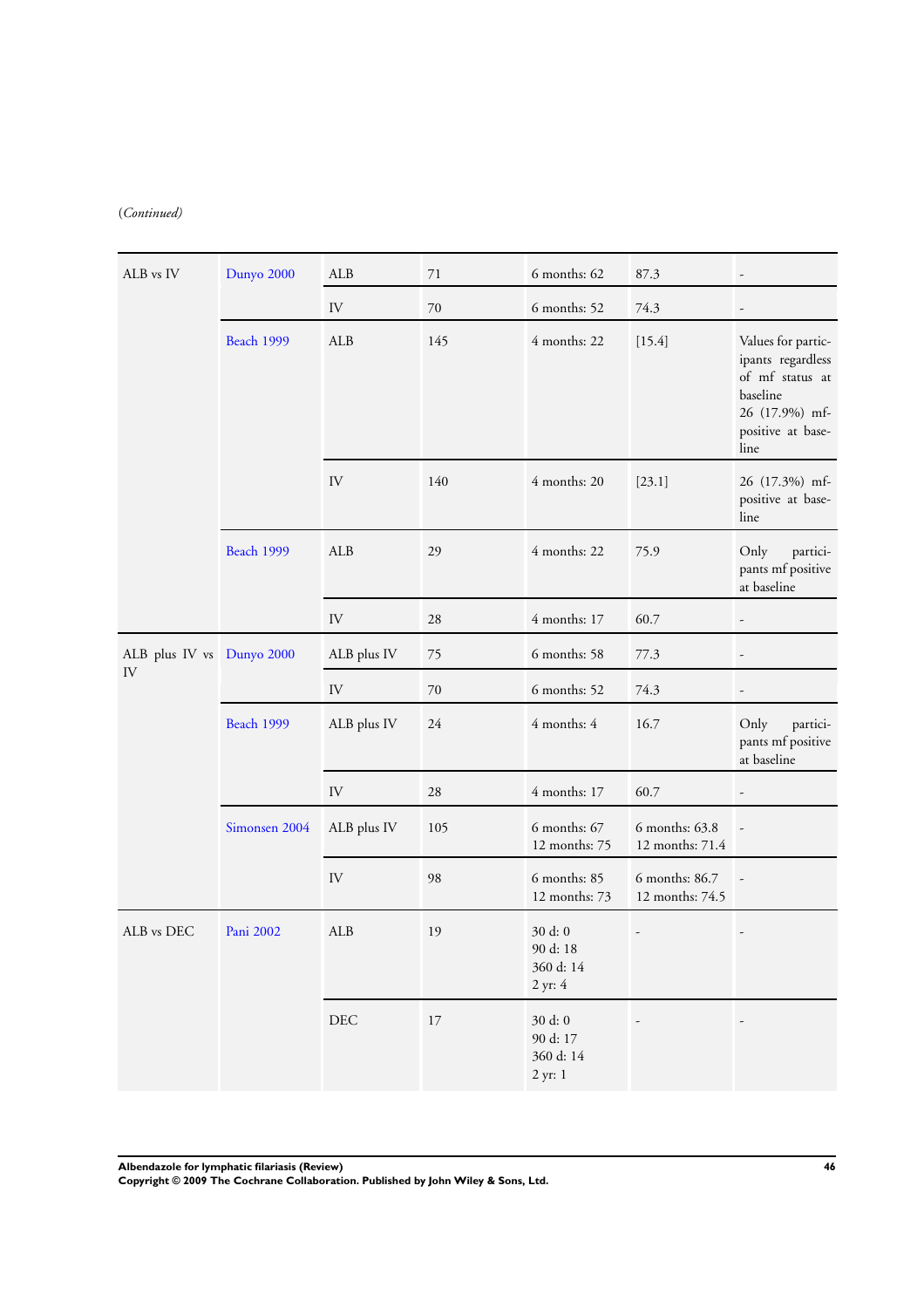(*Continued*)

| | | | | | | |
|---|---|---|---|---|---|---|
| ALB vs IV | Dunyo 2000 | ALB | 71 | 6 months: 62 | 87.3 | - |
| | | IV | 70 | 6 months: 52 | 74.3 | - |
| | Beach 1999 | ALB | 145 | 4 months: 22 | [15.4] | Values for participants regardless of mf status at baseline 26 (17.9%) mf-positive at baseline |
| | | IV | 140 | 4 months: 20 | [23.1] | 26 (17.3%) mf-positive at baseline |
| | Beach 1999 | ALB | 29 | 4 months: 22 | 75.9 | Only participants mf positive at baseline |
| | | IV | 28 | 4 months: 17 | 60.7 | - |
| ALB plus IV vs IV | Dunyo 2000 | ALB plus IV | 75 | 6 months: 58 | 77.3 | - |
| | | IV | 70 | 6 months: 52 | 74.3 | - |
| | Beach 1999 | ALB plus IV | 24 | 4 months: 4 | 16.7 | Only participants mf positive at baseline |
| | | IV | 28 | 4 months: 17 | 60.7 | - |
| | Simonsen 2004 | ALB plus IV | 105 | 6 months: 67<br>12 months: 75 | 6 months: 63.8<br>12 months: 71.4 | - |
| | | IV | 98 | 6 months: 85<br>12 months: 73 | 6 months: 86.7<br>12 months: 74.5 | - |
| ALB vs DEC | Pani 2002 | ALB | 19 | 30 d: 0<br>90 d: 18<br>360 d: 14<br>2 yr: 4 | - | - |
| | | DEC | 17 | 30 d: 0<br>90 d: 17<br>360 d: 14<br>2 yr: 1 | - | - |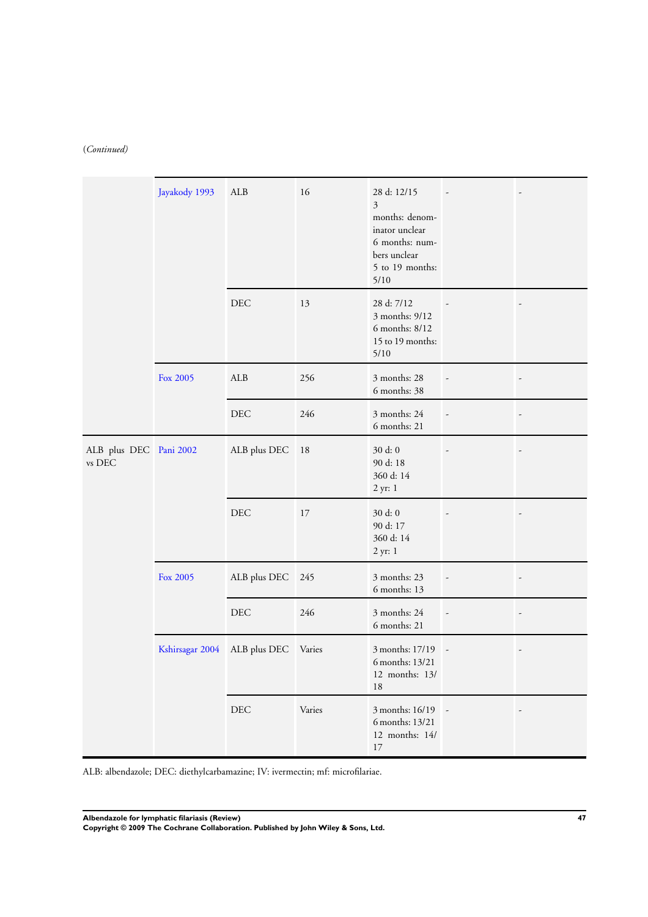(*Continued*)

| | | | | | | |
|---|---|---|---|---|---|---|
| | Jayakody 1993 | ALB | 16 | 28 d: 12/15<br>3 months: denominator unclear<br>6 months: numbers unclear<br>5 to 19 months: 5/10 | - | - |
| | | DEC | 13 | 28 d: 7/12<br>3 months: 9/12<br>6 months: 8/12<br>15 to 19 months: 5/10 | - | - |
| | Fox 2005 | ALB | 256 | 3 months: 28<br>6 months: 38 | - | - |
| | | DEC | 246 | 3 months: 24<br>6 months: 21 | - | - |
| ALB plus DEC vs DEC | Pani 2002 | ALB plus DEC | 18 | 30 d: 0<br>90 d: 18<br>360 d: 14<br>2 yr: 1 | - | - |
| | | DEC | 17 | 30 d: 0<br>90 d: 17<br>360 d: 14<br>2 yr: 1 | - | - |
| | Fox 2005 | ALB plus DEC | 245 | 3 months: 23<br>6 months: 13 | - | - |
| | | DEC | 246 | 3 months: 24<br>6 months: 21 | - | - |
| | Kshirsagar 2004 | ALB plus DEC | Varies | 3 months: 17/19<br>6 months: 13/21<br>12 months: 13/18 | - | - |
| | | DEC | Varies | 3 months: 16/19<br>6 months: 13/21<br>12 months: 14/17 | - | - |

ALB: albendazole; DEC: diethylcarbamazine; IV: ivermectin; mf: microfilariae.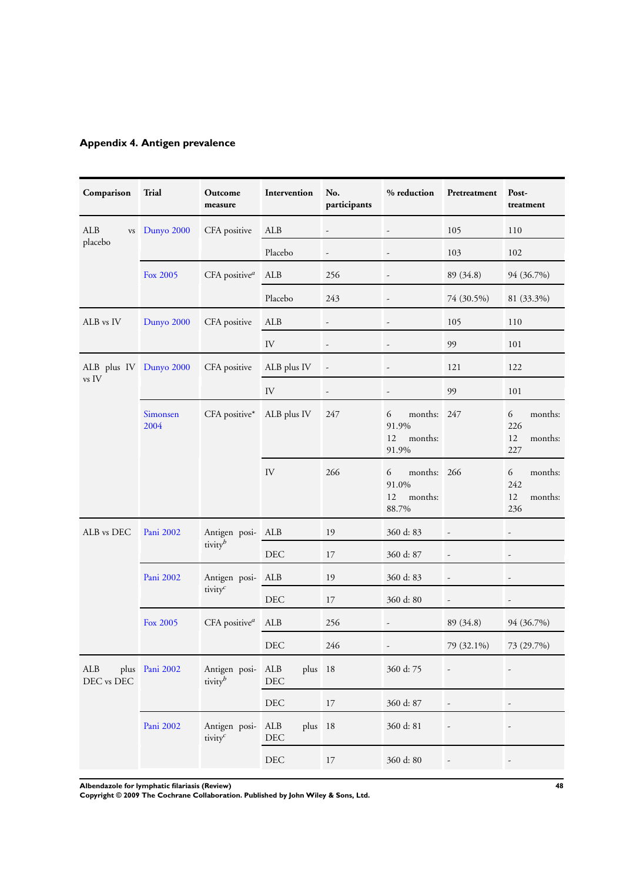## Appendix 4. Antigen prevalence

| Comparison | Trial | Outcome measure | Intervention | No. participants | % reduction | Pretreatment | Post-treatment |
|---|---|---|---|---|---|---|---|
| ALB vs placebo | Dunyo 2000 | CFA positive | ALB | - | - | 105 | 110 |
| | | | Placebo | - | - | 103 | 102 |
| | Fox 2005 | CFA positive[a] | ALB | 256 | - | 89 (34.8) | 94 (36.7%) |
| | | | Placebo | 243 | - | 74 (30.5%) | 81 (33.3%) |
| ALB vs IV | Dunyo 2000 | CFA positive | ALB | - | - | 105 | 110 |
| | | | IV | - | - | 99 | 101 |
| ALB plus IV vs IV | Dunyo 2000 | CFA positive | ALB plus IV | - | - | 121 | 122 |
| | | | IV | - | - | 99 | 101 |
| | Simonsen 2004 | CFA positive* | ALB plus IV | 247 | 6 months: 91.9% 12 months: 91.9% | 247 | 6 months: 226 12 months: 227 |
| | | | IV | 266 | 6 months: 91.0% 12 months: 88.7% | 266 | 6 months: 242 12 months: 236 |
| ALB vs DEC | Pani 2002 | Antigen positivity[b] | ALB | 19 | 360 d: 83 | - | - |
| | | | DEC | 17 | 360 d: 87 | - | - |
| | Pani 2002 | Antigen positivity[c] | ALB | 19 | 360 d: 83 | - | - |
| | | | DEC | 17 | 360 d: 80 | - | - |
| | Fox 2005 | CFA positive[a] | ALB | 256 | - | 89 (34.8) | 94 (36.7%) |
| | | | DEC | 246 | - | 79 (32.1%) | 73 (29.7%) |
| ALB plus DEC vs DEC | Pani 2002 | Antigen positivity[b] | ALB plus DEC | 18 | 360 d: 75 | - | - |
| | | | DEC | 17 | 360 d: 87 | - | - |
| | Pani 2002 | Antigen positivity[c] | ALB plus DEC | 18 | 360 d: 81 | - | - |
| | | | DEC | 17 | 360 d: 80 | - | - |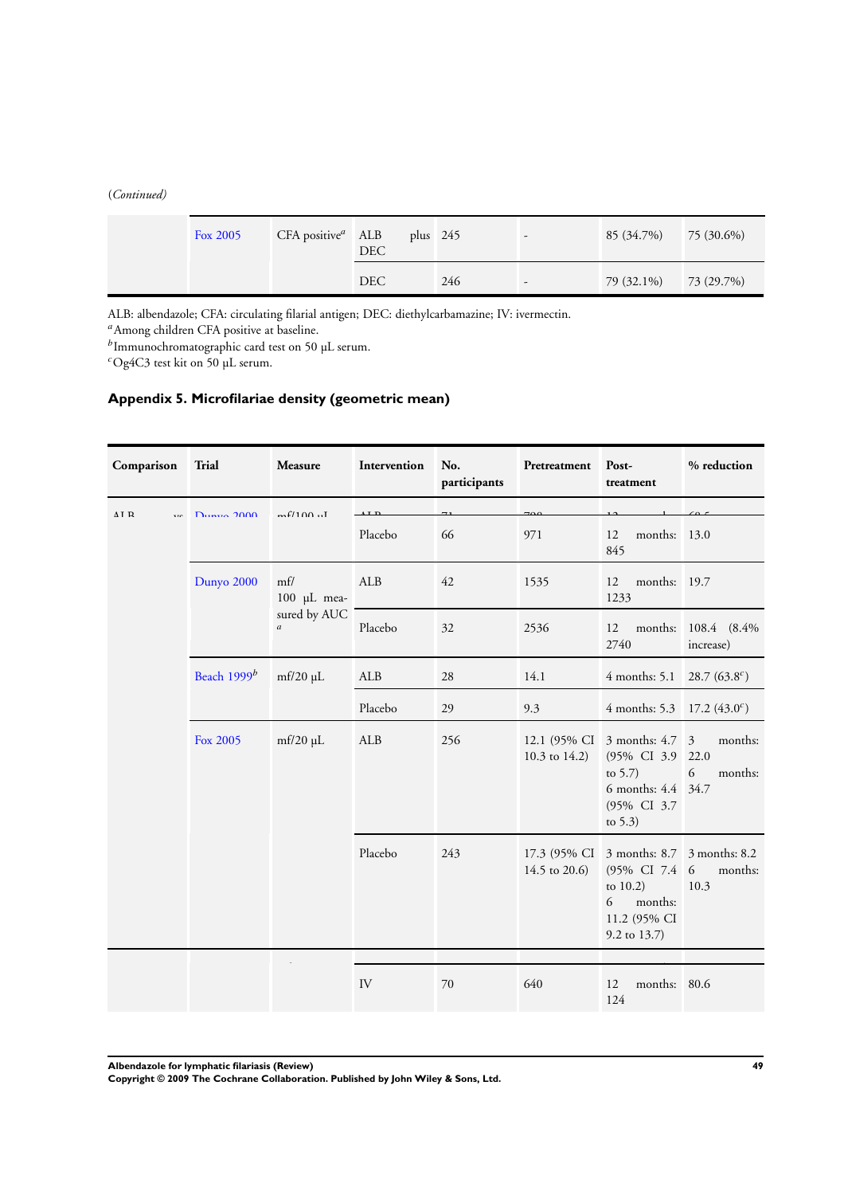(*Continued*)

| | | | | | | | |
|---|---|---|---|---|---|---|---|
| | Fox 2005 | CFA positive[a] | ALB plus DEC | 245 | - | 85 (34.7%) | 75 (30.6%) |
| | | | DEC | 246 | - | 79 (32.1%) | 73 (29.7%) |

ALB: albendazole; CFA: circulating filarial antigen; DEC: diethylcarbamazine; IV: ivermectin.
[a]Among children CFA positive at baseline.
[b]Immunochromatographic card test on 50 µL serum.
[c]Og4C3 test kit on 50 µL serum.

## Appendix 5. Microfilariae density (geometric mean)

| Comparison | Trial | Measure | Intervention | No. participants | Pretreatment | Post-treatment | % reduction |
|---|---|---|---|---|---|---|---|
| ALB vs | Dunyo 2000 | mf/100 µL | ALB | 71 | 700 | 12 ... | 69.5 |
| | | | Placebo | 66 | 971 | 12 months: 845 | 13.0 |
| | Dunyo 2000 | mf/100 µL measured by AUC [a] | ALB | 42 | 1535 | 12 months: 1233 | 19.7 |
| | | | Placebo | 32 | 2536 | 12 months: 2740 | 108.4 (8.4% increase) |
| | Beach 1999[b] | mf/20 µL | ALB | 28 | 14.1 | 4 months: 5.1 | 28.7 (63.8[c]) |
| | | | Placebo | 29 | 9.3 | 4 months: 5.3 | 17.2 (43.0[c]) |
| | Fox 2005 | mf/20 µL | ALB | 256 | 12.1 (95% CI 10.3 to 14.2) | 3 months: 4.7 (95% CI 3.9 to 5.7)<br>6 months: 4.4 (95% CI 3.7 to 5.3) | 3 months: 22.0<br>6 months: 34.7 |
| | | | Placebo | 243 | 17.3 (95% CI 14.5 to 20.6) | 3 months: 8.7 (95% CI 7.4 to 10.2)<br>6 months: 11.2 (95% CI 9.2 to 13.7) | 3 months: 8.2<br>6 months: 10.3 |
| | | | | | | | |
| | | | IV | 70 | 640 | 12 months: 124 | 80.6 |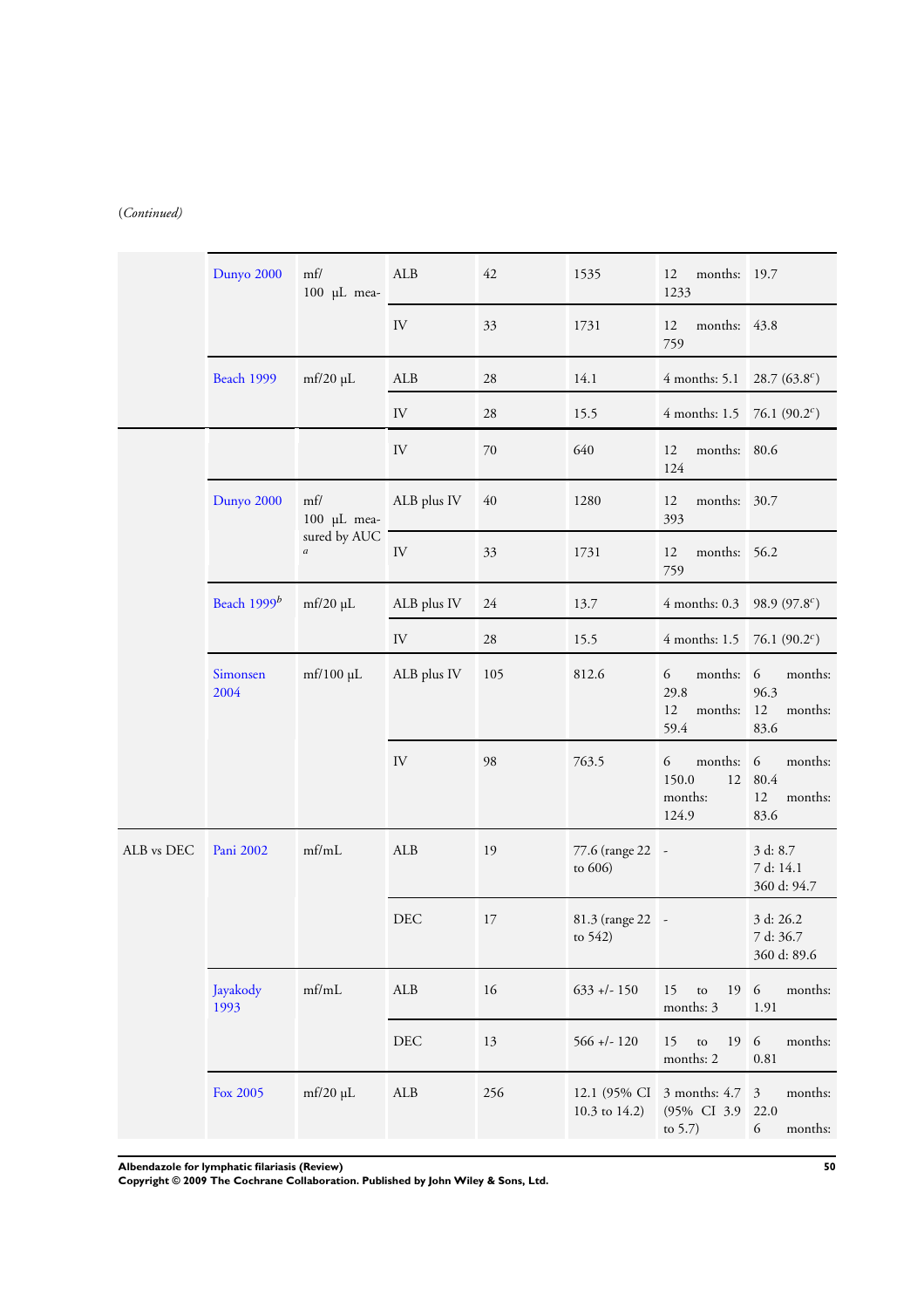(*Continued*)

| | | | | | | | |
|---|---|---|---|---|---|---|---|
| | Dunyo 2000 | mf/ 100 µL mea- | ALB | 42 | 1535 | 12 months: 1233 | 19.7 |
| | | | IV | 33 | 1731 | 12 months: 759 | 43.8 |
| | Beach 1999 | mf/20 µL | ALB | 28 | 14.1 | 4 months: 5.1 | 28.7 (63.8[c]) |
| | | | IV | 28 | 15.5 | 4 months: 1.5 | 76.1 (90.2[c]) |
| | | | IV | 70 | 640 | 12 months: 124 | 80.6 |
| | Dunyo 2000 | mf/ 100 µL measured by AUC [a] | ALB plus IV | 40 | 1280 | 12 months: 393 | 30.7 |
| | | | IV | 33 | 1731 | 12 months: 759 | 56.2 |
| | Beach 1999[b] | mf/20 µL | ALB plus IV | 24 | 13.7 | 4 months: 0.3 | 98.9 (97.8[c]) |
| | | | IV | 28 | 15.5 | 4 months: 1.5 | 76.1 (90.2[c]) |
| | Simonsen 2004 | mf/100 µL | ALB plus IV | 105 | 812.6 | 6 months: 29.8<br>12 months: 59.4 | 6 months: 96.3<br>12 months: 83.6 |
| | | | IV | 98 | 763.5 | 6 months: 150.0<br>12 months: 124.9 | 6 months: 80.4<br>12 months: 83.6 |
| ALB vs DEC | Pani 2002 | mf/mL | ALB | 19 | 77.6 (range 22 to 606) | - | 3 d: 8.7<br>7 d: 14.1<br>360 d: 94.7 |
| | | | DEC | 17 | 81.3 (range 22 to 542) | - | 3 d: 26.2<br>7 d: 36.7<br>360 d: 89.6 |
| | Jayakody 1993 | mf/mL | ALB | 16 | 633 +/- 150 | 15 to 19 months: 3 | 6 months: 1.91 |
| | | | DEC | 13 | 566 +/- 120 | 15 to 19 months: 2 | 6 months: 0.81 |
| | Fox 2005 | mf/20 µL | ALB | 256 | 12.1 (95% CI 10.3 to 14.2) | 3 months: 4.7 (95% CI 3.9 to 5.7) | 3 months: 22.0<br>6 months: |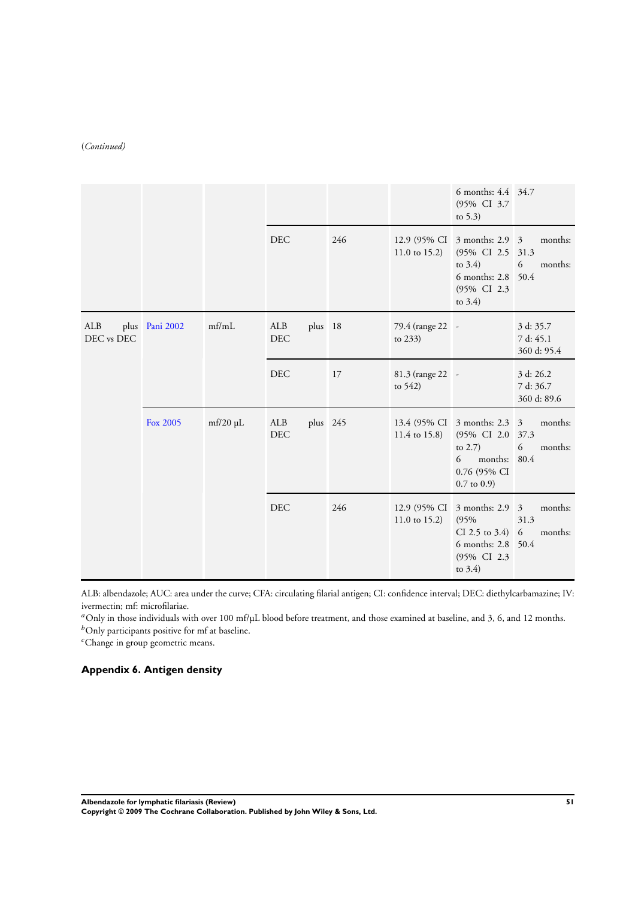(*Continued*)

| | | | | | | | |
|---|---|---|---|---|---|---|---|
| | | | | | | 6 months: 4.4 (95% CI 3.7 to 5.3) | 34.7 |
| | | | DEC | 246 | 12.9 (95% CI 11.0 to 15.2) | 3 months: 2.9 (95% CI 2.5 to 3.4) 6 months: 2.8 (95% CI 2.3 to 3.4) | 3 months: 31.3 6 months: 50.4 |
| ALB plus DEC vs DEC | Pani 2002 | mf/mL | ALB plus DEC | 18 | 79.4 (range 22 to 233) | - | 3 d: 35.7 7 d: 45.1 360 d: 95.4 |
| | | | DEC | 17 | 81.3 (range 22 to 542) | - | 3 d: 26.2 7 d: 36.7 360 d: 89.6 |
| | Fox 2005 | mf/20 µL | ALB plus DEC | 245 | 13.4 (95% CI 11.4 to 15.8) | 3 months: 2.3 (95% CI 2.0 to 2.7) 6 months: 0.76 (95% CI 0.7 to 0.9) | 3 months: 37.3 6 months: 80.4 |
| | | | DEC | 246 | 12.9 (95% CI 11.0 to 15.2) | 3 months: 2.9 (95% CI 2.5 to 3.4) 6 months: 2.8 (95% CI 2.3 to 3.4) | 3 months: 31.3 6 months: 50.4 |

ALB: albendazole; AUC: area under the curve; CFA: circulating filarial antigen; CI: confidence interval; DEC: diethylcarbamazine; IV: ivermectin; mf: microfilariae.

[a]Only in those individuals with over 100 mf/µL blood before treatment, and those examined at baseline, and 3, 6, and 12 months.

[b]Only participants positive for mf at baseline.

[c]Change in group geometric means.

## Appendix 6. Antigen density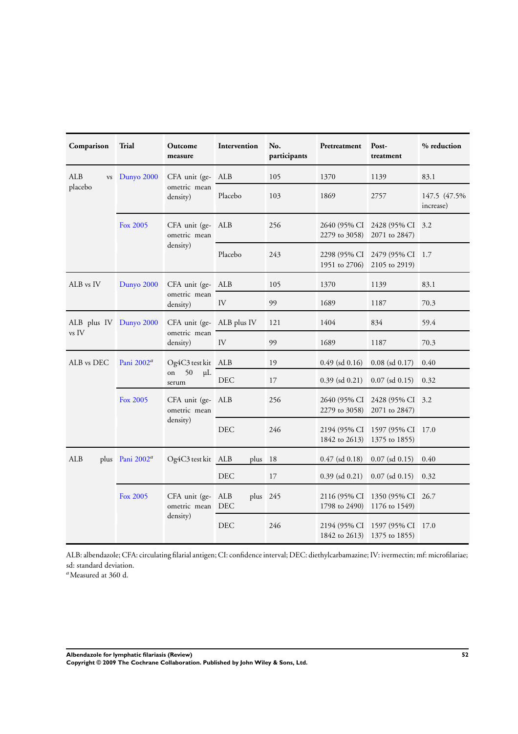| Comparison | Trial | Outcome measure | Intervention | No. participants | Pretreatment | Post-treatment | % reduction |
|---|---|---|---|---|---|---|---|
| ALB vs placebo | Dunyo 2000 | CFA unit (geometric mean density) | ALB | 105 | 1370 | 1139 | 83.1 |
| | | | Placebo | 103 | 1869 | 2757 | 147.5 (47.5% increase) |
| | Fox 2005 | CFA unit (geometric mean density) | ALB | 256 | 2640 (95% CI 2279 to 3058) | 2428 (95% CI 2071 to 2847) | 3.2 |
| | | | Placebo | 243 | 2298 (95% CI 1951 to 2706) | 2479 (95% CI 2105 to 2919) | 1.7 |
| ALB vs IV | Dunyo 2000 | CFA unit (geometric mean density) | ALB | 105 | 1370 | 1139 | 83.1 |
| | | | IV | 99 | 1689 | 1187 | 70.3 |
| ALB plus IV vs IV | Dunyo 2000 | CFA unit (geometric mean density) | ALB plus IV | 121 | 1404 | 834 | 59.4 |
| | | | IV | 99 | 1689 | 1187 | 70.3 |
| ALB vs DEC | Pani 2002[a] | Og4C3 test kit on 50 μL serum | ALB | 19 | 0.49 (sd 0.16) | 0.08 (sd 0.17) | 0.40 |
| | | | DEC | 17 | 0.39 (sd 0.21) | 0.07 (sd 0.15) | 0.32 |
| | Fox 2005 | CFA unit (geometric mean density) | ALB | 256 | 2640 (95% CI 2279 to 3058) | 2428 (95% CI 2071 to 2847) | 3.2 |
| | | | DEC | 246 | 2194 (95% CI 1842 to 2613) | 1597 (95% CI 1375 to 1855) | 17.0 |
| ALB plus | Pani 2002[a] | Og4C3 test kit | ALB plus | 18 | 0.47 (sd 0.18) | 0.07 (sd 0.15) | 0.40 |
| | | | DEC | 17 | 0.39 (sd 0.21) | 0.07 (sd 0.15) | 0.32 |
| | Fox 2005 | CFA unit (geometric mean density) | ALB plus DEC | 245 | 2116 (95% CI 1798 to 2490) | 1350 (95% CI 1176 to 1549) | 26.7 |
| | | | DEC | 246 | 2194 (95% CI 1842 to 2613) | 1597 (95% CI 1375 to 1855) | 17.0 |

ALB: albendazole; CFA: circulating filarial antigen; CI: confidence interval; DEC: diethylcarbamazine; IV: ivermectin; mf: microfilariae; sd: standard deviation.

[a] Measured at 360 d.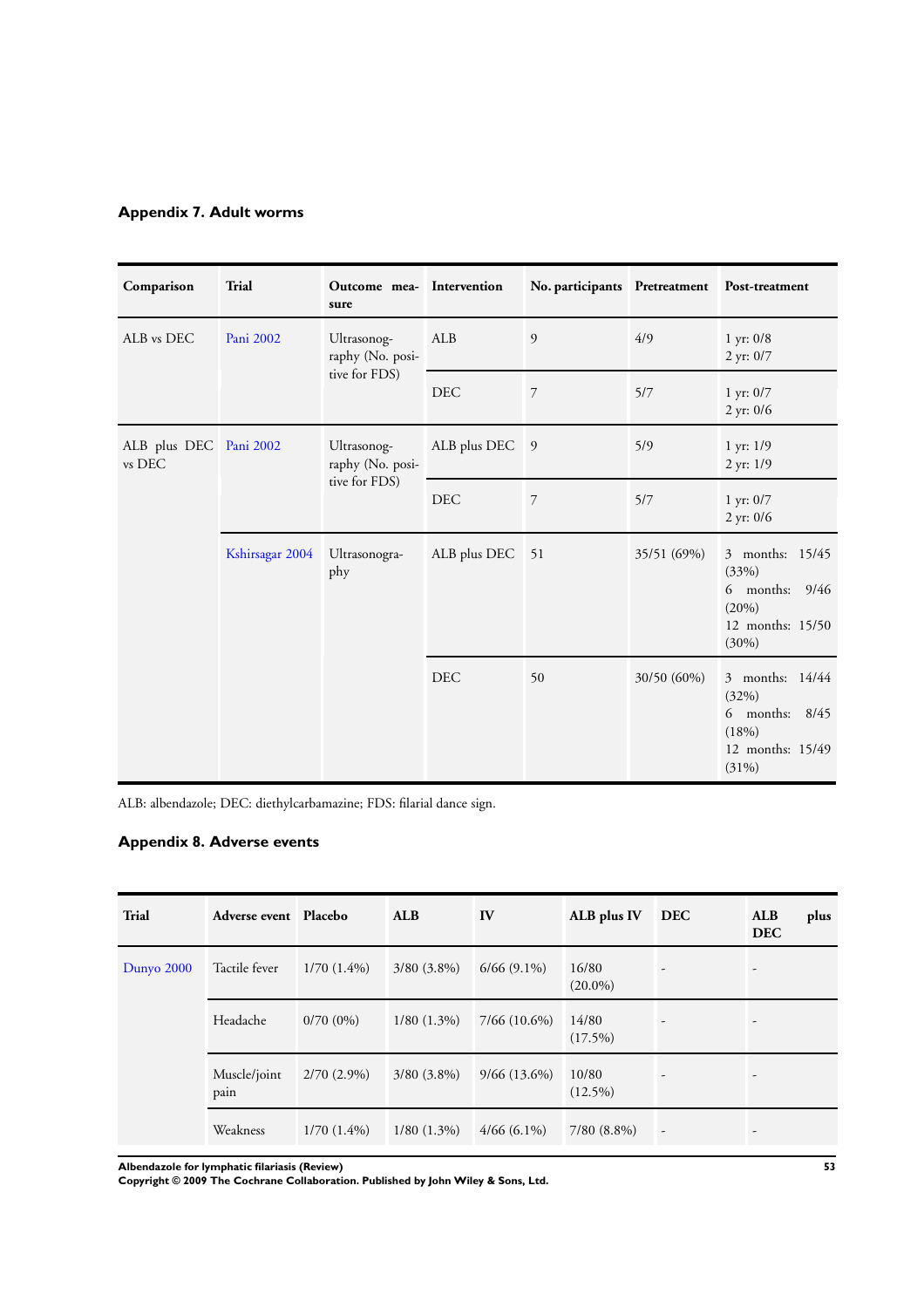### Appendix 7. Adult worms

| Comparison | Trial | Outcome measure | Intervention | No. participants | Pretreatment | Post-treatment |
|---|---|---|---|---|---|---|
| ALB vs DEC | Pani 2002 | Ultrasonography (No. positive for FDS) | ALB | 9 | 4/9 | 1 yr: 0/8<br>2 yr: 0/7 |
| | | | DEC | 7 | 5/7 | 1 yr: 0/7<br>2 yr: 0/6 |
| ALB plus DEC vs DEC | Pani 2002 | Ultrasonography (No. positive for FDS) | ALB plus DEC | 9 | 5/9 | 1 yr: 1/9<br>2 yr: 1/9 |
| | | | DEC | 7 | 5/7 | 1 yr: 0/7<br>2 yr: 0/6 |
| | Kshirsagar 2004 | Ultrasonography | ALB plus DEC | 51 | 35/51 (69%) | 3 months: 15/45 (33%)<br>6 months: 9/46 (20%)<br>12 months: 15/50 (30%) |
| | | | DEC | 50 | 30/50 (60%) | 3 months: 14/44 (32%)<br>6 months: 8/45 (18%)<br>12 months: 15/49 (31%) |

ALB: albendazole; DEC: diethylcarbamazine; FDS: filarial dance sign.

### Appendix 8. Adverse events

| Trial | Adverse event | Placebo | ALB | IV | ALB plus IV | DEC | ALB plus DEC |
|---|---|---|---|---|---|---|---|
| Dunyo 2000 | Tactile fever | 1/70 (1.4%) | 3/80 (3.8%) | 6/66 (9.1%) | 16/80 (20.0%) | - | - |
| | Headache | 0/70 (0%) | 1/80 (1.3%) | 7/66 (10.6%) | 14/80 (17.5%) | - | - |
| | Muscle/joint pain | 2/70 (2.9%) | 3/80 (3.8%) | 9/66 (13.6%) | 10/80 (12.5%) | - | - |
| | Weakness | 1/70 (1.4%) | 1/80 (1.3%) | 4/66 (6.1%) | 7/80 (8.8%) | - | - |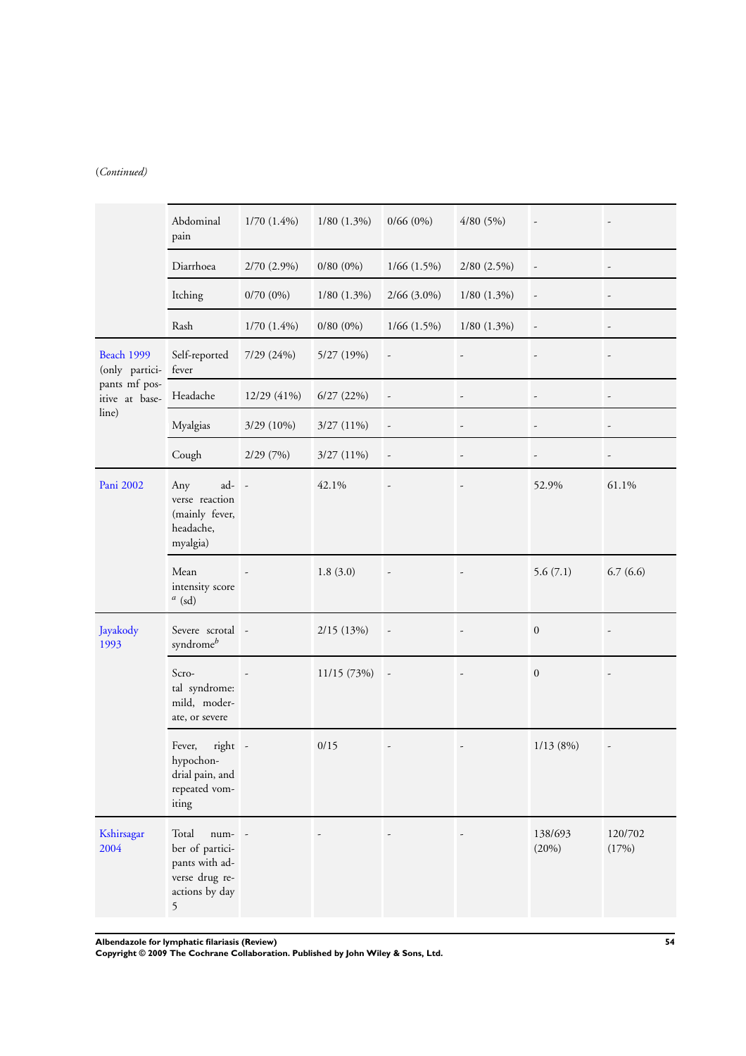(*Continued*)

| | | | | | | | |
|---|---|---|---|---|---|---|---|
| | Abdominal pain | 1/70 (1.4%) | 1/80 (1.3%) | 0/66 (0%) | 4/80 (5%) | - | - |
| | Diarrhoea | 2/70 (2.9%) | 0/80 (0%) | 1/66 (1.5%) | 2/80 (2.5%) | - | - |
| | Itching | 0/70 (0%) | 1/80 (1.3%) | 2/66 (3.0%) | 1/80 (1.3%) | - | - |
| | Rash | 1/70 (1.4%) | 0/80 (0%) | 1/66 (1.5%) | 1/80 (1.3%) | - | - |
| Beach 1999 (only participants mf positive at baseline) | Self-reported fever | 7/29 (24%) | 5/27 (19%) | - | - | - | - |
| | Headache | 12/29 (41%) | 6/27 (22%) | - | - | - | - |
| | Myalgias | 3/29 (10%) | 3/27 (11%) | - | - | - | - |
| | Cough | 2/29 (7%) | 3/27 (11%) | - | - | - | - |
| Pani 2002 | Any adverse reaction (mainly fever, headache, myalgia) | - | 42.1% | - | - | 52.9% | 61.1% |
| | Mean intensity score [a] (sd) | - | 1.8 (3.0) | - | - | 5.6 (7.1) | 6.7 (6.6) |
| Jayakody 1993 | Severe scrotal syndrome[b] | - | 2/15 (13%) | - | - | 0 | - |
| | Scrotal syndrome: mild, moderate, or severe | - | 11/15 (73%) | - | - | 0 | - |
| | Fever, right hypochondrial pain, and repeated vomiting | - | 0/15 | - | - | 1/13 (8%) | - |
| Kshirsagar 2004 | Total number of participants with adverse drug reactions by day 5 | - | - | - | - | 138/693 (20%) | 120/702 (17%) |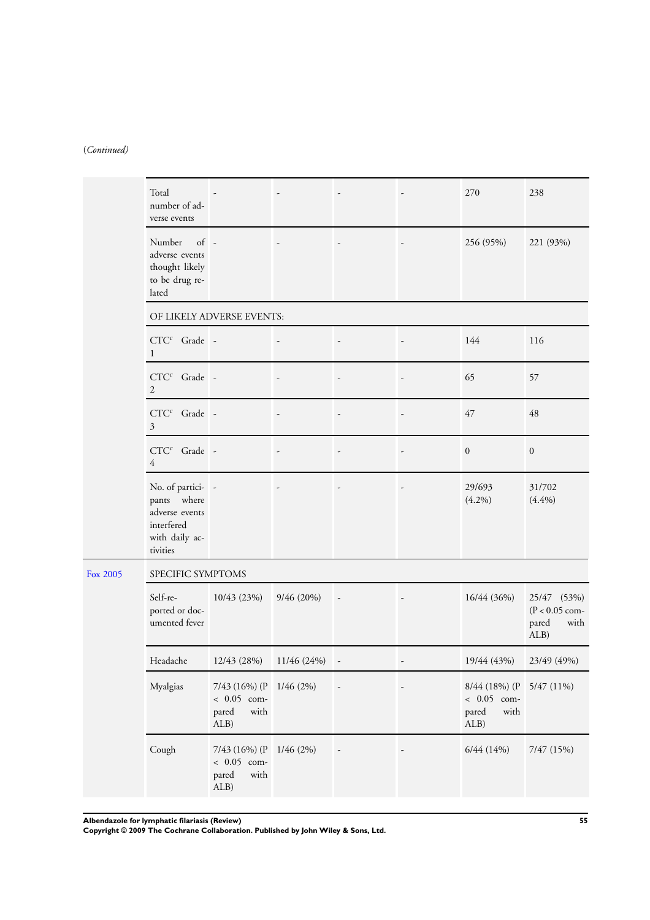(*Continued*)

| | | | | | | | |
|---|---|---|---|---|---|---|---|
| | Total number of adverse events | - | - | - | - | 270 | 238 |
| | Number of adverse events thought likely to be drug related | - | - | - | - | 256 (95%) | 221 (93%) |
| | OF LIKELY ADVERSE EVENTS: | | | | | | |
| | CTC[c] Grade 1 | - | - | - | - | 144 | 116 |
| | CTC[c] Grade 2 | - | - | - | - | 65 | 57 |
| | CTC[c] Grade 3 | - | - | - | - | 47 | 48 |
| | CTC[c] Grade 4 | - | - | - | - | 0 | 0 |
| | No. of participants where adverse events interfered with daily activities | - | - | - | - | 29/693 (4.2%) | 31/702 (4.4%) |
| Fox 2005 | SPECIFIC SYMPTOMS | | | | | | |
| | Self-reported or documented fever | 10/43 (23%) | 9/46 (20%) | - | - | 16/44 (36%) | 25/47 (53%) (P < 0.05 compared with ALB) |
| | Headache | 12/43 (28%) | 11/46 (24%) | - | - | 19/44 (43%) | 23/49 (49%) |
| | Myalgias | 7/43 (16%) (P < 0.05 compared with ALB) | 1/46 (2%) | - | - | 8/44 (18%) (P < 0.05 compared with ALB) | 5/47 (11%) |
| | Cough | 7/43 (16%) (P < 0.05 compared with ALB) | 1/46 (2%) | - | - | 6/44 (14%) | 7/47 (15%) |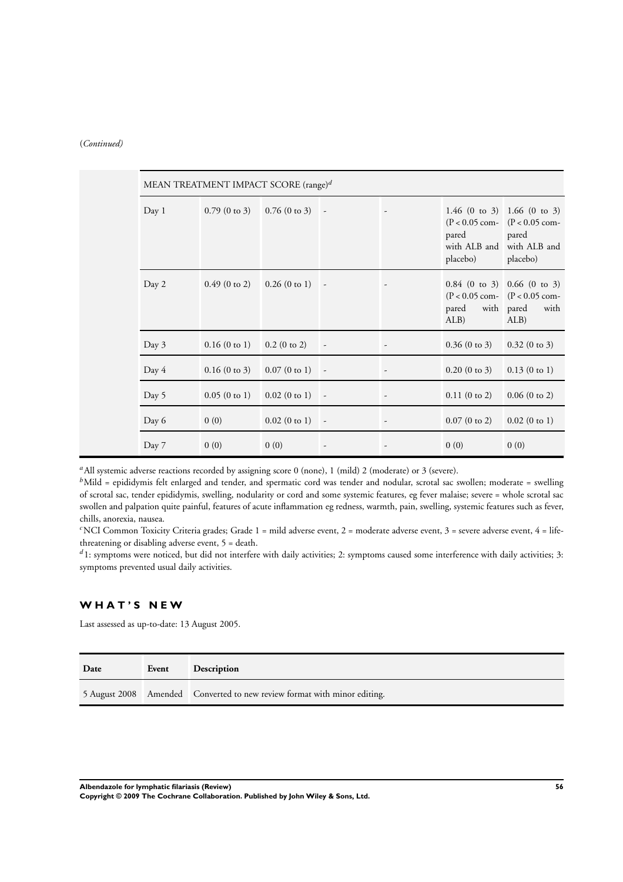(*Continued*)

| | | | | | | |
|---|---|---|---|---|---|---|
| MEAN TREATMENT IMPACT SCORE (range)[d] | | | | | | |
| Day 1 | 0.79 (0 to 3) | 0.76 (0 to 3) | - | - | 1.46 (0 to 3) (P < 0.05 compared with ALB and placebo) | 1.66 (0 to 3) (P < 0.05 compared with ALB and placebo) |
| Day 2 | 0.49 (0 to 2) | 0.26 (0 to 1) | - | - | 0.84 (0 to 3) (P < 0.05 compared with ALB) | 0.66 (0 to 3) (P < 0.05 compared with ALB) |
| Day 3 | 0.16 (0 to 1) | 0.2 (0 to 2) | - | - | 0.36 (0 to 3) | 0.32 (0 to 3) |
| Day 4 | 0.16 (0 to 3) | 0.07 (0 to 1) | - | - | 0.20 (0 to 3) | 0.13 (0 to 1) |
| Day 5 | 0.05 (0 to 1) | 0.02 (0 to 1) | - | - | 0.11 (0 to 2) | 0.06 (0 to 2) |
| Day 6 | 0 (0) | 0.02 (0 to 1) | - | - | 0.07 (0 to 2) | 0.02 (0 to 1) |
| Day 7 | 0 (0) | 0 (0) | - | - | 0 (0) | 0 (0) |

[a] All systemic adverse reactions recorded by assigning score 0 (none), 1 (mild) 2 (moderate) or 3 (severe).
[b] Mild = epididymis felt enlarged and tender, and spermatic cord was tender and nodular, scrotal sac swollen; moderate = swelling of scrotal sac, tender epididymis, swelling, nodularity or cord and some systemic features, eg fever malaise; severe = whole scrotal sac swollen and palpation quite painful, features of acute inflammation eg redness, warmth, pain, swelling, systemic features such as fever, chills, anorexia, nausea.
[c] NCI Common Toxicity Criteria grades; Grade 1 = mild adverse event, 2 = moderate adverse event, 3 = severe adverse event, 4 = life-threatening or disabling adverse event, 5 = death.
[d] 1: symptoms were noticed, but did not interfere with daily activities; 2: symptoms caused some interference with daily activities; 3: symptoms prevented usual daily activities.

## WHAT'S NEW

Last assessed as up-to-date: 13 August 2005.

| Date | Event | Description |
|---|---|---|
| 5 August 2008 | Amended | Converted to new review format with minor editing. |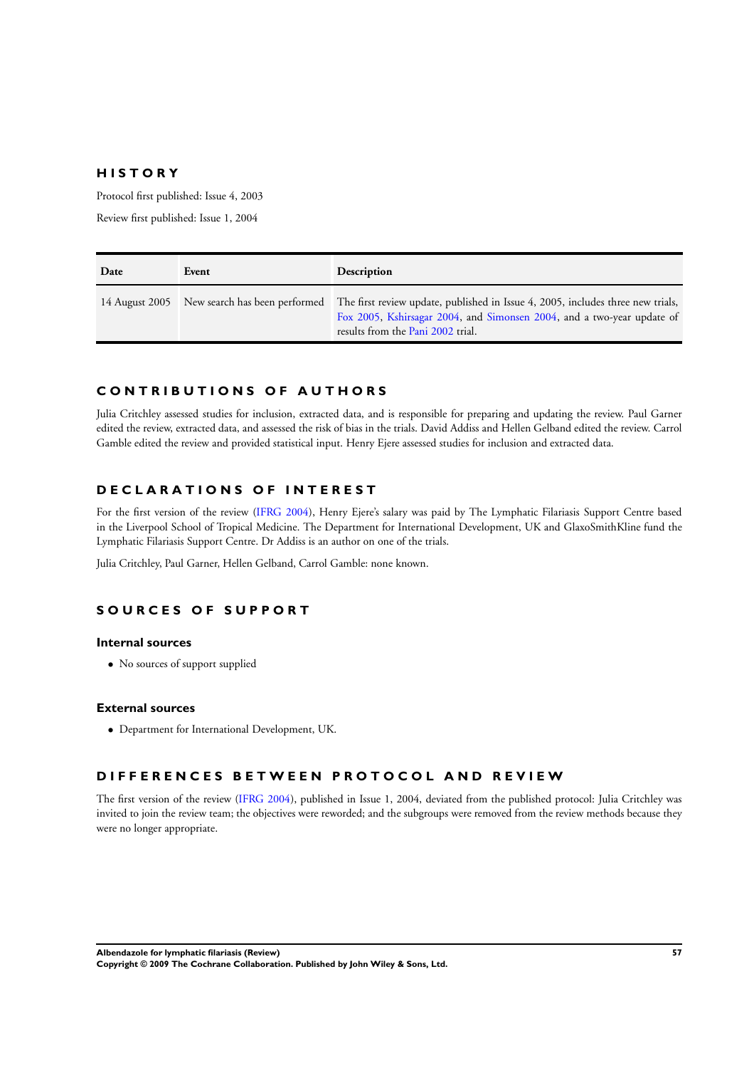# HISTORY

Protocol first published: Issue 4, 2003

Review first published: Issue 1, 2004

| Date | Event | Description |
|---|---|---|
| 14 August 2005 | New search has been performed | The first review update, published in Issue 4, 2005, includes three new trials, Fox 2005, Kshirsagar 2004, and Simonsen 2004, and a two-year update of results from the Pani 2002 trial. |

# CONTRIBUTIONS OF AUTHORS

Julia Critchley assessed studies for inclusion, extracted data, and is responsible for preparing and updating the review. Paul Garner edited the review, extracted data, and assessed the risk of bias in the trials. David Addiss and Hellen Gelband edited the review. Carrol Gamble edited the review and provided statistical input. Henry Ejere assessed studies for inclusion and extracted data.

# DECLARATIONS OF INTEREST

For the first version of the review (IFRG 2004), Henry Ejere's salary was paid by The Lymphatic Filariasis Support Centre based in the Liverpool School of Tropical Medicine. The Department for International Development, UK and GlaxoSmithKline fund the Lymphatic Filariasis Support Centre. Dr Addiss is an author on one of the trials.

Julia Critchley, Paul Garner, Hellen Gelband, Carrol Gamble: none known.

# SOURCES OF SUPPORT

## Internal sources

- No sources of support supplied

## External sources

- Department for International Development, UK.

# DIFFERENCES BETWEEN PROTOCOL AND REVIEW

The first version of the review (IFRG 2004), published in Issue 1, 2004, deviated from the published protocol: Julia Critchley was invited to join the review team; the objectives were reworded; and the subgroups were removed from the review methods because they were no longer appropriate.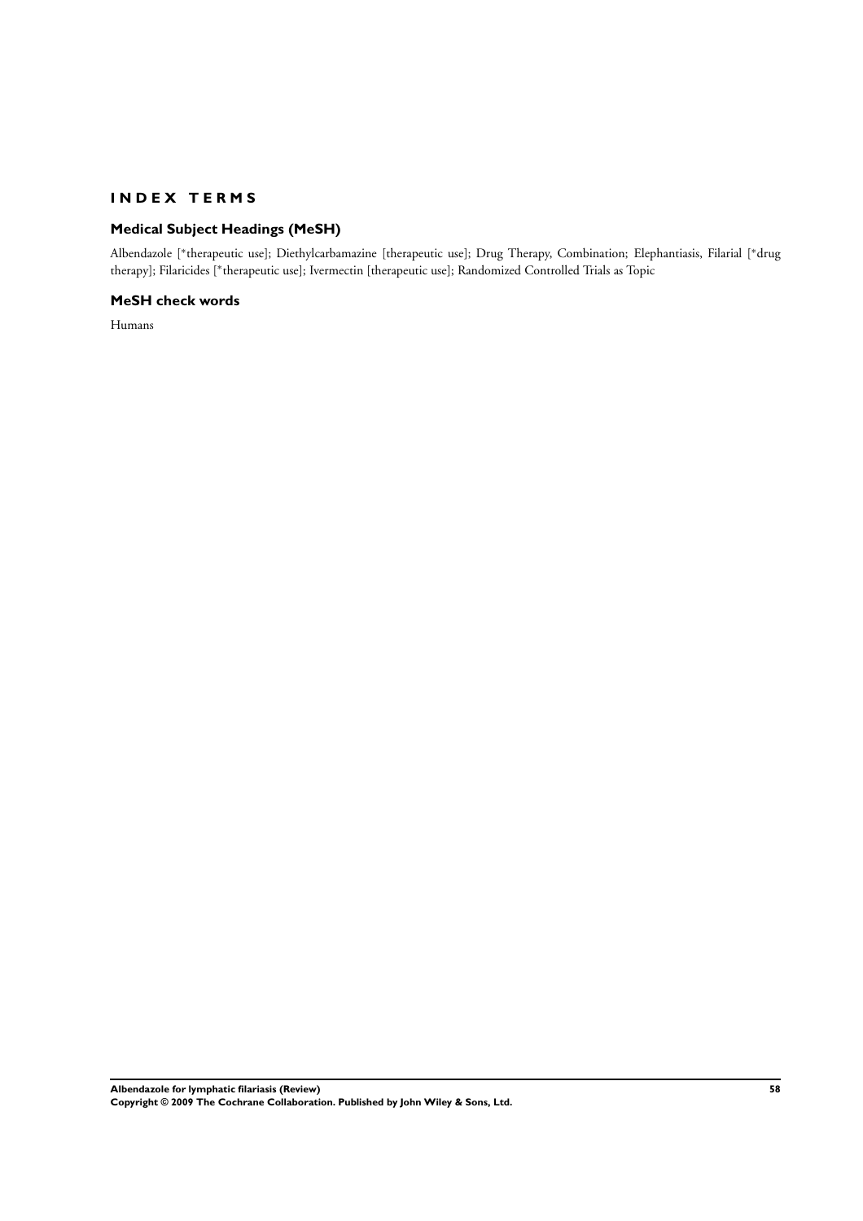# INDEX TERMS

## Medical Subject Headings (MeSH)

Albendazole [*therapeutic use]; Diethylcarbamazine [therapeutic use]; Drug Therapy, Combination; Elephantiasis, Filarial [*drug therapy]; Filaricides [*therapeutic use]; Ivermectin [therapeutic use]; Randomized Controlled Trials as Topic

## MeSH check words

Humans